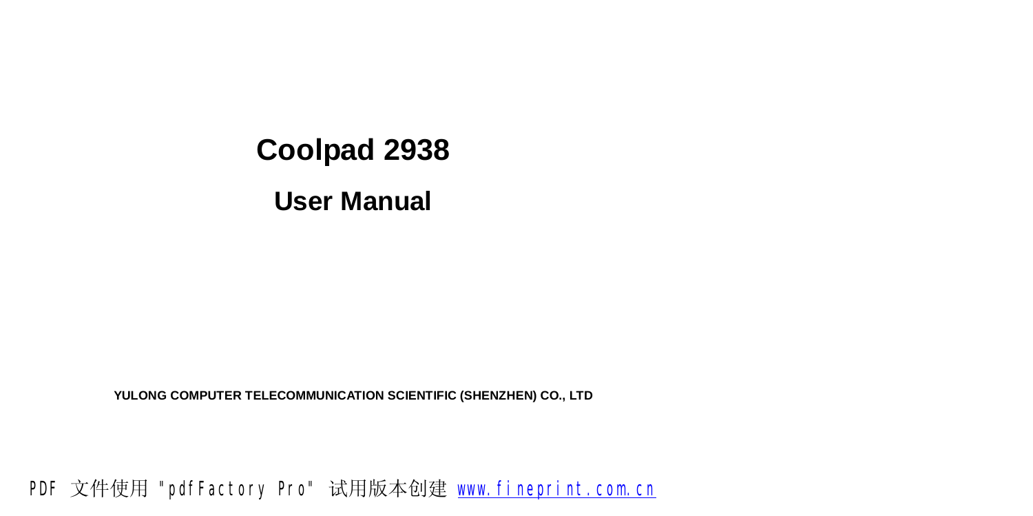# Coolpad 2938

## User Manual

**YULONG COMPUTER TELECOMMUNICATION SCIENTIFIC (SHENZHEN) CO., LTD**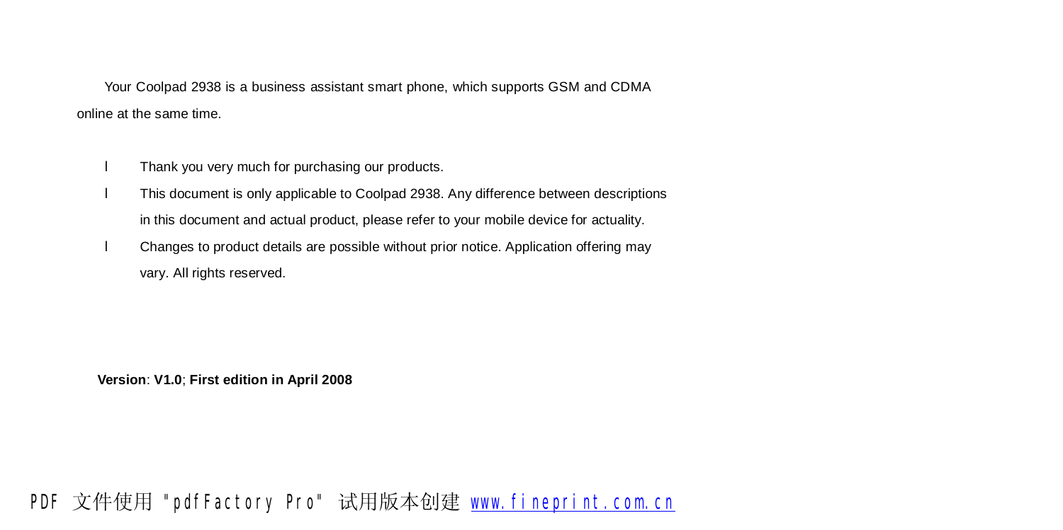Your Coolpad 2938 is a business assistant smart phone, which supports GSM and CDMA online at the same time.

- Thank you very much for purchasing our products.
- This document is only applicable to Coolpad 2938. Any difference between descriptions in this document and actual product, please refer to your mobile device for actuality.
- Changes to product details are possible without prior notice. Application offering may vary. All rights reserved.

**Version**: **V1.0**; **First edition in April 2008**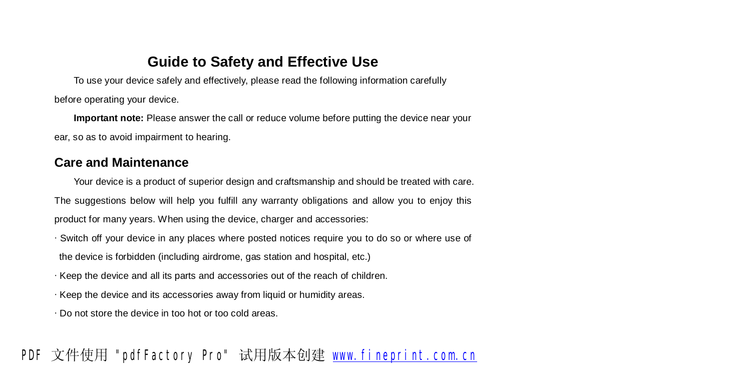# Guide to Safety and Effective Use

To use your device safely and effectively, please read the following information carefully before operating your device.

**Important note:** Please answer the call or reduce volume before putting the device near your ear, so as to avoid impairment to hearing.

## Care and Maintenance

Your device is a product of superior design and craftsmanship and should be treated with care. The suggestions below will help you fulfill any warranty obligations and allow you to enjoy this product for many years. When using the device, charger and accessories:

· Switch off your device in any places where posted notices require you to do so or where use of the device is forbidden (including airdrome, gas station and hospital, etc.)

· Keep the device and all its parts and accessories out of the reach of children.

· Keep the device and its accessories away from liquid or humidity areas.

· Do not store the device in too hot or too cold areas.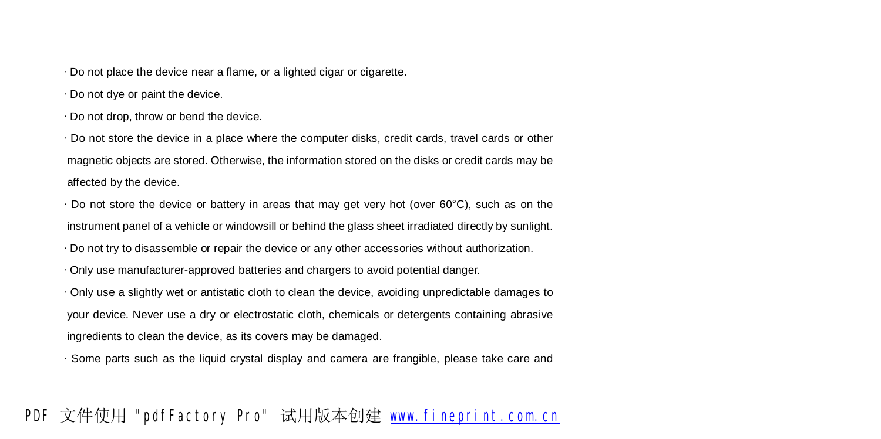· Do not place the device near a flame, or a lighted cigar or cigarette.

· Do not dye or paint the device.

· Do not drop, throw or bend the device.

· Do not store the device in a place where the computer disks, credit cards, travel cards or other magnetic objects are stored. Otherwise, the information stored on the disks or credit cards may be affected by the device.

· Do not store the device or battery in areas that may get very hot (over 60°C), such as on the instrument panel of a vehicle or windowsill or behind the glass sheet irradiated directly by sunlight.

· Do not try to disassemble or repair the device or any other accessories without authorization.

· Only use manufacturer-approved batteries and chargers to avoid potential danger.

· Only use a slightly wet or antistatic cloth to clean the device, avoiding unpredictable damages to your device. Never use a dry or electrostatic cloth, chemicals or detergents containing abrasive ingredients to clean the device, as its covers may be damaged.

· Some parts such as the liquid crystal display and camera are frangible, please take care and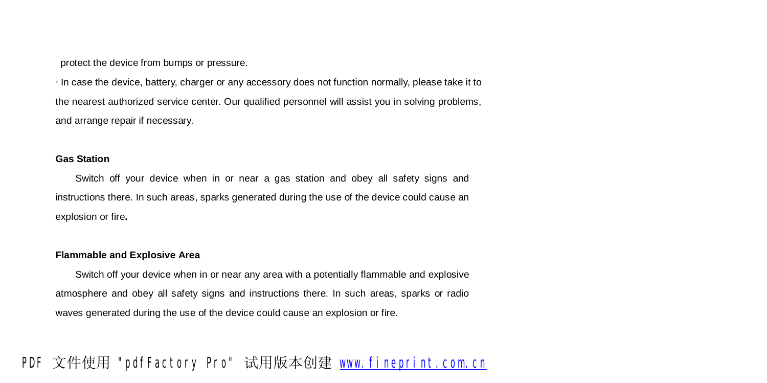protect the device from bumps or pressure.

· In case the device, battery, charger or any accessory does not function normally, please take it to the nearest authorized service center. Our qualified personnel will assist you in solving problems, and arrange repair if necessary.

**Gas Station**

Switch off your device when in or near a gas station and obey all safety signs and instructions there. In such areas, sparks generated during the use of the device could cause an explosion or fire.

**Flammable and Explosive Area**

Switch off your device when in or near any area with a potentially flammable and explosive atmosphere and obey all safety signs and instructions there. In such areas, sparks or radio waves generated during the use of the device could cause an explosion or fire.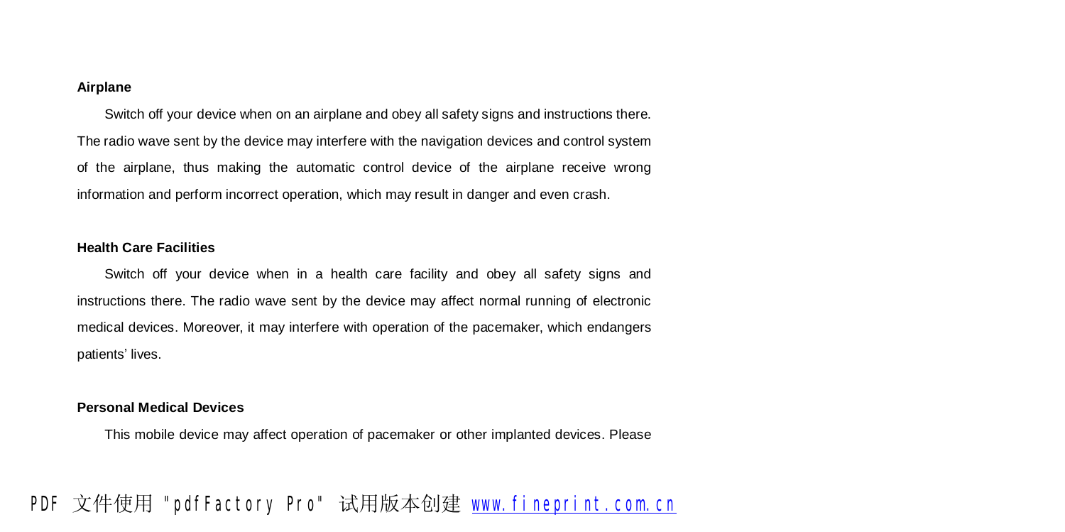**Airplane**

Switch off your device when on an airplane and obey all safety signs and instructions there. The radio wave sent by the device may interfere with the navigation devices and control system of the airplane, thus making the automatic control device of the airplane receive wrong information and perform incorrect operation, which may result in danger and even crash.

**Health Care Facilities**

Switch off your device when in a health care facility and obey all safety signs and instructions there. The radio wave sent by the device may affect normal running of electronic medical devices. Moreover, it may interfere with operation of the pacemaker, which endangers patients' lives.

**Personal Medical Devices**

This mobile device may affect operation of pacemaker or other implanted devices. Please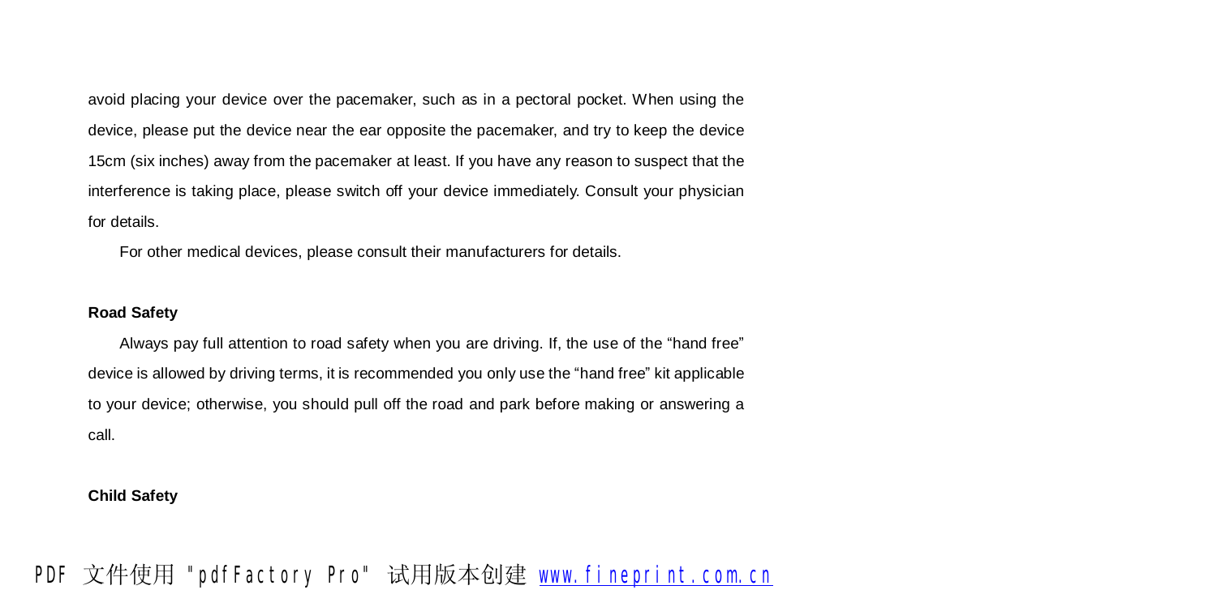avoid placing your device over the pacemaker, such as in a pectoral pocket. When using the device, please put the device near the ear opposite the pacemaker, and try to keep the device 15cm (six inches) away from the pacemaker at least. If you have any reason to suspect that the interference is taking place, please switch off your device immediately. Consult your physician for details.

For other medical devices, please consult their manufacturers for details.

**Road Safety**

Always pay full attention to road safety when you are driving. If, the use of the “hand free” device is allowed by driving terms, it is recommended you only use the “hand free” kit applicable to your device; otherwise, you should pull off the road and park before making or answering a call.

**Child Safety**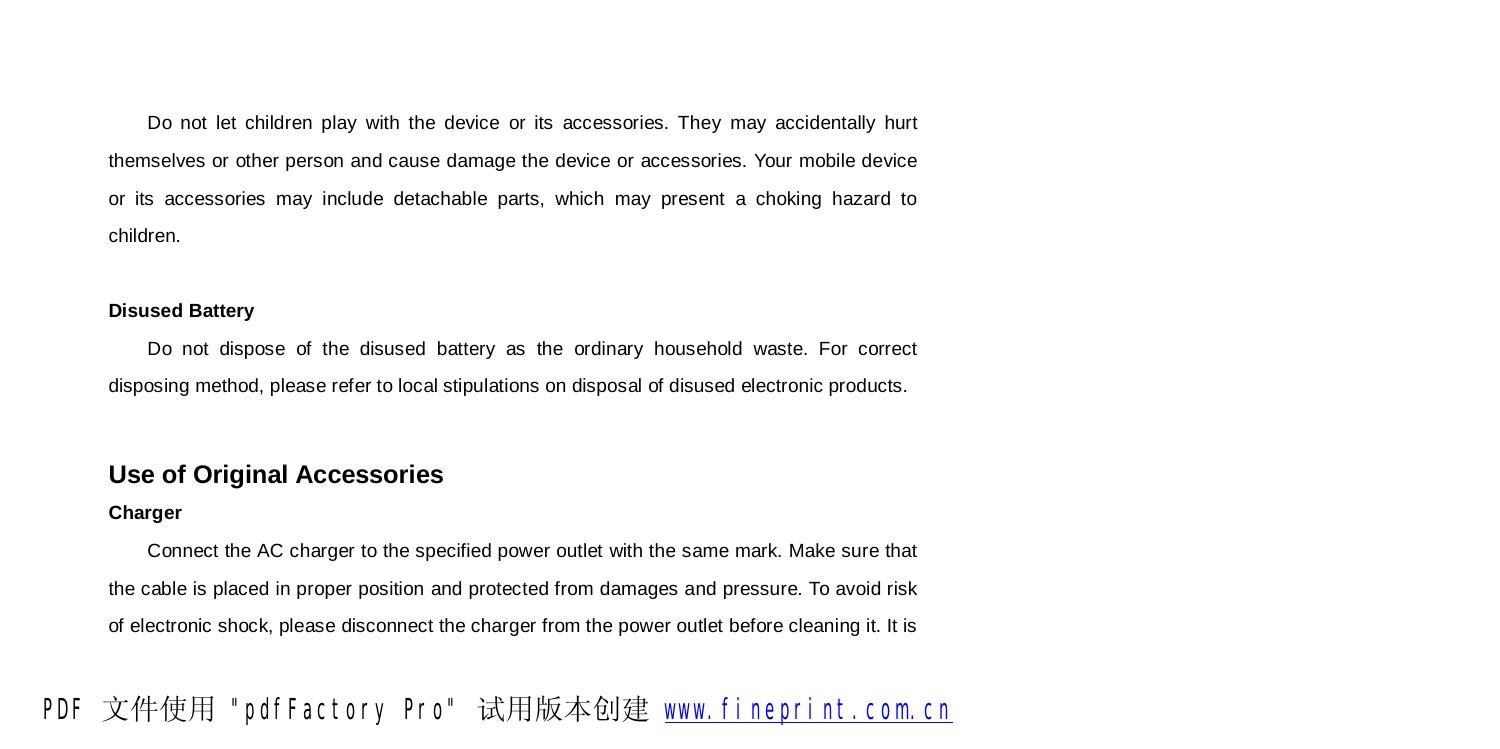Do not let children play with the device or its accessories. They may accidentally hurt themselves or other person and cause damage the device or accessories. Your mobile device or its accessories may include detachable parts, which may present a choking hazard to children.

**Disused Battery**

Do not dispose of the disused battery as the ordinary household waste. For correct disposing method, please refer to local stipulations on disposal of disused electronic products.

## Use of Original Accessories

**Charger**

Connect the AC charger to the specified power outlet with the same mark. Make sure that the cable is placed in proper position and protected from damages and pressure. To avoid risk of electronic shock, please disconnect the charger from the power outlet before cleaning it. It is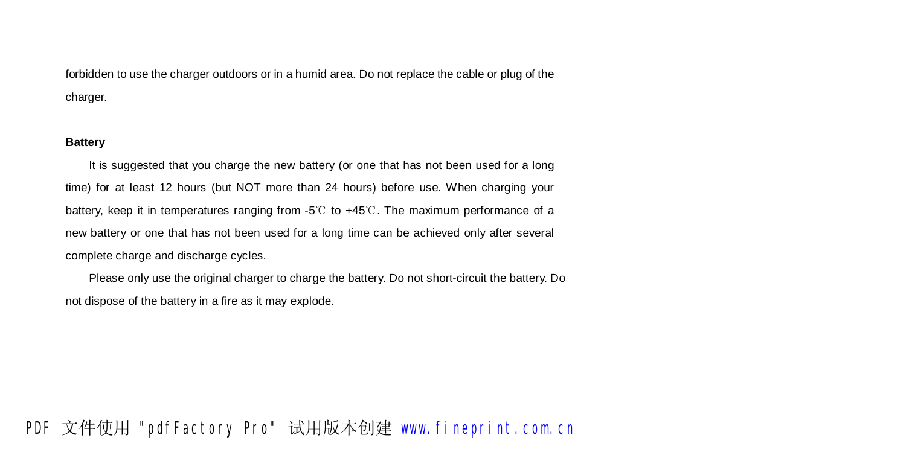forbidden to use the charger outdoors or in a humid area. Do not replace the cable or plug of the charger.

**Battery**

It is suggested that you charge the new battery (or one that has not been used for a long time) for at least 12 hours (but NOT more than 24 hours) before use. When charging your battery, keep it in temperatures ranging from -5℃ to +45℃. The maximum performance of a new battery or one that has not been used for a long time can be achieved only after several complete charge and discharge cycles.

Please only use the original charger to charge the battery. Do not short-circuit the battery. Do not dispose of the battery in a fire as it may explode.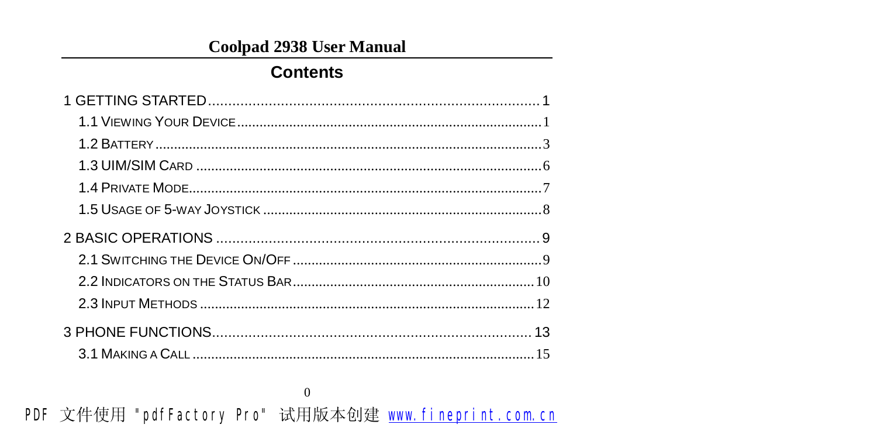# Coolpad 2938 User Manual

## Contents

1 GETTING STARTED........................................................................................1

1.1 VIEWING YOUR DEVICE.............................................................................1

1.2 BATTERY.....................................................................................................3

1.3 UIM/SIM CARD ..........................................................................................6

1.4 PRIVATE MODE............................................................................................7

1.5 USAGE OF 5-WAY JOYSTICK .......................................................................8

2 BASIC OPERATIONS ......................................................................................9

2.1 SWITCHING THE DEVICE ON/OFF ...............................................................9

2.2 INDICATORS ON THE STATUS BAR..............................................................10

2.3 INPUT METHODS ........................................................................................12

3 PHONE FUNCTIONS.......................................................................................13

3.1 MAKING A CALL .........................................................................................15

PDF 文件使用 "pdfFactory Pro" 试用版本创建 www.fineprint.com.cn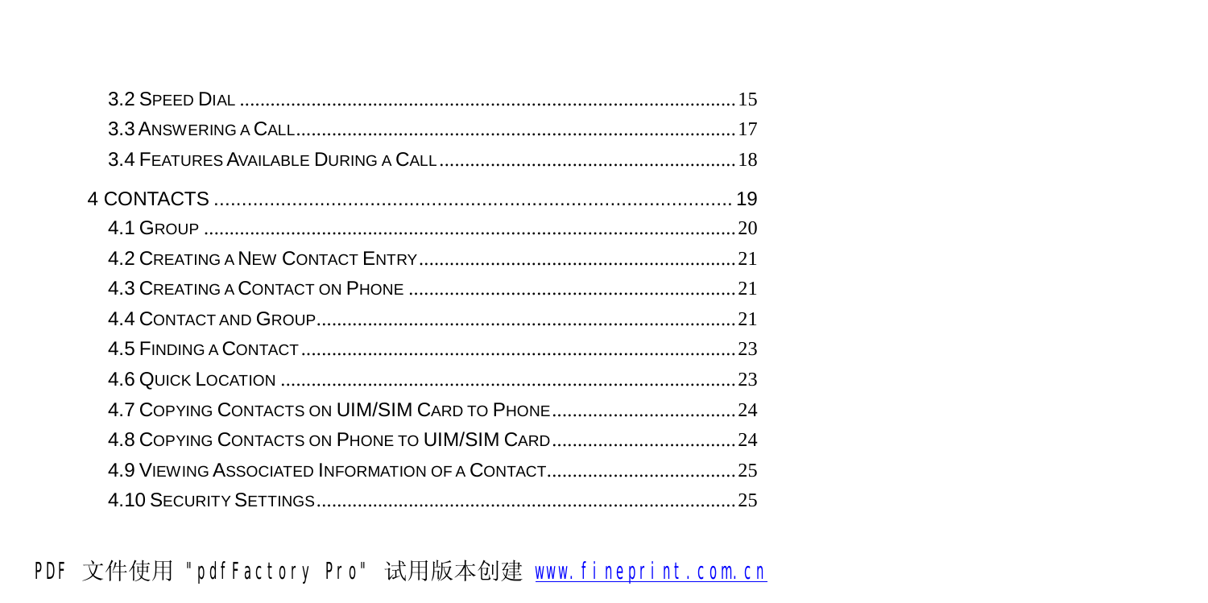3.2 Speed Dial ........................................................................................ 15

3.3 Answering a Call..................................................................................... 17

3.4 Features Available During a Call ......................................................... 18

4 CONTACTS ................................................................................................ 19

4.1 Group ........................................................................................................ 20

4.2 Creating a New Contact Entry............................................................ 21

4.3 Creating a Contact on Phone .............................................................. 21

4.4 Contact and Group................................................................................. 21

4.5 Finding a Contact.................................................................................... 23

4.6 Quick Location ........................................................................................ 23

4.7 Copying Contacts on UIM/SIM Card to Phone.................................. 24

4.8 Copying Contacts on Phone to UIM/SIM Card.................................. 24

4.9 Viewing Associated Information of a Contact.................................. 25

4.10 Security Settings.................................................................................. 25

PDF 文件使用 "pdfFactory Pro" 试用版本创建 www.fineprint.com.cn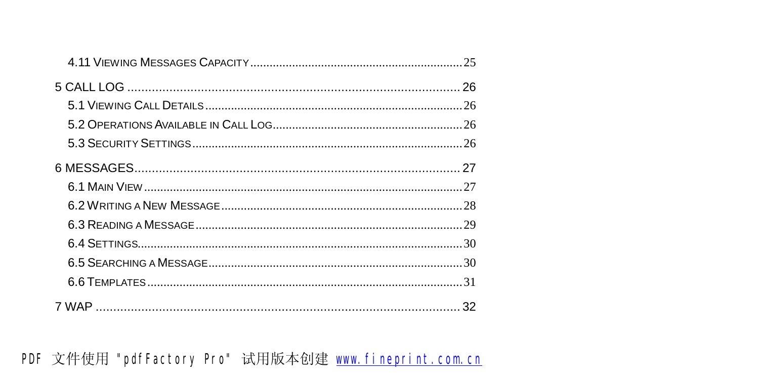4.11 VIEWING MESSAGES CAPACITY........................................................................25

5 CALL LOG ........................................................................................................ 26

5.1 VIEWING CALL DETAILS..............................................................................26

5.2 OPERATIONS AVAILABLE IN CALL LOG..........................................................26

5.3 SECURITY SETTINGS..................................................................................26

6 MESSAGES....................................................................................................... 27

6.1 MAIN VIEW................................................................................................27

6.2 WRITING A NEW MESSAGE..........................................................................28

6.3 READING A MESSAGE..................................................................................29

6.4 SETTINGS..................................................................................................30

6.5 SEARCHING A MESSAGE..............................................................................30

6.6 TEMPLATES................................................................................................31

7 WAP ................................................................................................................ 32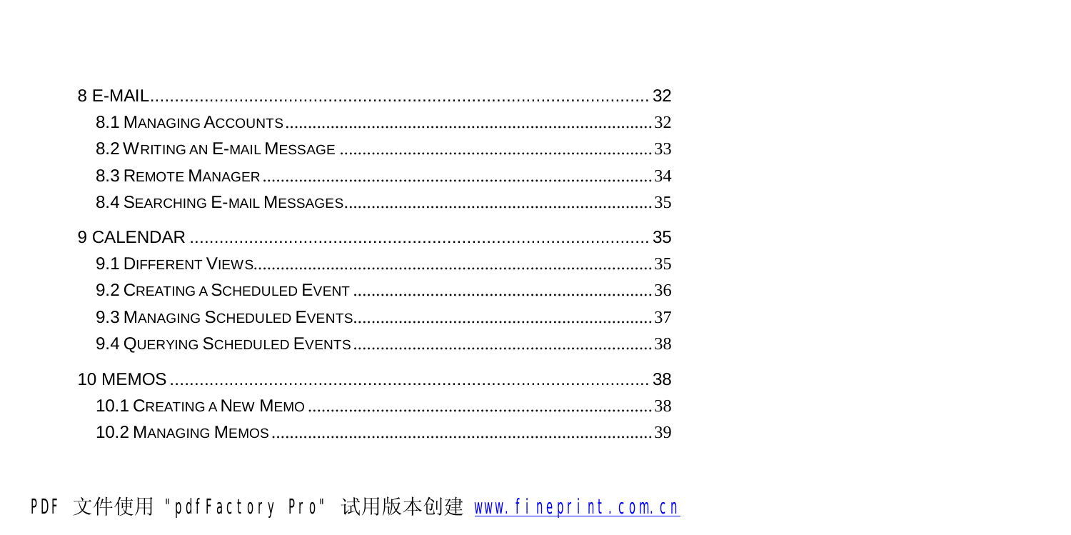8 E-MAIL ........................................................................................ 32

8.1 MANAGING ACCOUNTS ................................................................................ 32

8.2 WRITING AN E-MAIL MESSAGE ................................................................... 33

8.3 REMOTE MANAGER ..................................................................................... 34

8.4 SEARCHING E-MAIL MESSAGES ................................................................... 35

9 CALENDAR ................................................................................................ 35

9.1 DIFFERENT VIEWS ...................................................................................... 35

9.2 CREATING A SCHEDULED EVENT ................................................................. 36

9.3 MANAGING SCHEDULED EVENTS ................................................................. 37

9.4 QUERYING SCHEDULED EVENTS ................................................................. 38

10 MEMOS ..................................................................................................... 38

10.1 CREATING A NEW MEMO ........................................................................... 38

10.2 MANAGING MEMOS ................................................................................... 39

PDF 文件使用 "pdfFactory Pro" 试用版本创建 www.fineprint.com.cn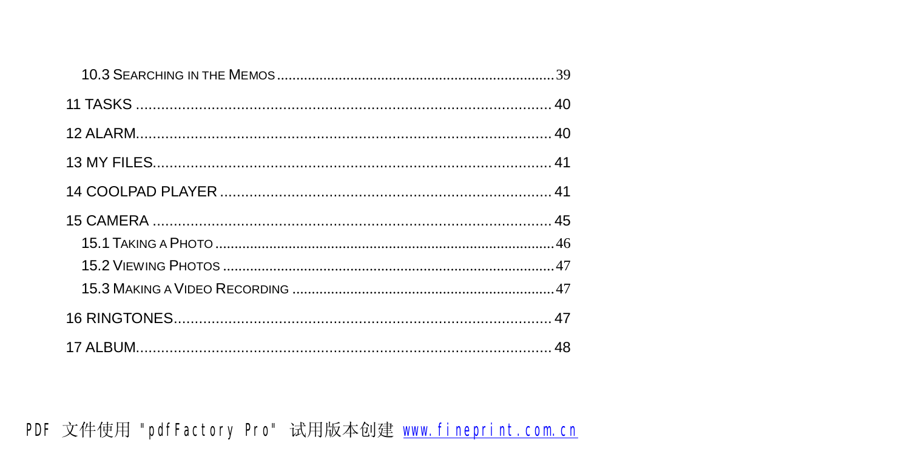10.3 SEARCHING IN THE MEMOS ........................................................................ 39

11 TASKS .................................................................................................... 40

12 ALARM.................................................................................................... 40

13 MY FILES................................................................................................. 41

14 COOLPAD PLAYER ................................................................................. 41

15 CAMERA .................................................................................................. 45

15.1 TAKING A PHOTO ................................................................................ 46

15.2 VIEWING PHOTOS .............................................................................. 47

15.3 MAKING A VIDEO RECORDING ........................................................... 47

16 RINGTONES............................................................................................. 47

17 ALBUM..................................................................................................... 48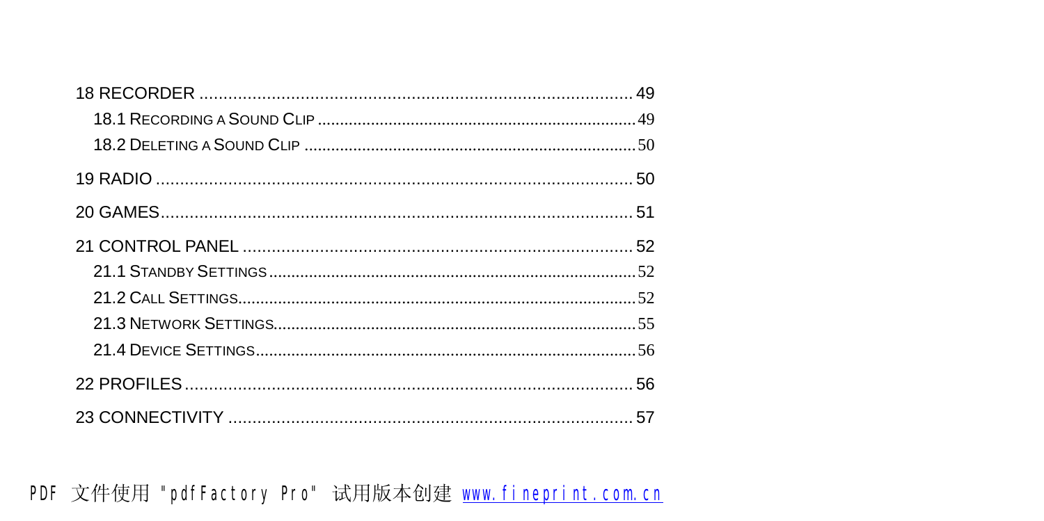18 RECORDER ........................................................................................ 49

18.1 RECORDING A SOUND CLIP ...................................................................... 49

18.2 DELETING A SOUND CLIP ......................................................................... 50

19 RADIO ................................................................................................. 50

20 GAMES................................................................................................. 51

21 CONTROL PANEL ................................................................................. 52

21.1 STANDBY SETTINGS ................................................................................. 52

21.2 CALL SETTINGS......................................................................................... 52

21.3 NETWORK SETTINGS................................................................................. 55

21.4 DEVICE SETTINGS..................................................................................... 56

22 PROFILES ............................................................................................ 56

23 CONNECTIVITY .................................................................................... 57

PDF 文件使用 "pdfFactory Pro" 试用版本创建 www.fineprint.com.cn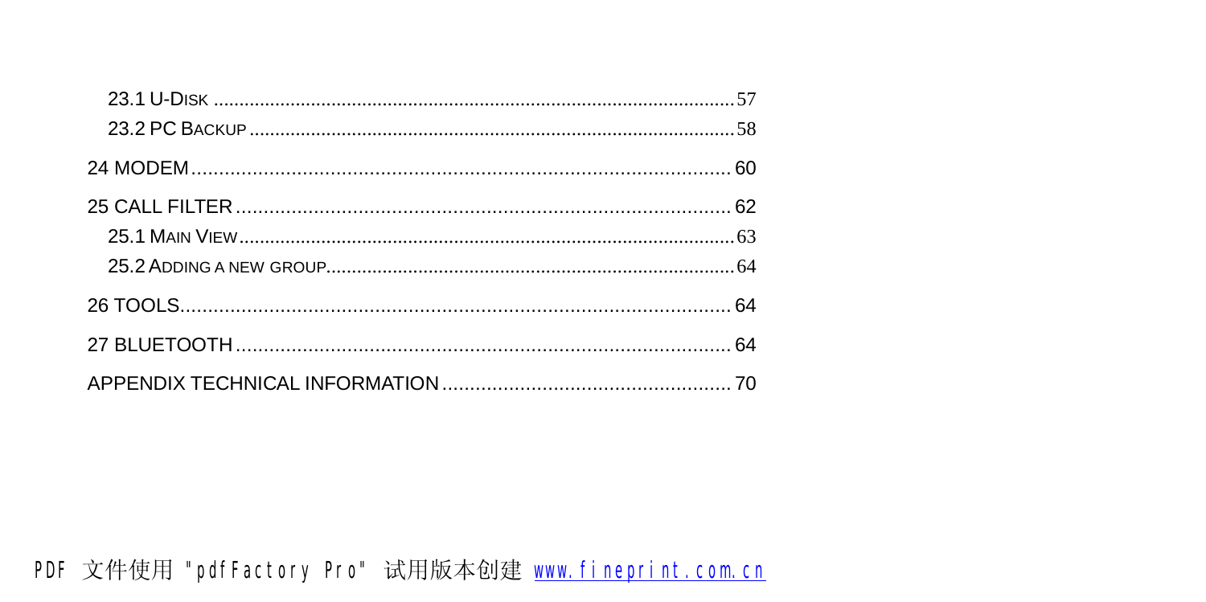23.1 U-DISK ..........57

23.2 PC BACKUP ..........58

24 MODEM ..........60

25 CALL FILTER ..........62

25.1 MAIN VIEW ..........63

25.2 ADDING A NEW GROUP ..........64

26 TOOLS ..........64

27 BLUETOOTH ..........64

APPENDIX TECHNICAL INFORMATION ..........70

PDF 文件使用 "pdfFactory Pro" 试用版本创建 www.fineprint.com.cn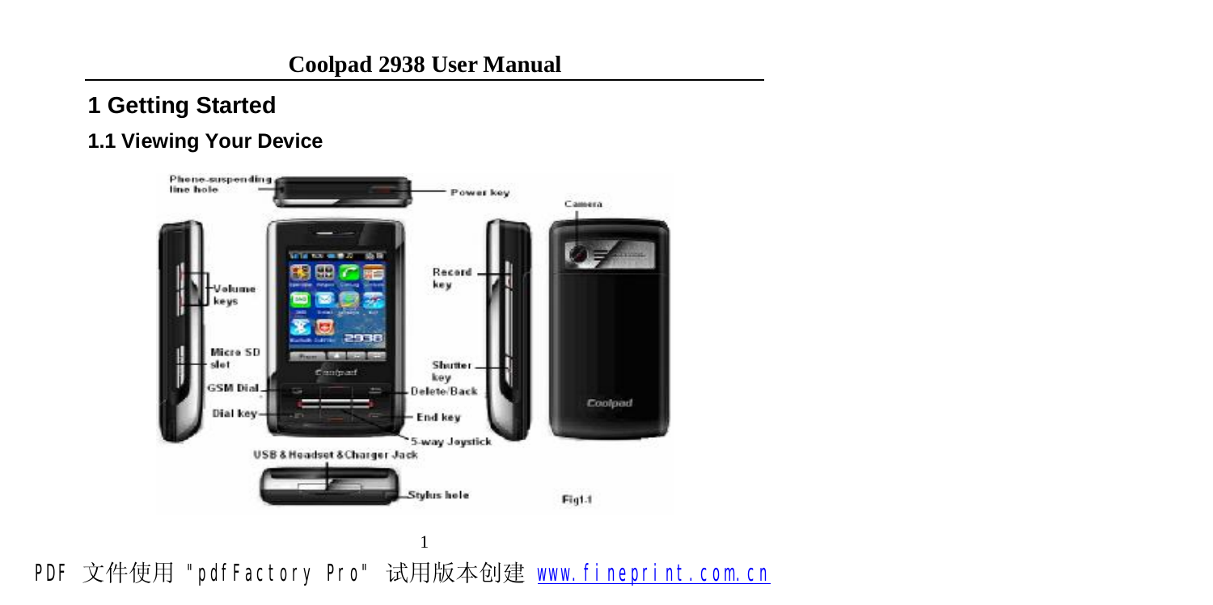# 1 Getting Started

## 1.1 Viewing Your Device

Phone-suspending line hole

Power key

Camera

Volume keys

Record key

Micro SD slot

Shutter key

GSM Dial

Delete/Back

Dial key

End key

5-way Joystick

USB & Headset & Charger Jack

Stylus hole

Fig1-1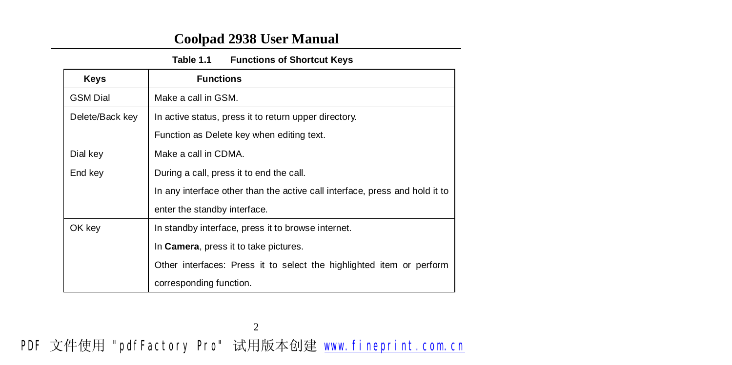Table 1.1 **Functions of Shortcut Keys**

| Keys | Functions |
|---|---|
| GSM Dial | Make a call in GSM. |
| Delete/Back key | In active status, press it to return upper directory. Function as Delete key when editing text. |
| Dial key | Make a call in CDMA. |
| End key | During a call, press it to end the call. In any interface other than the active call interface, press and hold it to enter the standby interface. |
| OK key | In standby interface, press it to browse internet. In **Camera**, press it to take pictures. Other interfaces: Press it to select the highlighted item or perform corresponding function. |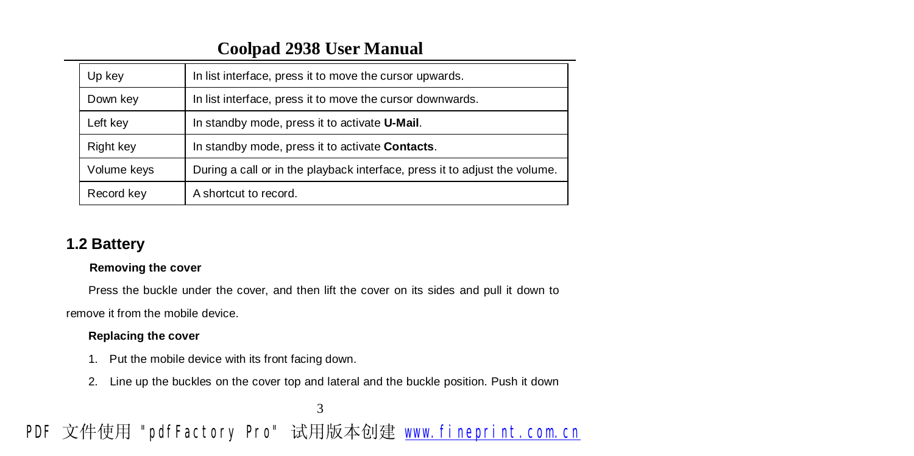| Up key | In list interface, press it to move the cursor upwards. |
|---|---|
| Down key | In list interface, press it to move the cursor downwards. |
| Left key | In standby mode, press it to activate **U-Mail**. |
| Right key | In standby mode, press it to activate **Contacts**. |
| Volume keys | During a call or in the playback interface, press it to adjust the volume. |
| Record key | A shortcut to record. |

## 1.2 Battery

**Removing the cover**

Press the buckle under the cover, and then lift the cover on its sides and pull it down to remove it from the mobile device.

**Replacing the cover**

1. Put the mobile device with its front facing down.
2. Line up the buckles on the cover top and lateral and the buckle position. Push it down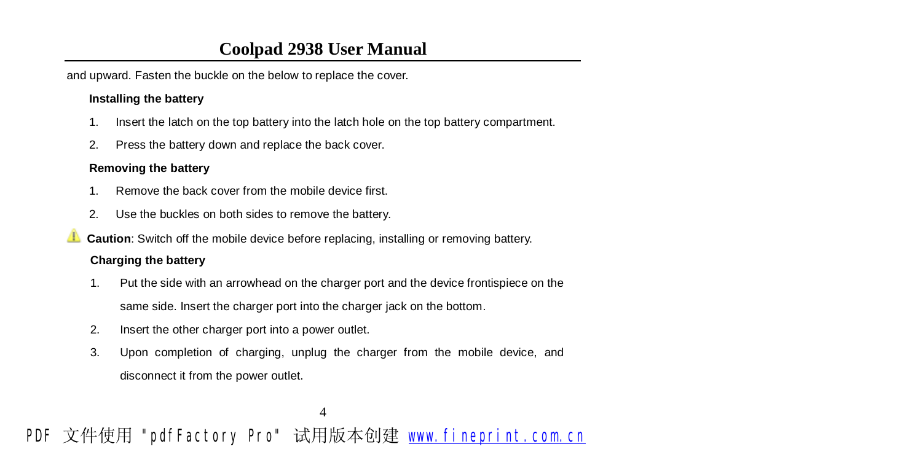and upward. Fasten the buckle on the below to replace the cover.

**Installing the battery**

1. Insert the latch on the top battery into the latch hole on the top battery compartment.
2. Press the battery down and replace the back cover.

**Removing the battery**

1. Remove the back cover from the mobile device first.
2. Use the buckles on both sides to remove the battery.

**Caution**: Switch off the mobile device before replacing, installing or removing battery.

**Charging the battery**

1. Put the side with an arrowhead on the charger port and the device frontispiece on the same side. Insert the charger port into the charger jack on the bottom.
2. Insert the other charger port into a power outlet.
3. Upon completion of charging, unplug the charger from the mobile device, and disconnect it from the power outlet.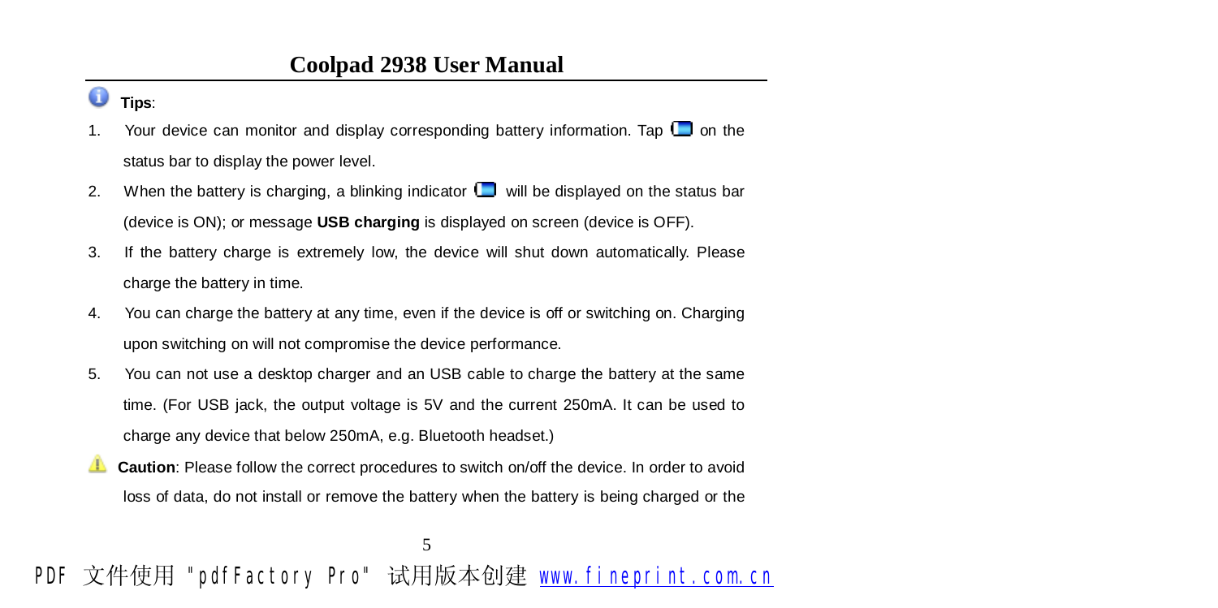**Tips**:

1. Your device can monitor and display corresponding battery information. Tap  on the status bar to display the power level.
2. When the battery is charging, a blinking indicator  will be displayed on the status bar (device is ON); or message **USB charging** is displayed on screen (device is OFF).
3. If the battery charge is extremely low, the device will shut down automatically. Please charge the battery in time.
4. You can charge the battery at any time, even if the device is off or switching on. Charging upon switching on will not compromise the device performance.
5. You can not use a desktop charger and an USB cable to charge the battery at the same time. (For USB jack, the output voltage is 5V and the current 250mA. It can be used to charge any device that below 250mA, e.g. Bluetooth headset.)

**Caution**: Please follow the correct procedures to switch on/off the device. In order to avoid loss of data, do not install or remove the battery when the battery is being charged or the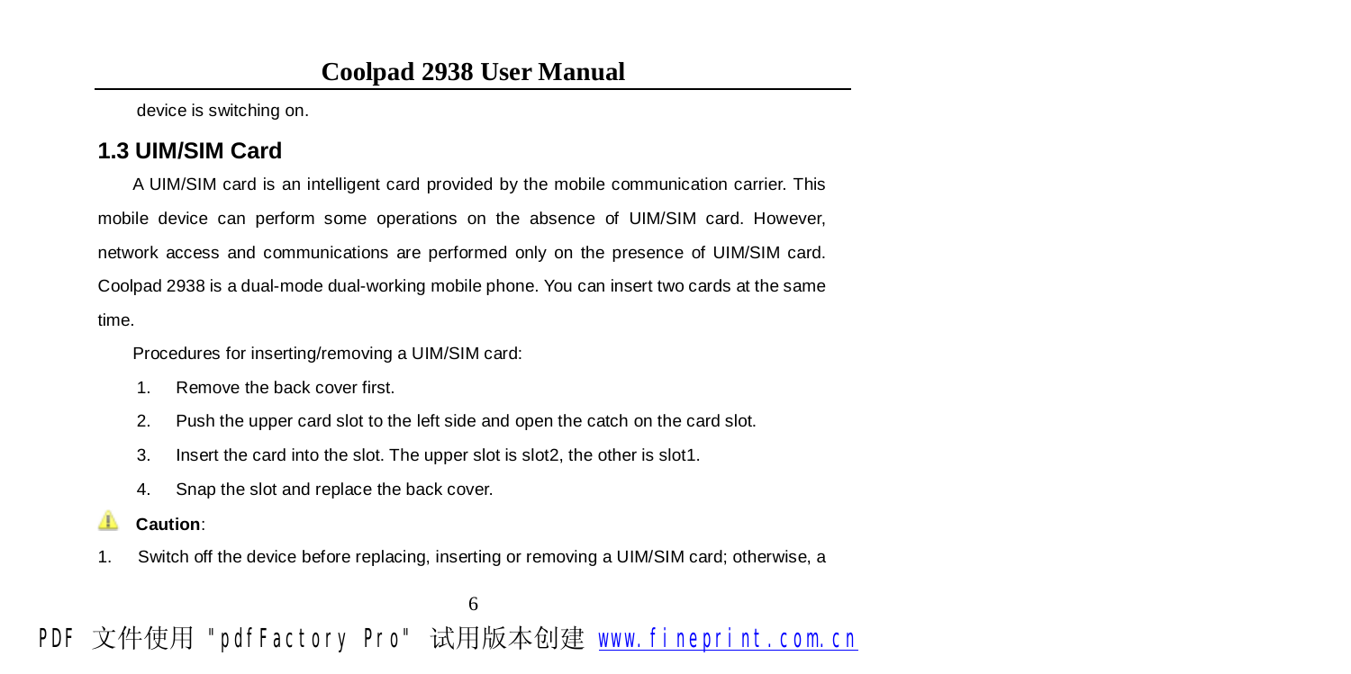device is switching on.

## 1.3 UIM/SIM Card

A UIM/SIM card is an intelligent card provided by the mobile communication carrier. This mobile device can perform some operations on the absence of UIM/SIM card. However, network access and communications are performed only on the presence of UIM/SIM card. Coolpad 2938 is a dual-mode dual-working mobile phone. You can insert two cards at the same time.

Procedures for inserting/removing a UIM/SIM card:

1. Remove the back cover first.
2. Push the upper card slot to the left side and open the catch on the card slot.
3. Insert the card into the slot. The upper slot is slot2, the other is slot1.
4. Snap the slot and replace the back cover.

**Caution**:

1. Switch off the device before replacing, inserting or removing a UIM/SIM card; otherwise, a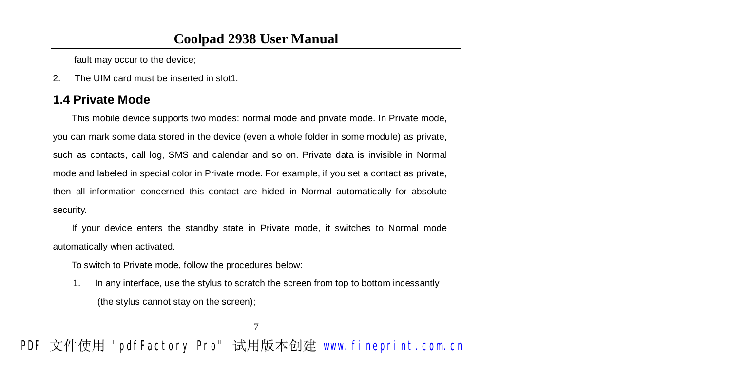fault may occur to the device;

2. The UIM card must be inserted in slot1.

## 1.4 Private Mode

This mobile device supports two modes: normal mode and private mode. In Private mode, you can mark some data stored in the device (even a whole folder in some module) as private, such as contacts, call log, SMS and calendar and so on. Private data is invisible in Normal mode and labeled in special color in Private mode. For example, if you set a contact as private, then all information concerned this contact are hided in Normal automatically for absolute security.

If your device enters the standby state in Private mode, it switches to Normal mode automatically when activated.

To switch to Private mode, follow the procedures below:

1. In any interface, use the stylus to scratch the screen from top to bottom incessantly (the stylus cannot stay on the screen);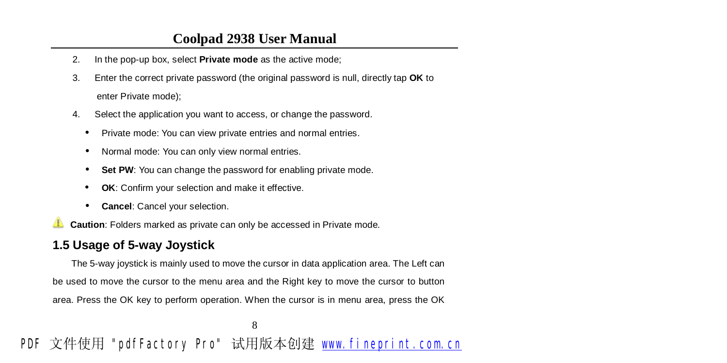2. In the pop-up box, select **Private mode** as the active mode;
3. Enter the correct private password (the original password is null, directly tap **OK** to enter Private mode);
4. Select the application you want to access, or change the password.
   - Private mode: You can view private entries and normal entries.
   - Normal mode: You can only view normal entries.
   - **Set PW**: You can change the password for enabling private mode.
   - **OK**: Confirm your selection and make it effective.
   - **Cancel**: Cancel your selection.

**Caution**: Folders marked as private can only be accessed in Private mode.

## 1.5 Usage of 5-way Joystick

The 5-way joystick is mainly used to move the cursor in data application area. The Left can be used to move the cursor to the menu area and the Right key to move the cursor to button area. Press the OK key to perform operation. When the cursor is in menu area, press the OK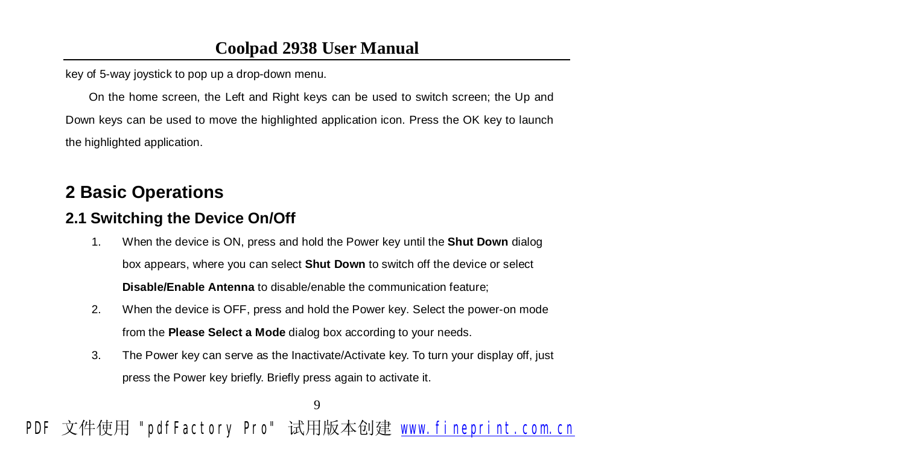key of 5-way joystick to pop up a drop-down menu.

On the home screen, the Left and Right keys can be used to switch screen; the Up and Down keys can be used to move the highlighted application icon. Press the OK key to launch the highlighted application.

# 2 Basic Operations

## 2.1 Switching the Device On/Off

1. When the device is ON, press and hold the Power key until the **Shut Down** dialog box appears, where you can select **Shut Down** to switch off the device or select **Disable/Enable Antenna** to disable/enable the communication feature;
2. When the device is OFF, press and hold the Power key. Select the power-on mode from the **Please Select a Mode** dialog box according to your needs.
3. The Power key can serve as the Inactivate/Activate key. To turn your display off, just press the Power key briefly. Briefly press again to activate it.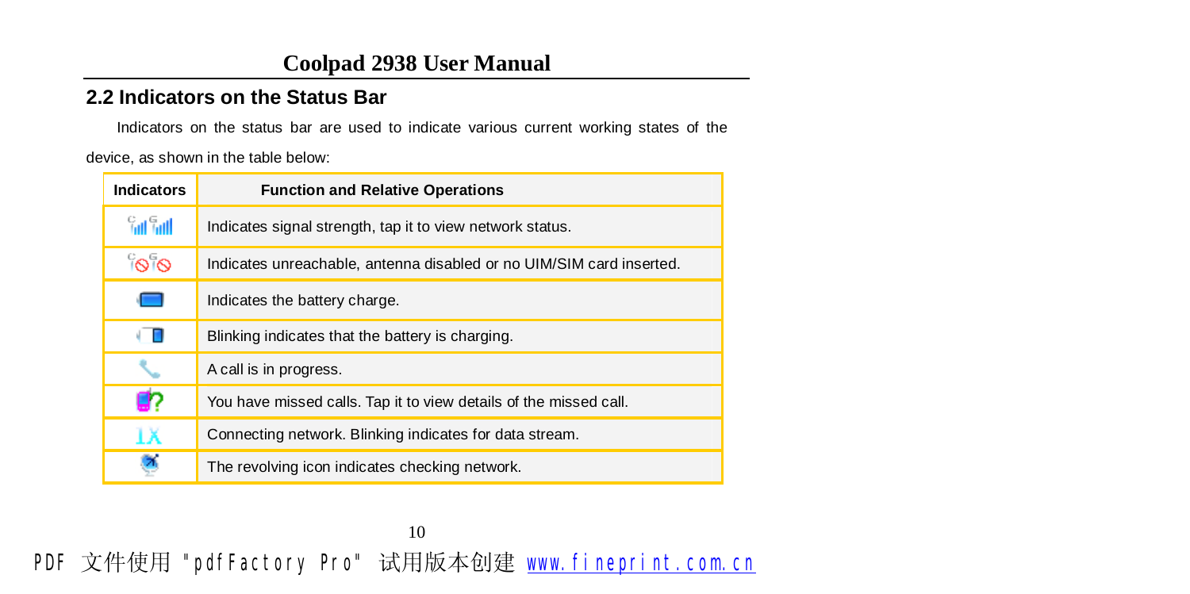## 2.2 Indicators on the Status Bar

Indicators on the status bar are used to indicate various current working states of the device, as shown in the table below:

| Indicators | Function and Relative Operations |
| --- | --- |
| | Indicates signal strength, tap it to view network status. |
| | Indicates unreachable, antenna disabled or no UIM/SIM card inserted. |
| | Indicates the battery charge. |
| | Blinking indicates that the battery is charging. |
| | A call is in progress. |
| | You have missed calls. Tap it to view details of the missed call. |
| 1X | Connecting network. Blinking indicates for data stream. |
| | The revolving icon indicates checking network. |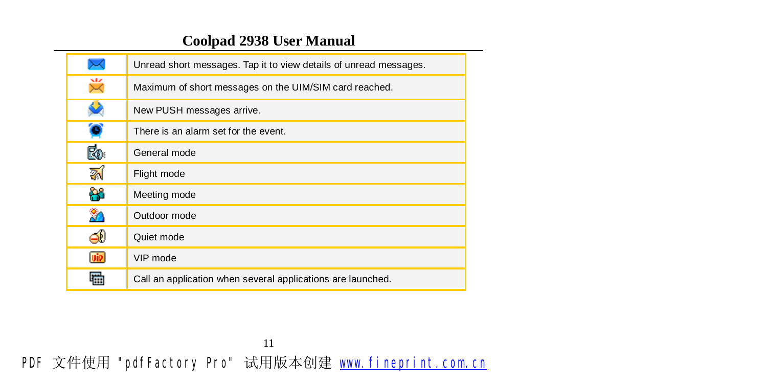|  |  |
| --- | --- |
|  | Unread short messages. Tap it to view details of unread messages. |
|  | Maximum of short messages on the UIM/SIM card reached. |
|  | New PUSH messages arrive. |
|  | There is an alarm set for the event. |
|  | General mode |
|  | Flight mode |
|  | Meeting mode |
|  | Outdoor mode |
|  | Quiet mode |
|  | VIP mode |
|  | Call an application when several applications are launched. |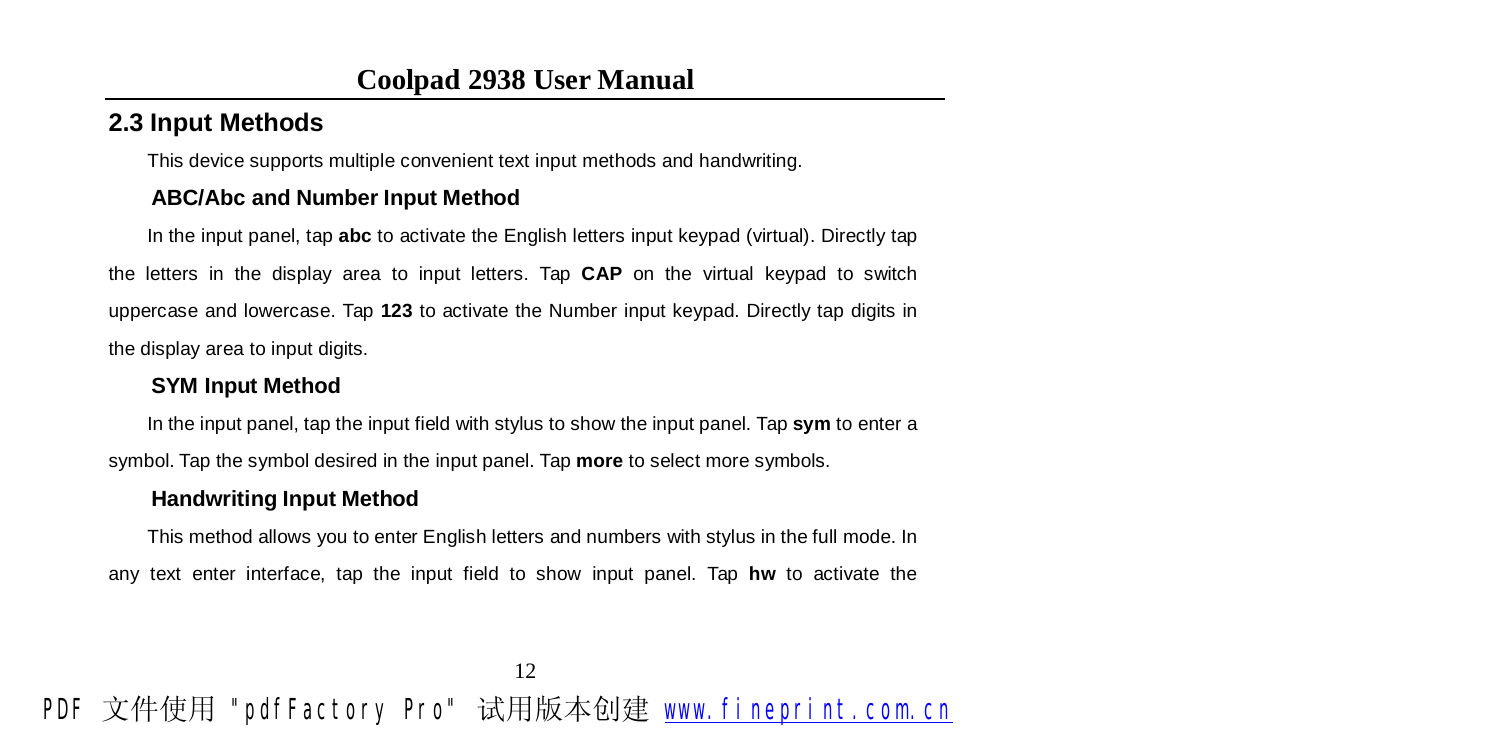## 2.3 Input Methods

This device supports multiple convenient text input methods and handwriting.

### ABC/Abc and Number Input Method

In the input panel, tap **abc** to activate the English letters input keypad (virtual). Directly tap the letters in the display area to input letters. Tap **CAP** on the virtual keypad to switch uppercase and lowercase. Tap **123** to activate the Number input keypad. Directly tap digits in the display area to input digits.

### SYM Input Method

In the input panel, tap the input field with stylus to show the input panel. Tap **sym** to enter a symbol. Tap the symbol desired in the input panel. Tap **more** to select more symbols.

### Handwriting Input Method

This method allows you to enter English letters and numbers with stylus in the full mode. In any text enter interface, tap the input field to show input panel. Tap **hw** to activate the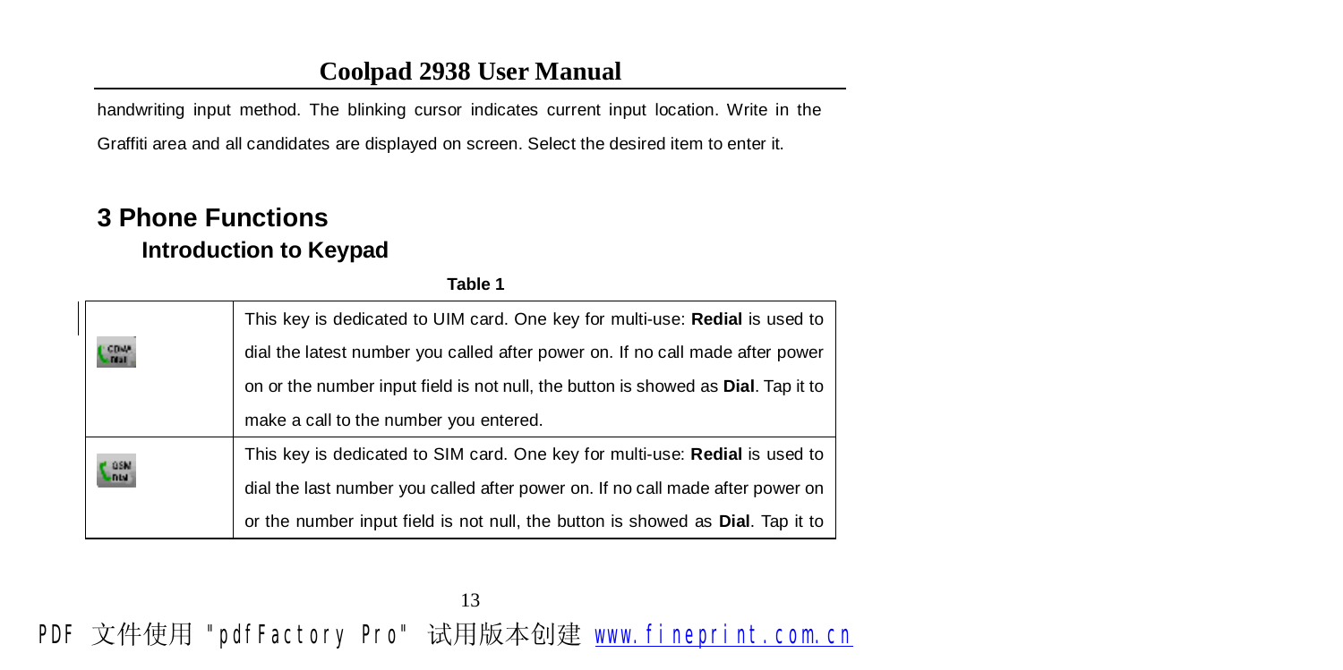handwriting input method. The blinking cursor indicates current input location. Write in the Graffiti area and all candidates are displayed on screen. Select the desired item to enter it.

# 3 Phone Functions

## Introduction to Keypad

**Table 1**

| | |
|---|---|
| | This key is dedicated to UIM card. One key for multi-use: **Redial** is used to dial the latest number you called after power on. If no call made after power on or the number input field is not null, the button is showed as **Dial**. Tap it to make a call to the number you entered. |
| | This key is dedicated to SIM card. One key for multi-use: **Redial** is used to dial the last number you called after power on. If no call made after power on or the number input field is not null, the button is showed as **Dial**. Tap it to |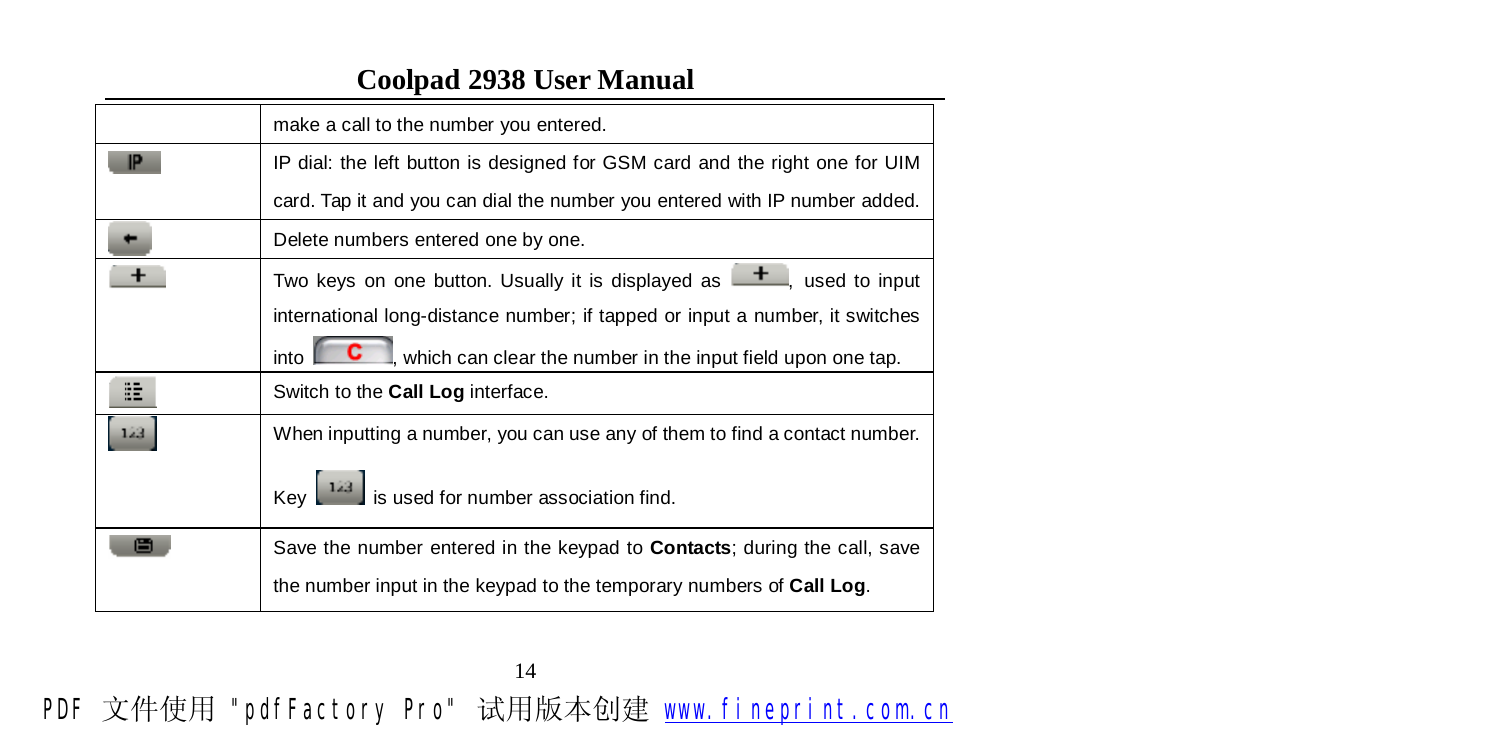| | |
|---|---|
| | make a call to the number you entered. |
| IP | IP dial: the left button is designed for GSM card and the right one for UIM card. Tap it and you can dial the number you entered with IP number added. |
| ← | Delete numbers entered one by one. |
| + | Two keys on one button. Usually it is displayed as +, used to input international long-distance number; if tapped or input a number, it switches into C, which can clear the number in the input field upon one tap. |
| | Switch to the **Call Log** interface. |
| 123 | When inputting a number, you can use any of them to find a contact number. Key 123 is used for number association find. |
| | Save the number entered in the keypad to **Contacts**; during the call, save the number input in the keypad to the temporary numbers of **Call Log**. |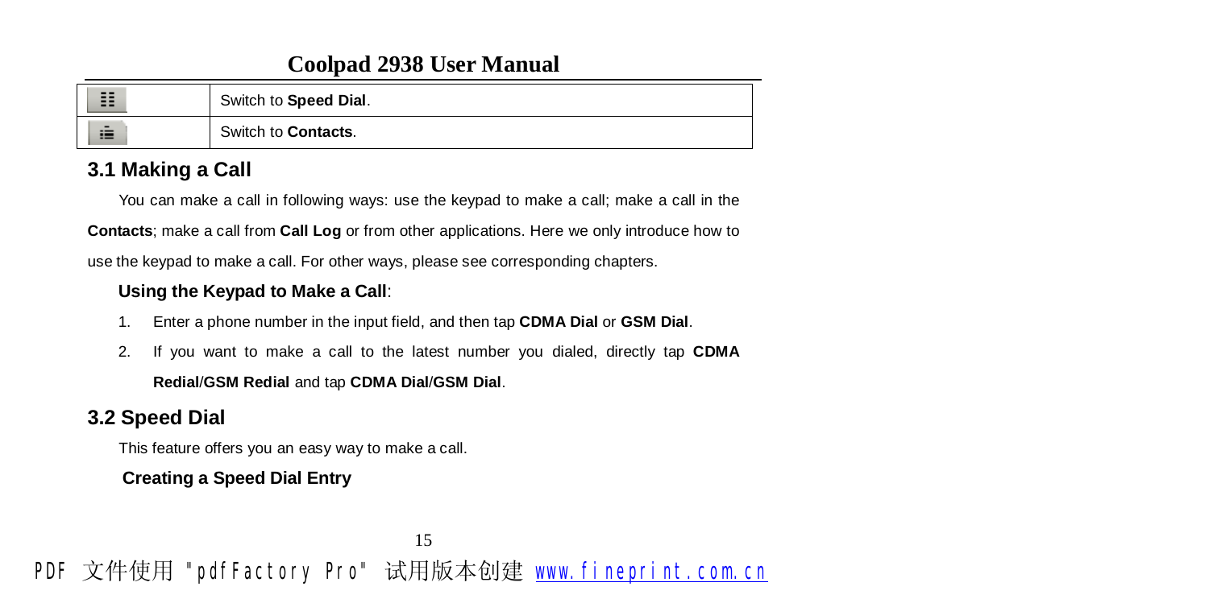| | |
|---|---|
| | Switch to **Speed Dial**. |
| | Switch to **Contacts**. |

## 3.1 Making a Call

You can make a call in following ways: use the keypad to make a call; make a call in the **Contacts**; make a call from **Call Log** or from other applications. Here we only introduce how to use the keypad to make a call. For other ways, please see corresponding chapters.

**Using the Keypad to Make a Call**:

1. Enter a phone number in the input field, and then tap **CDMA Dial** or **GSM Dial**.
2. If you want to make a call to the latest number you dialed, directly tap **CDMA Redial**/**GSM Redial** and tap **CDMA Dial**/**GSM Dial**.

## 3.2 Speed Dial

This feature offers you an easy way to make a call.

**Creating a Speed Dial Entry**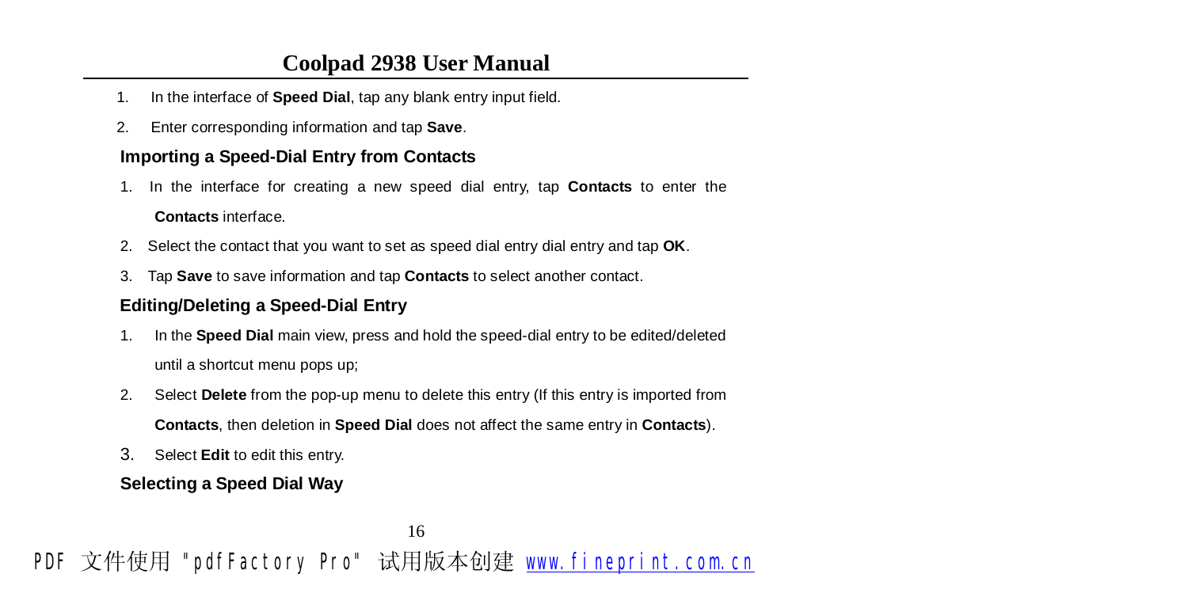1. In the interface of **Speed Dial**, tap any blank entry input field.
2. Enter corresponding information and tap **Save**.

### Importing a Speed-Dial Entry from Contacts

1. In the interface for creating a new speed dial entry, tap **Contacts** to enter the **Contacts** interface.
2. Select the contact that you want to set as speed dial entry dial entry and tap **OK**.
3. Tap **Save** to save information and tap **Contacts** to select another contact.

### Editing/Deleting a Speed-Dial Entry

1. In the **Speed Dial** main view, press and hold the speed-dial entry to be edited/deleted until a shortcut menu pops up;
2. Select **Delete** from the pop-up menu to delete this entry (If this entry is imported from **Contacts**, then deletion in **Speed Dial** does not affect the same entry in **Contacts**).
3. Select **Edit** to edit this entry.

### Selecting a Speed Dial Way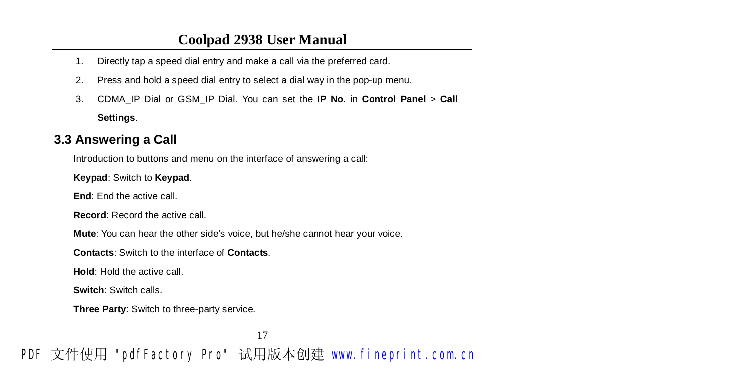1. Directly tap a speed dial entry and make a call via the preferred card.
2. Press and hold a speed dial entry to select a dial way in the pop-up menu.
3. CDMA_IP Dial or GSM_IP Dial. You can set the **IP No.** in **Control Panel** > **Call Settings**.

## 3.3 Answering a Call

Introduction to buttons and menu on the interface of answering a call:

**Keypad**: Switch to **Keypad**.

**End**: End the active call.

**Record**: Record the active call.

**Mute**: You can hear the other side's voice, but he/she cannot hear your voice.

**Contacts**: Switch to the interface of **Contacts**.

**Hold**: Hold the active call.

**Switch**: Switch calls.

**Three Party**: Switch to three-party service.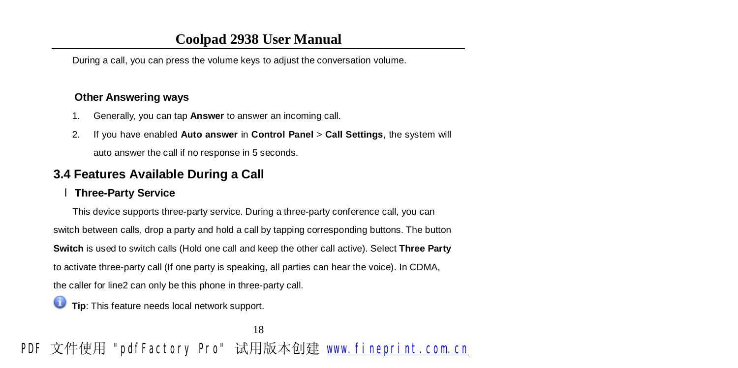During a call, you can press the volume keys to adjust the conversation volume.

**Other Answering ways**

1. Generally, you can tap **Answer** to answer an incoming call.
2. If you have enabled **Auto answer** in **Control Panel** > **Call Settings**, the system will auto answer the call if no response in 5 seconds.

## 3.4 Features Available During a Call

- **Three-Party Service**

This device supports three-party service. During a three-party conference call, you can switch between calls, drop a party and hold a call by tapping corresponding buttons. The button **Switch** is used to switch calls (Hold one call and keep the other call active). Select **Three Party** to activate three-party call (If one party is speaking, all parties can hear the voice). In CDMA, the caller for line2 can only be this phone in three-party call.

**Tip**: This feature needs local network support.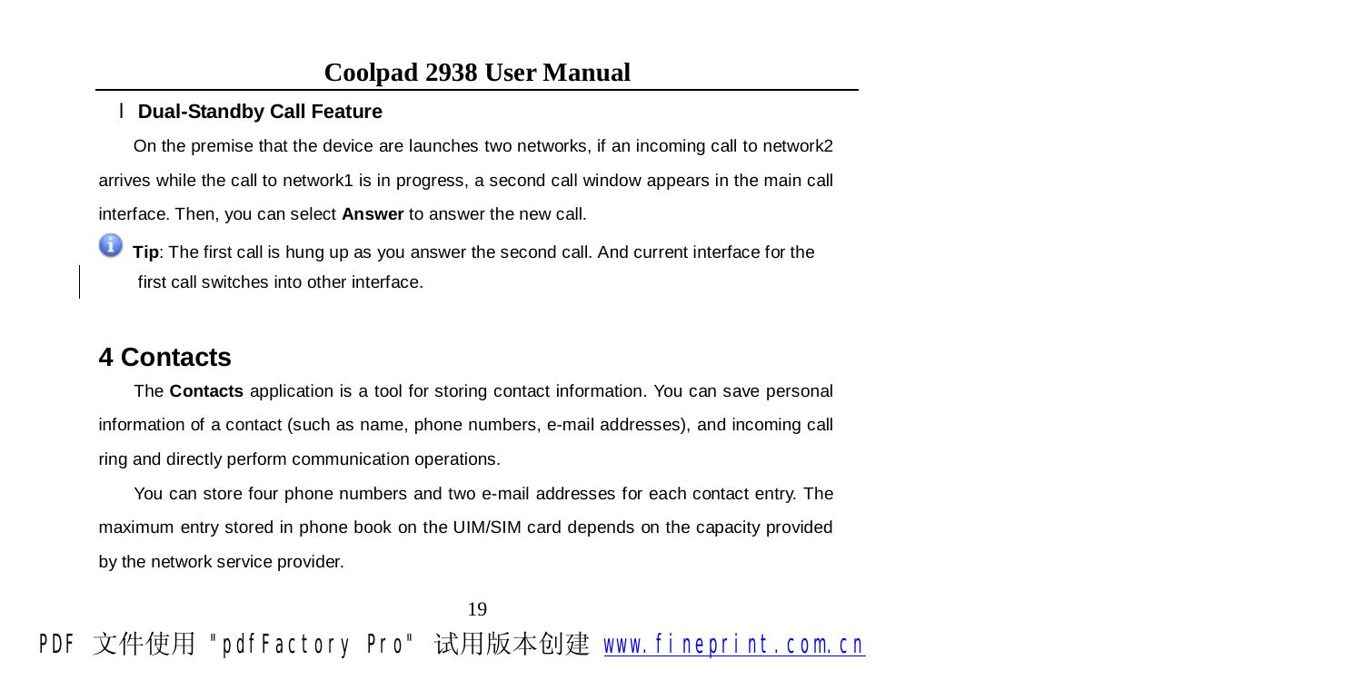- **Dual-Standby Call Feature**

On the premise that the device are launches two networks, if an incoming call to network2 arrives while the call to network1 is in progress, a second call window appears in the main call interface. Then, you can select **Answer** to answer the new call.

**Tip**: The first call is hung up as you answer the second call. And current interface for the first call switches into other interface.

# 4 Contacts

The **Contacts** application is a tool for storing contact information. You can save personal information of a contact (such as name, phone numbers, e-mail addresses), and incoming call ring and directly perform communication operations.

You can store four phone numbers and two e-mail addresses for each contact entry. The maximum entry stored in phone book on the UIM/SIM card depends on the capacity provided by the network service provider.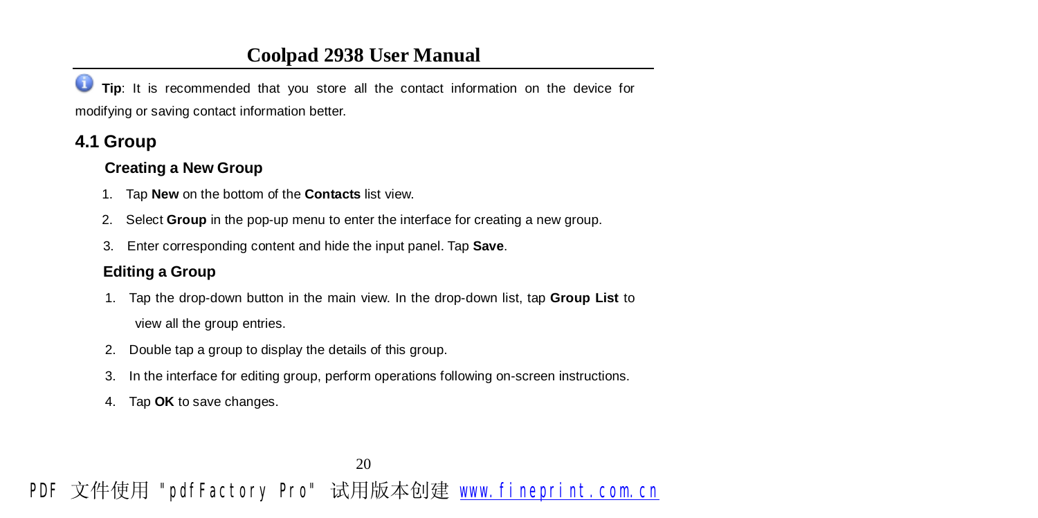**Tip**: It is recommended that you store all the contact information on the device for modifying or saving contact information better.

## 4.1 Group

### Creating a New Group

1. Tap **New** on the bottom of the **Contacts** list view.
2. Select **Group** in the pop-up menu to enter the interface for creating a new group.
3. Enter corresponding content and hide the input panel. Tap **Save**.

### Editing a Group

1. Tap the drop-down button in the main view. In the drop-down list, tap **Group List** to view all the group entries.
2. Double tap a group to display the details of this group.
3. In the interface for editing group, perform operations following on-screen instructions.
4. Tap **OK** to save changes.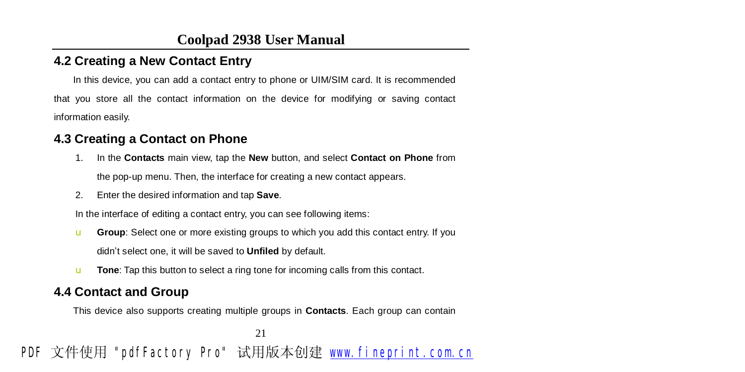## 4.2 Creating a New Contact Entry

In this device, you can add a contact entry to phone or UIM/SIM card. It is recommended that you store all the contact information on the device for modifying or saving contact information easily.

## 4.3 Creating a Contact on Phone

1. In the **Contacts** main view, tap the **New** button, and select **Contact on Phone** from the pop-up menu. Then, the interface for creating a new contact appears.
2. Enter the desired information and tap **Save**.

In the interface of editing a contact entry, you can see following items:

- **Group**: Select one or more existing groups to which you add this contact entry. If you didn't select one, it will be saved to **Unfiled** by default.
- **Tone**: Tap this button to select a ring tone for incoming calls from this contact.

## 4.4 Contact and Group

This device also supports creating multiple groups in **Contacts**. Each group can contain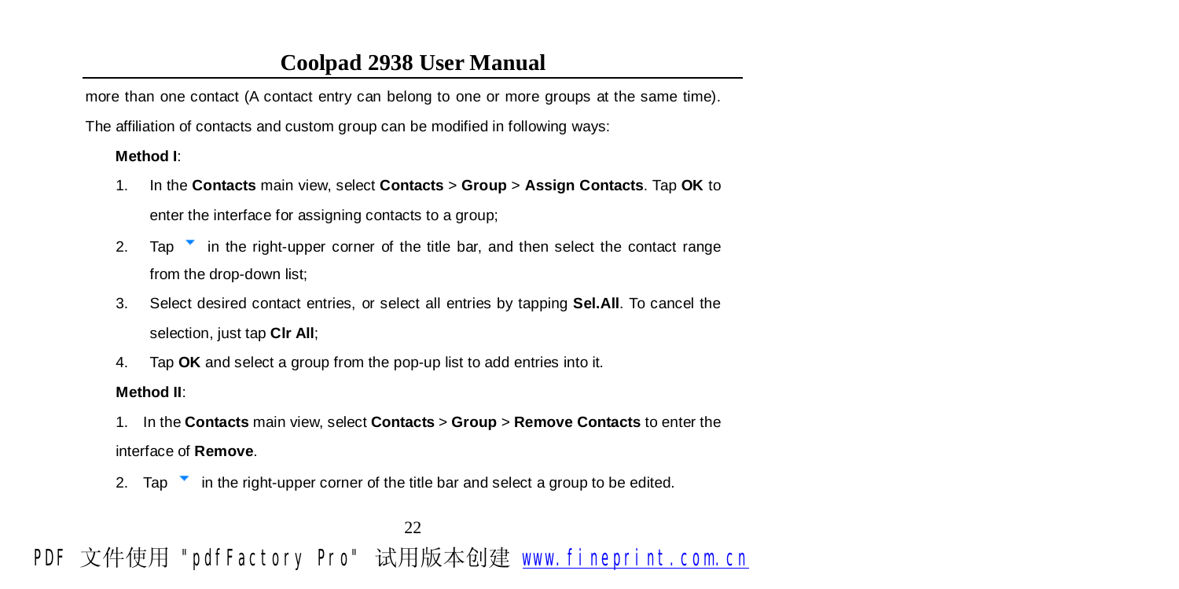more than one contact (A contact entry can belong to one or more groups at the same time). The affiliation of contacts and custom group can be modified in following ways:

**Method I**:

1. In the **Contacts** main view, select **Contacts** > **Group** > **Assign Contacts**. Tap **OK** to enter the interface for assigning contacts to a group;
2. Tap ▼ in the right-upper corner of the title bar, and then select the contact range from the drop-down list;
3. Select desired contact entries, or select all entries by tapping **Sel.All**. To cancel the selection, just tap **Clr All**;
4. Tap **OK** and select a group from the pop-up list to add entries into it.

**Method II**:

1. In the **Contacts** main view, select **Contacts** > **Group** > **Remove Contacts** to enter the interface of **Remove**.
2. Tap ▼ in the right-upper corner of the title bar and select a group to be edited.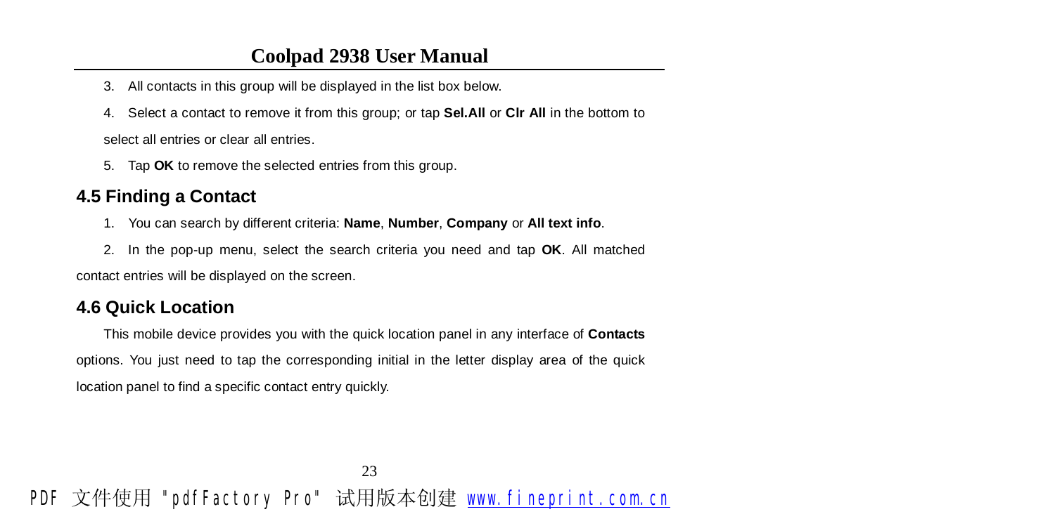3. All contacts in this group will be displayed in the list box below.

4. Select a contact to remove it from this group; or tap **Sel.All** or **Clr All** in the bottom to select all entries or clear all entries.

5. Tap **OK** to remove the selected entries from this group.

## 4.5 Finding a Contact

1. You can search by different criteria: **Name**, **Number**, **Company** or **All text info**.

2. In the pop-up menu, select the search criteria you need and tap **OK**. All matched contact entries will be displayed on the screen.

## 4.6 Quick Location

This mobile device provides you with the quick location panel in any interface of **Contacts** options. You just need to tap the corresponding initial in the letter display area of the quick location panel to find a specific contact entry quickly.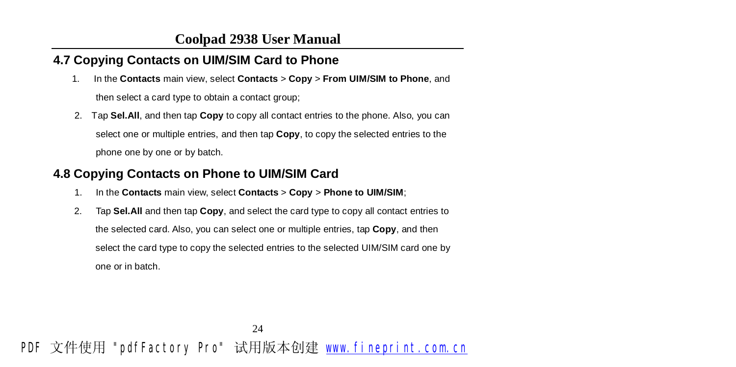## 4.7 Copying Contacts on UIM/SIM Card to Phone

1. In the **Contacts** main view, select **Contacts** > **Copy** > **From UIM/SIM to Phone**, and then select a card type to obtain a contact group;
2. Tap **Sel.All**, and then tap **Copy** to copy all contact entries to the phone. Also, you can select one or multiple entries, and then tap **Copy**, to copy the selected entries to the phone one by one or by batch.

## 4.8 Copying Contacts on Phone to UIM/SIM Card

1. In the **Contacts** main view, select **Contacts** > **Copy** > **Phone to UIM/SIM**;
2. Tap **Sel.All** and then tap **Copy**, and select the card type to copy all contact entries to the selected card. Also, you can select one or multiple entries, tap **Copy**, and then select the card type to copy the selected entries to the selected UIM/SIM card one by one or in batch.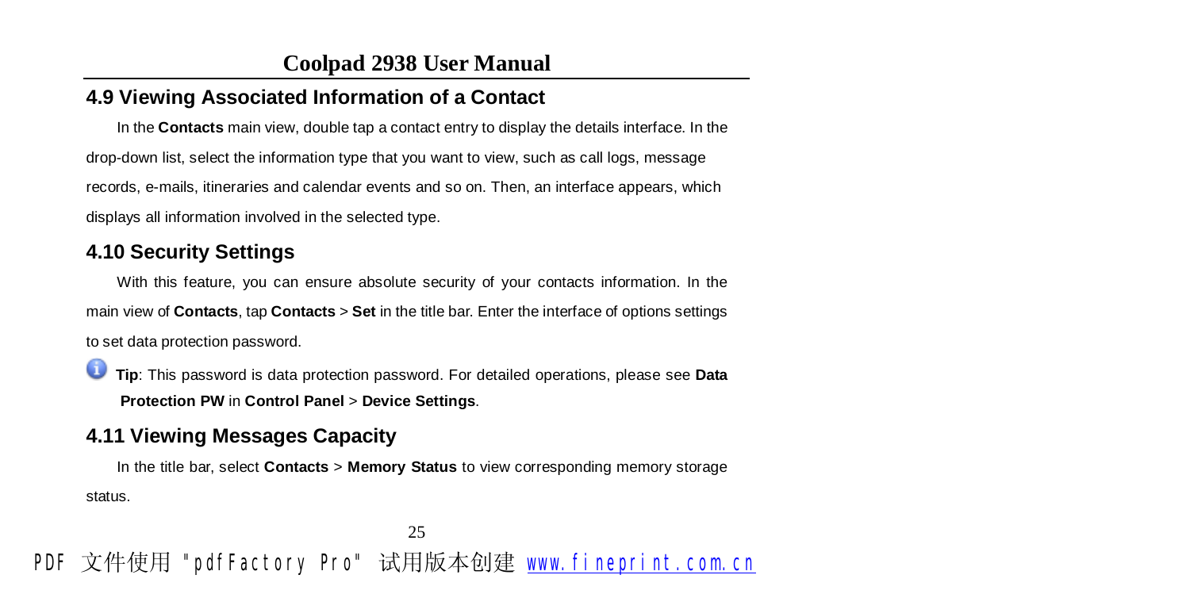## 4.9 Viewing Associated Information of a Contact

In the **Contacts** main view, double tap a contact entry to display the details interface. In the drop-down list, select the information type that you want to view, such as call logs, message records, e-mails, itineraries and calendar events and so on. Then, an interface appears, which displays all information involved in the selected type.

## 4.10 Security Settings

With this feature, you can ensure absolute security of your contacts information. In the main view of **Contacts**, tap **Contacts** > **Set** in the title bar. Enter the interface of options settings to set data protection password.

**Tip**: This password is data protection password. For detailed operations, please see **Data Protection PW** in **Control Panel** > **Device Settings**.

## 4.11 Viewing Messages Capacity

In the title bar, select **Contacts** > **Memory Status** to view corresponding memory storage status.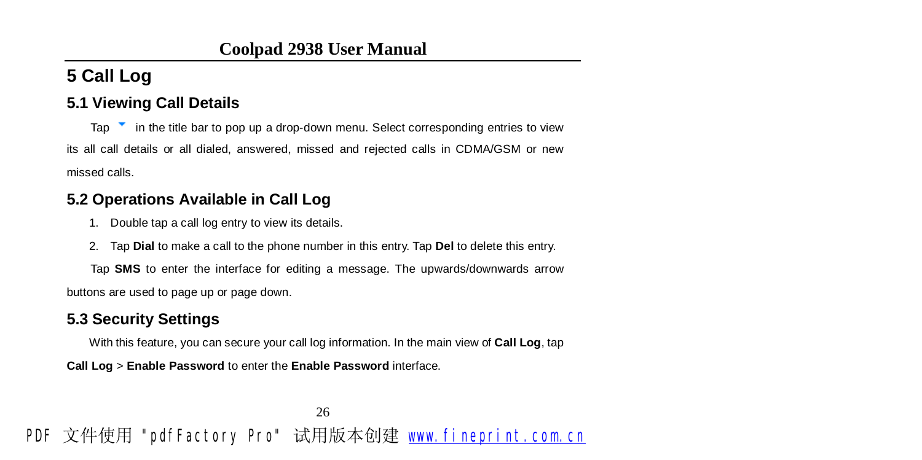# 5 Call Log

## 5.1 Viewing Call Details

Tap ▼ in the title bar to pop up a drop-down menu. Select corresponding entries to view its all call details or all dialed, answered, missed and rejected calls in CDMA/GSM or new missed calls.

## 5.2 Operations Available in Call Log

1. Double tap a call log entry to view its details.
2. Tap **Dial** to make a call to the phone number in this entry. Tap **Del** to delete this entry.

Tap **SMS** to enter the interface for editing a message. The upwards/downwards arrow buttons are used to page up or page down.

## 5.3 Security Settings

With this feature, you can secure your call log information. In the main view of **Call Log**, tap **Call Log** > **Enable Password** to enter the **Enable Password** interface.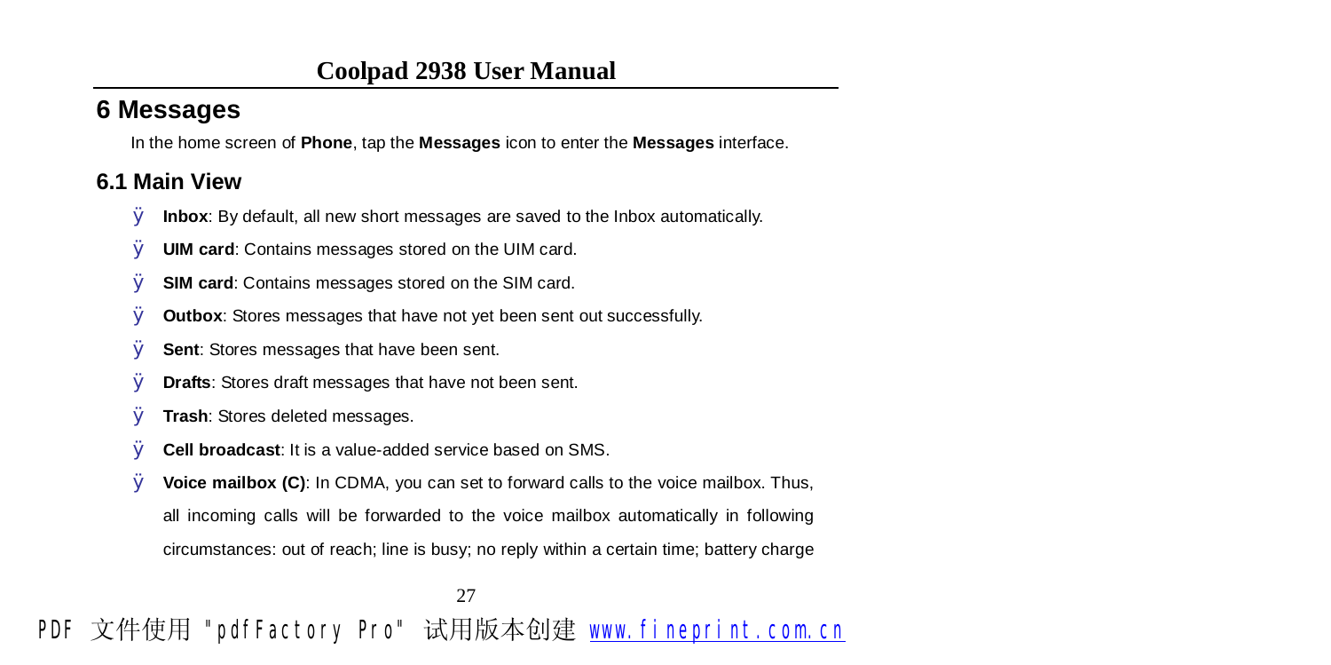## 6 Messages

In the home screen of **Phone**, tap the **Messages** icon to enter the **Messages** interface.

### 6.1 Main View

- **Inbox**: By default, all new short messages are saved to the Inbox automatically.
- **UIM card**: Contains messages stored on the UIM card.
- **SIM card**: Contains messages stored on the SIM card.
- **Outbox**: Stores messages that have not yet been sent out successfully.
- **Sent**: Stores messages that have been sent.
- **Drafts**: Stores draft messages that have not been sent.
- **Trash**: Stores deleted messages.
- **Cell broadcast**: It is a value-added service based on SMS.
- **Voice mailbox (C)**: In CDMA, you can set to forward calls to the voice mailbox. Thus, all incoming calls will be forwarded to the voice mailbox automatically in following circumstances: out of reach; line is busy; no reply within a certain time; battery charge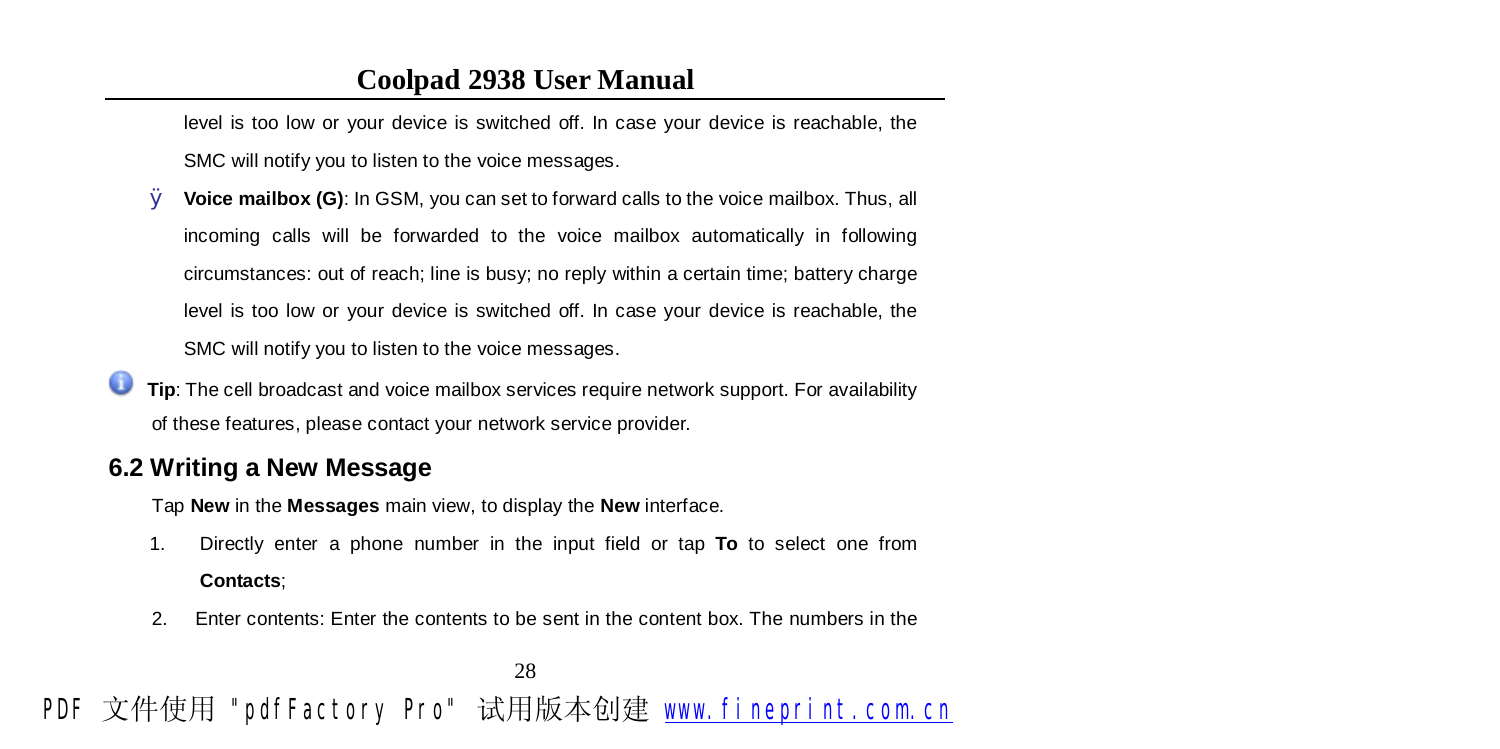level is too low or your device is switched off. In case your device is reachable, the SMC will notify you to listen to the voice messages.

- **Voice mailbox (G)**: In GSM, you can set to forward calls to the voice mailbox. Thus, all incoming calls will be forwarded to the voice mailbox automatically in following circumstances: out of reach; line is busy; no reply within a certain time; battery charge level is too low or your device is switched off. In case your device is reachable, the SMC will notify you to listen to the voice messages.

**Tip**: The cell broadcast and voice mailbox services require network support. For availability of these features, please contact your network service provider.

## 6.2 Writing a New Message

Tap **New** in the **Messages** main view, to display the **New** interface.

1. Directly enter a phone number in the input field or tap **To** to select one from **Contacts**;
2. Enter contents: Enter the contents to be sent in the content box. The numbers in the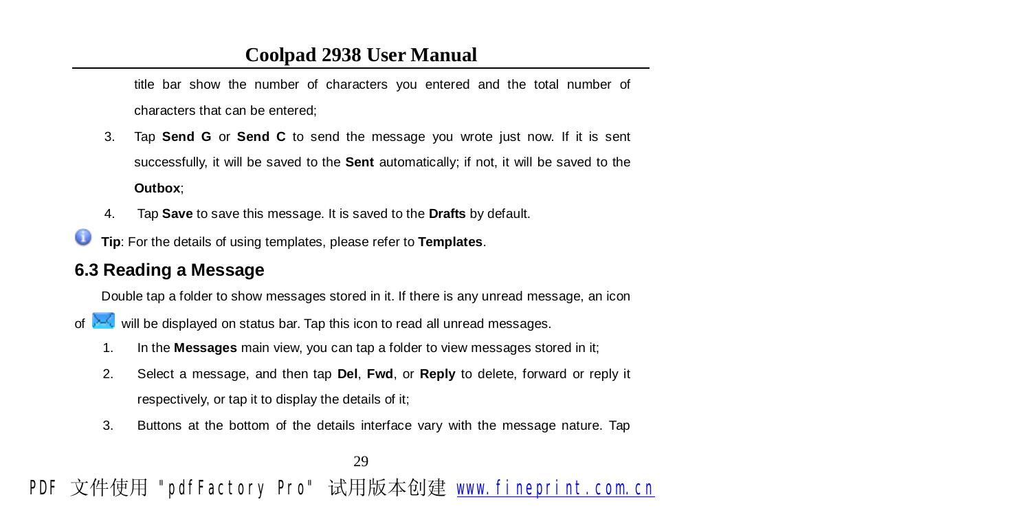title bar show the number of characters you entered and the total number of characters that can be entered;

3. Tap **Send G** or **Send C** to send the message you wrote just now. If it is sent successfully, it will be saved to the **Sent** automatically; if not, it will be saved to the **Outbox**;
4. Tap **Save** to save this message. It is saved to the **Drafts** by default.

**Tip**: For the details of using templates, please refer to **Templates**.

## 6.3 Reading a Message

Double tap a folder to show messages stored in it. If there is any unread message, an icon of will be displayed on status bar. Tap this icon to read all unread messages.

1. In the **Messages** main view, you can tap a folder to view messages stored in it;
2. Select a message, and then tap **Del**, **Fwd**, or **Reply** to delete, forward or reply it respectively, or tap it to display the details of it;
3. Buttons at the bottom of the details interface vary with the message nature. Tap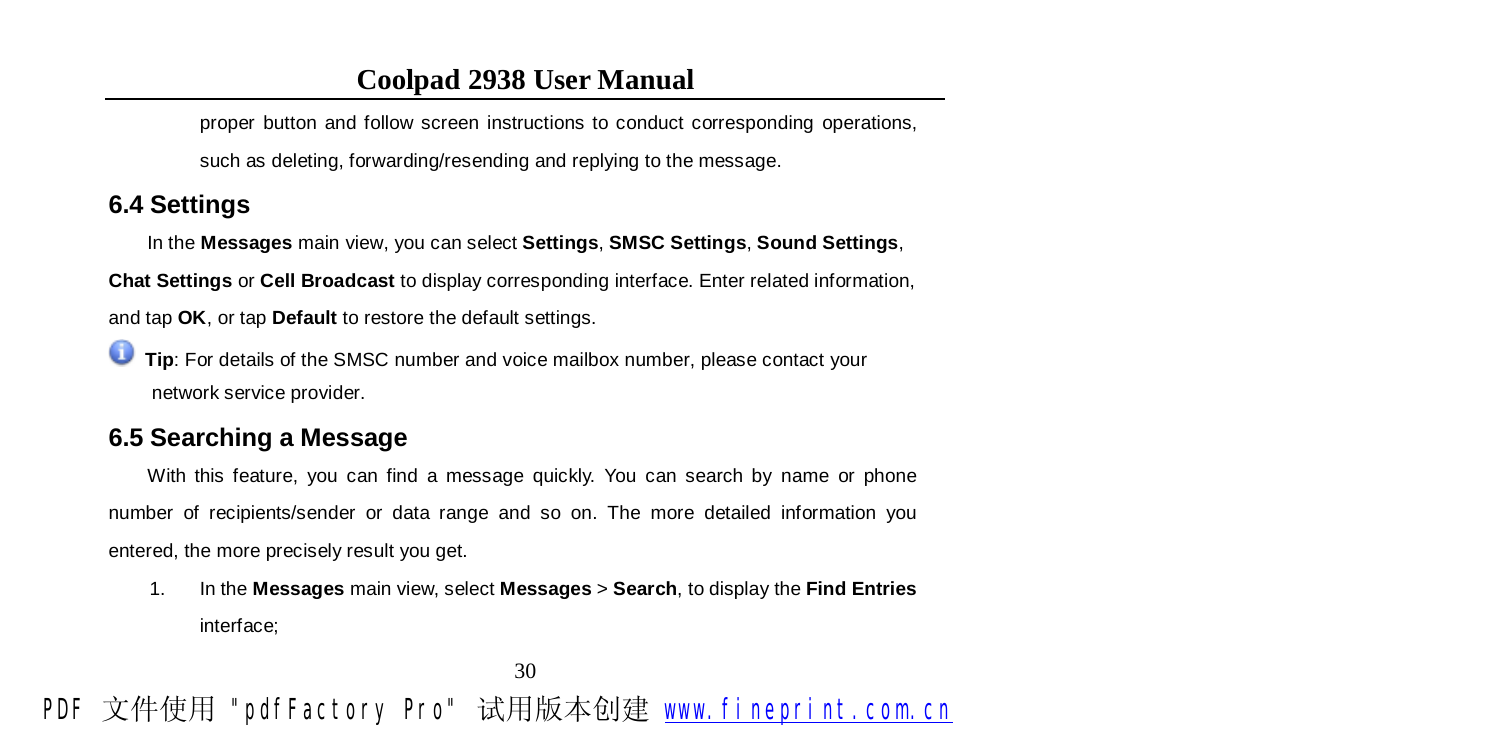proper button and follow screen instructions to conduct corresponding operations, such as deleting, forwarding/resending and replying to the message.

## 6.4 Settings

In the **Messages** main view, you can select **Settings**, **SMSC Settings**, **Sound Settings**, **Chat Settings** or **Cell Broadcast** to display corresponding interface. Enter related information, and tap **OK**, or tap **Default** to restore the default settings.

**Tip**: For details of the SMSC number and voice mailbox number, please contact your network service provider.

## 6.5 Searching a Message

With this feature, you can find a message quickly. You can search by name or phone number of recipients/sender or data range and so on. The more detailed information you entered, the more precisely result you get.

1. In the **Messages** main view, select **Messages** > **Search**, to display the **Find Entries** interface;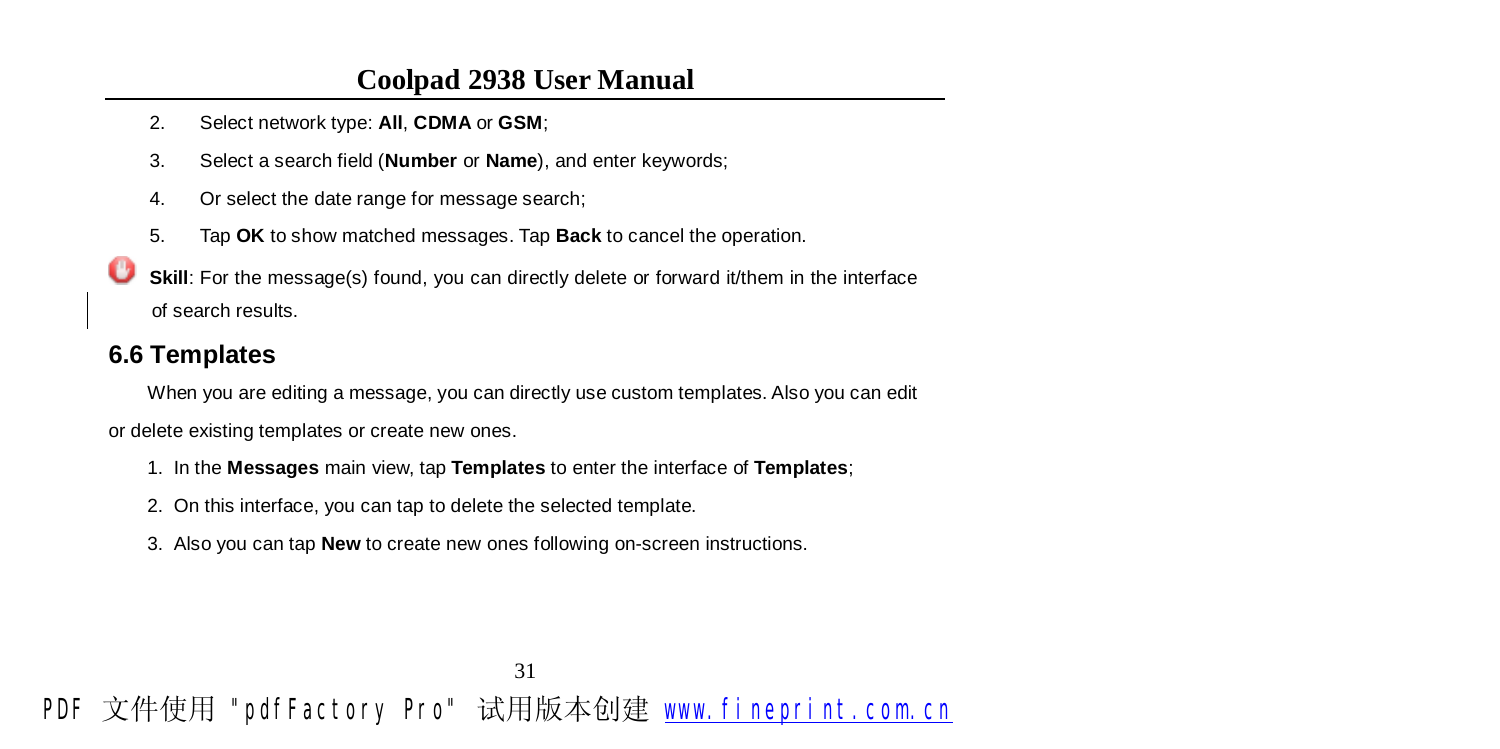2. Select network type: **All**, **CDMA** or **GSM**;
3. Select a search field (**Number** or **Name**), and enter keywords;
4. Or select the date range for message search;
5. Tap **OK** to show matched messages. Tap **Back** to cancel the operation.

**Skill**: For the message(s) found, you can directly delete or forward it/them in the interface of search results.

## 6.6 Templates

When you are editing a message, you can directly use custom templates. Also you can edit or delete existing templates or create new ones.

1. In the **Messages** main view, tap **Templates** to enter the interface of **Templates**;
2. On this interface, you can tap to delete the selected template.
3. Also you can tap **New** to create new ones following on-screen instructions.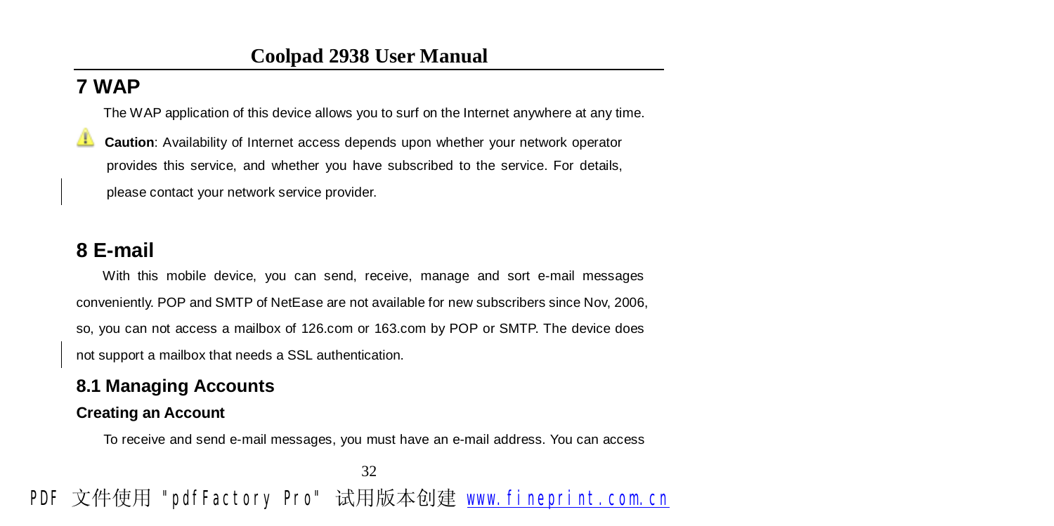# 7 WAP

The WAP application of this device allows you to surf on the Internet anywhere at any time.

**Caution**: Availability of Internet access depends upon whether your network operator provides this service, and whether you have subscribed to the service. For details, please contact your network service provider.

# 8 E-mail

With this mobile device, you can send, receive, manage and sort e-mail messages conveniently. POP and SMTP of NetEase are not available for new subscribers since Nov, 2006, so, you can not access a mailbox of 126.com or 163.com by POP or SMTP. The device does not support a mailbox that needs a SSL authentication.

## 8.1 Managing Accounts

### Creating an Account

To receive and send e-mail messages, you must have an e-mail address. You can access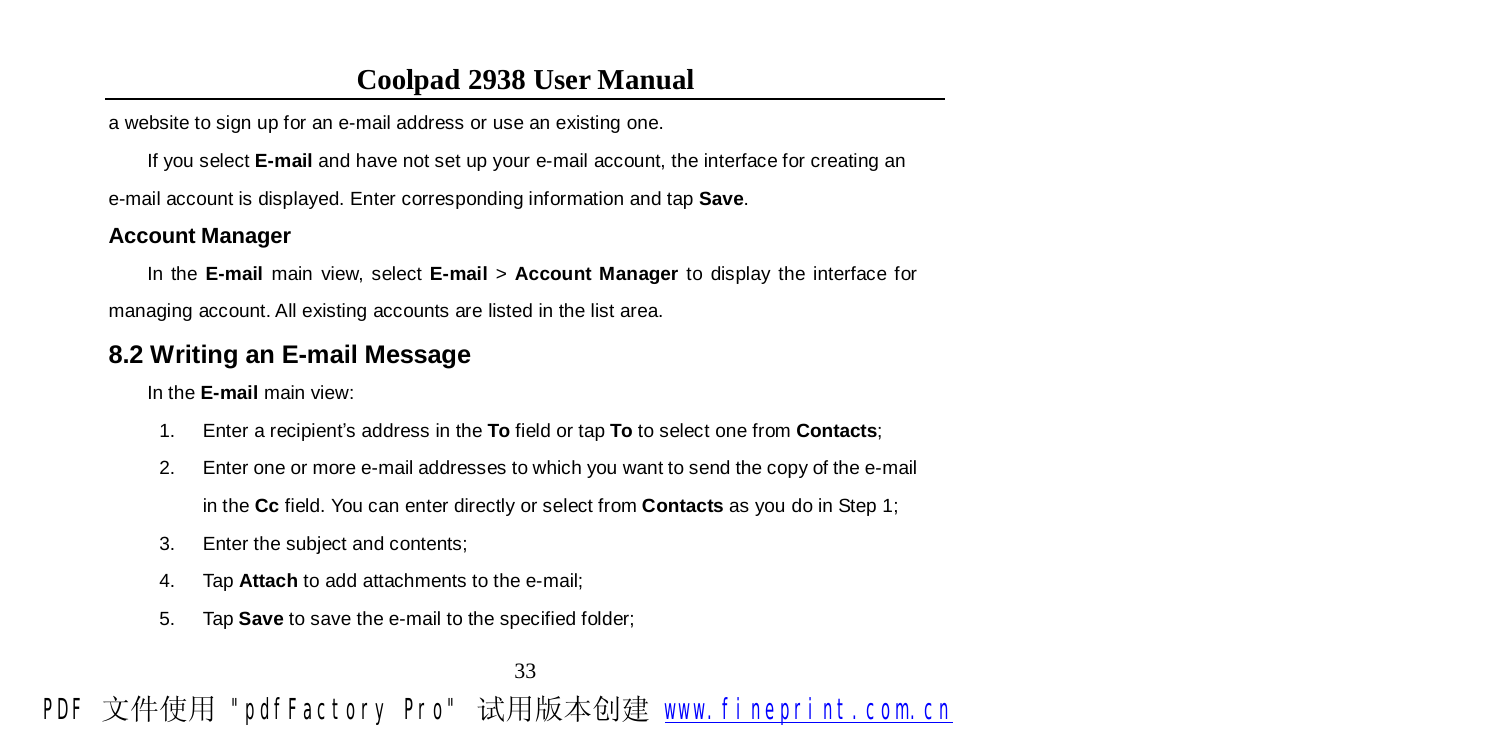a website to sign up for an e-mail address or use an existing one.

If you select **E-mail** and have not set up your e-mail account, the interface for creating an e-mail account is displayed. Enter corresponding information and tap **Save**.

### Account Manager

In the **E-mail** main view, select **E-mail** > **Account Manager** to display the interface for managing account. All existing accounts are listed in the list area.

## 8.2 Writing an E-mail Message

In the **E-mail** main view:

1. Enter a recipient's address in the **To** field or tap **To** to select one from **Contacts**;
2. Enter one or more e-mail addresses to which you want to send the copy of the e-mail in the **Cc** field. You can enter directly or select from **Contacts** as you do in Step 1;
3. Enter the subject and contents;
4. Tap **Attach** to add attachments to the e-mail;
5. Tap **Save** to save the e-mail to the specified folder;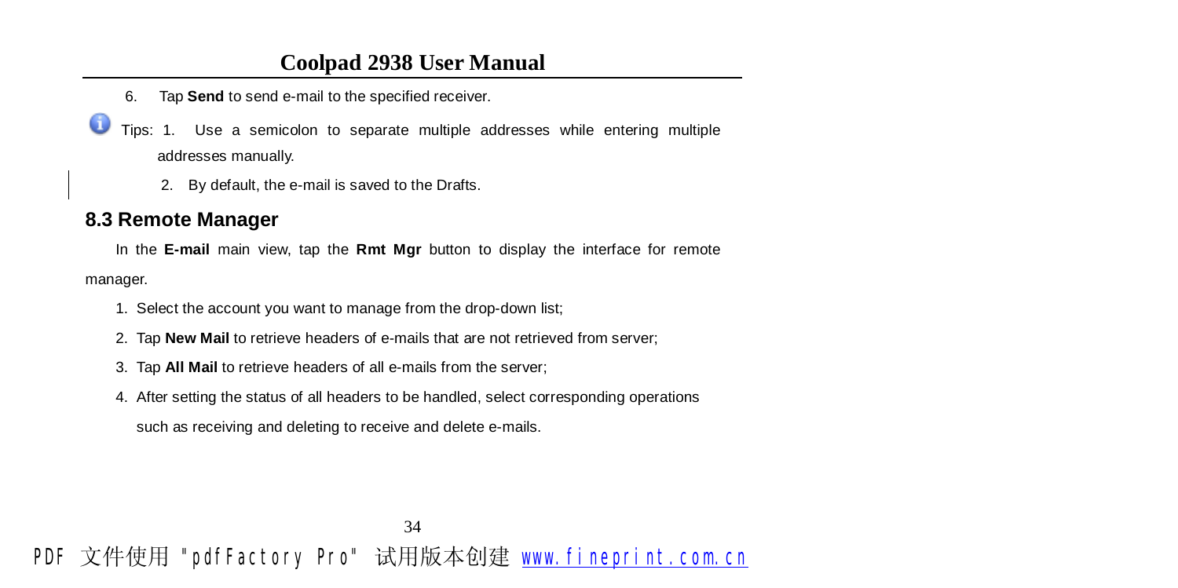6. Tap **Send** to send e-mail to the specified receiver.

Tips: 1. Use a semicolon to separate multiple addresses while entering multiple addresses manually.

2. By default, the e-mail is saved to the Drafts.

## 8.3 Remote Manager

In the **E-mail** main view, tap the **Rmt Mgr** button to display the interface for remote manager.

1. Select the account you want to manage from the drop-down list;
2. Tap **New Mail** to retrieve headers of e-mails that are not retrieved from server;
3. Tap **All Mail** to retrieve headers of all e-mails from the server;
4. After setting the status of all headers to be handled, select corresponding operations such as receiving and deleting to receive and delete e-mails.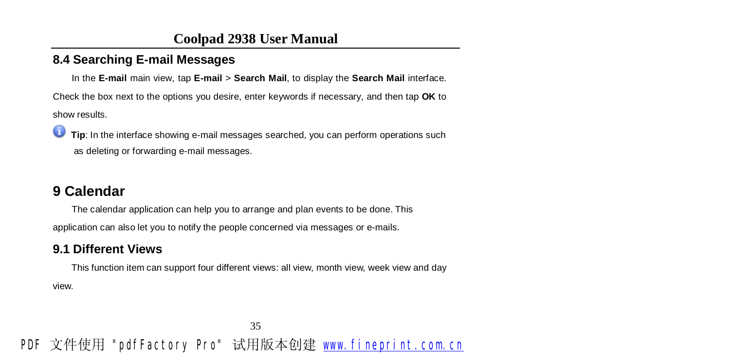## 8.4 Searching E-mail Messages

In the **E-mail** main view, tap **E-mail** > **Search Mail**, to display the **Search Mail** interface. Check the box next to the options you desire, enter keywords if necessary, and then tap **OK** to show results.

**Tip**: In the interface showing e-mail messages searched, you can perform operations such as deleting or forwarding e-mail messages.

# 9 Calendar

The calendar application can help you to arrange and plan events to be done. This application can also let you to notify the people concerned via messages or e-mails.

## 9.1 Different Views

This function item can support four different views: all view, month view, week view and day view.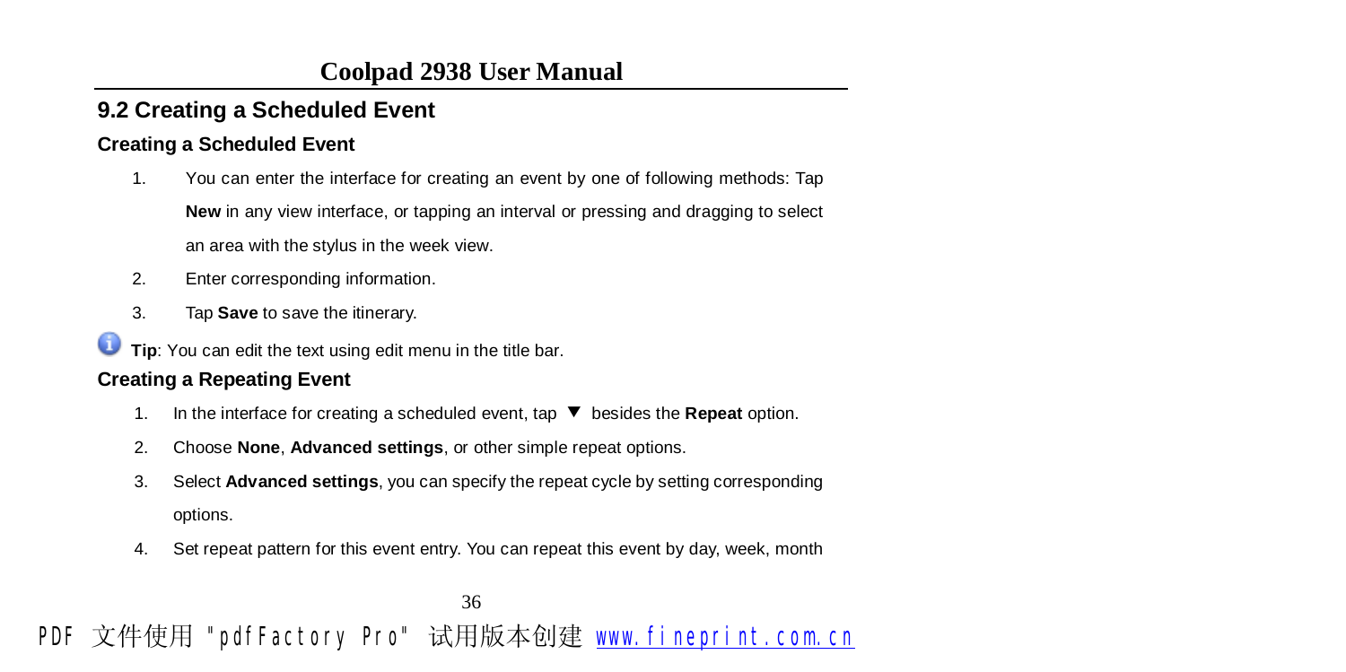## 9.2 Creating a Scheduled Event

### Creating a Scheduled Event

1. You can enter the interface for creating an event by one of following methods: Tap **New** in any view interface, or tapping an interval or pressing and dragging to select an area with the stylus in the week view.
2. Enter corresponding information.
3. Tap **Save** to save the itinerary.

**Tip**: You can edit the text using edit menu in the title bar.

### Creating a Repeating Event

1. In the interface for creating a scheduled event, tap ▼ besides the **Repeat** option.
2. Choose **None**, **Advanced settings**, or other simple repeat options.
3. Select **Advanced settings**, you can specify the repeat cycle by setting corresponding options.
4. Set repeat pattern for this event entry. You can repeat this event by day, week, month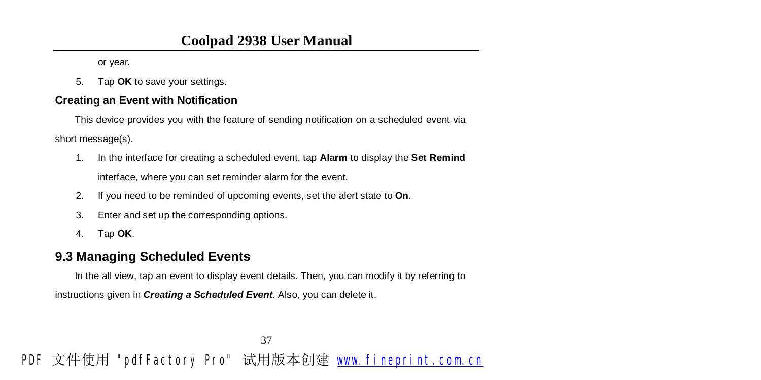or year.

5. Tap **OK** to save your settings.

### Creating an Event with Notification

This device provides you with the feature of sending notification on a scheduled event via short message(s).

1. In the interface for creating a scheduled event, tap **Alarm** to display the **Set Remind** interface, where you can set reminder alarm for the event.
2. If you need to be reminded of upcoming events, set the alert state to **On**.
3. Enter and set up the corresponding options.
4. Tap **OK**.

## 9.3 Managing Scheduled Events

In the all view, tap an event to display event details. Then, you can modify it by referring to instructions given in ***Creating a Scheduled Event***. Also, you can delete it.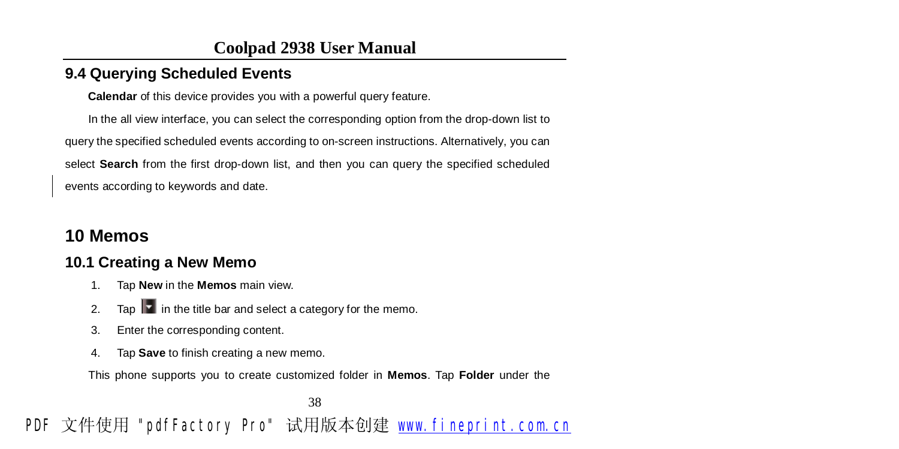## 9.4 Querying Scheduled Events

**Calendar** of this device provides you with a powerful query feature.

In the all view interface, you can select the corresponding option from the drop-down list to query the specified scheduled events according to on-screen instructions. Alternatively, you can select **Search** from the first drop-down list, and then you can query the specified scheduled events according to keywords and date.

# 10 Memos

## 10.1 Creating a New Memo

1. Tap **New** in the **Memos** main view.
2. Tap in the title bar and select a category for the memo.
3. Enter the corresponding content.
4. Tap **Save** to finish creating a new memo.

This phone supports you to create customized folder in **Memos**. Tap **Folder** under the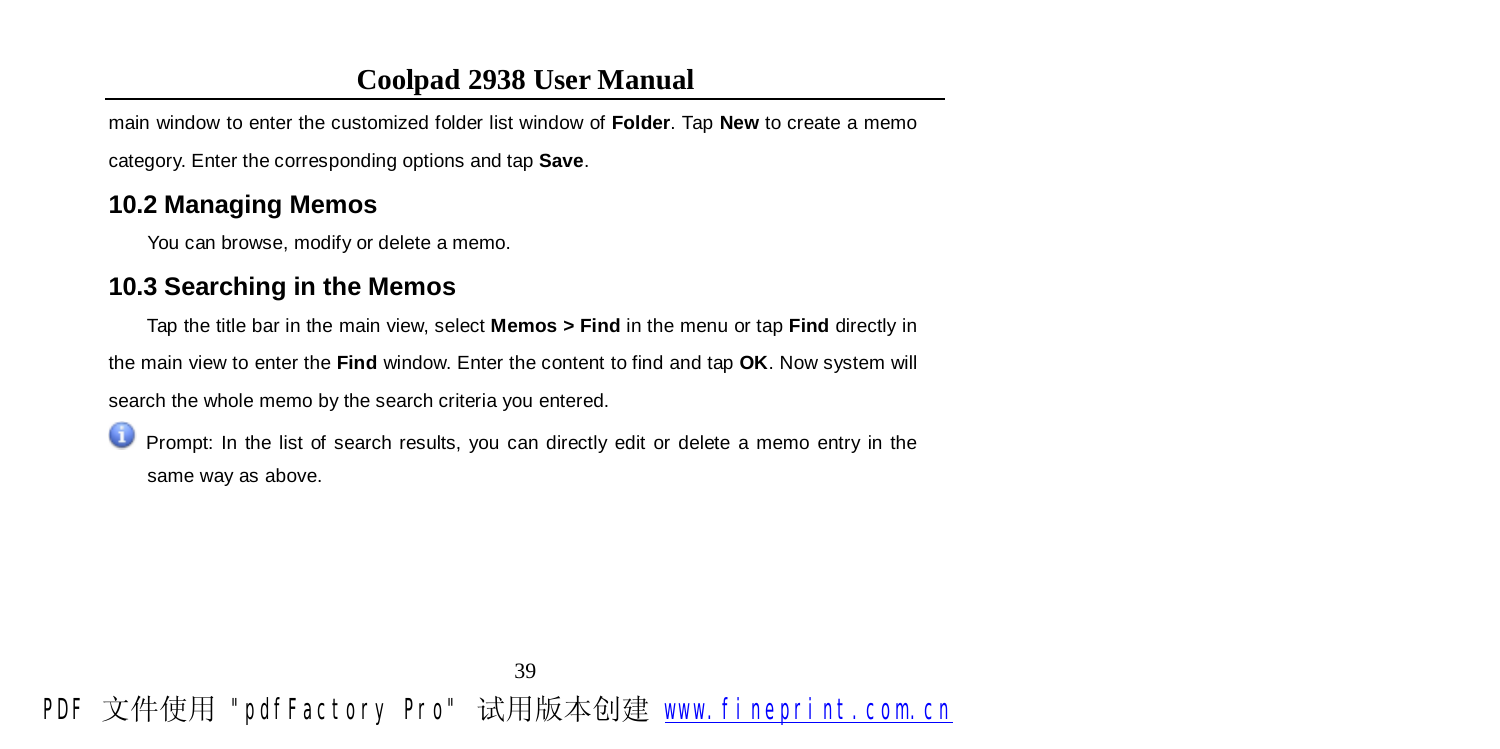main window to enter the customized folder list window of **Folder**. Tap **New** to create a memo category. Enter the corresponding options and tap **Save**.

## 10.2 Managing Memos

You can browse, modify or delete a memo.

## 10.3 Searching in the Memos

Tap the title bar in the main view, select **Memos > Find** in the menu or tap **Find** directly in the main view to enter the **Find** window. Enter the content to find and tap **OK**. Now system will search the whole memo by the search criteria you entered.

Prompt: In the list of search results, you can directly edit or delete a memo entry in the same way as above.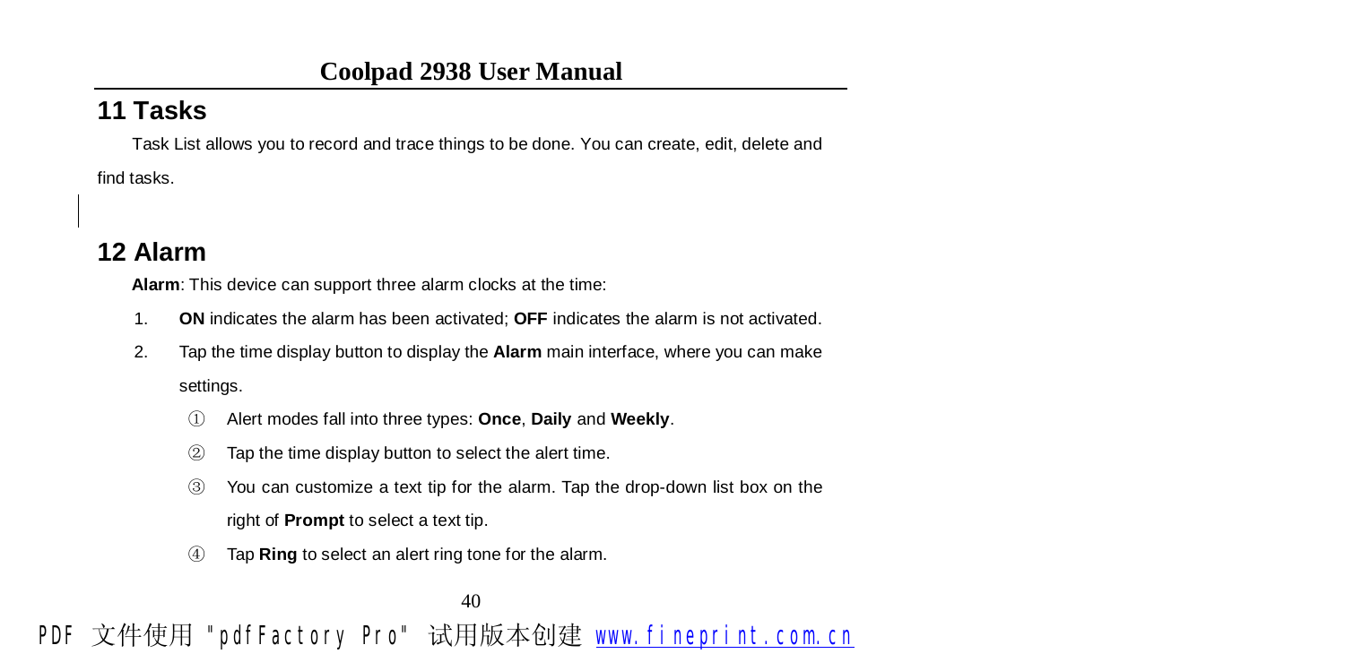# 11 Tasks

Task List allows you to record and trace things to be done. You can create, edit, delete and find tasks.

# 12 Alarm

**Alarm**: This device can support three alarm clocks at the time:

1. **ON** indicates the alarm has been activated; **OFF** indicates the alarm is not activated.
2. Tap the time display button to display the **Alarm** main interface, where you can make settings.
   ① Alert modes fall into three types: **Once**, **Daily** and **Weekly**.
   ② Tap the time display button to select the alert time.
   ③ You can customize a text tip for the alarm. Tap the drop-down list box on the right of **Prompt** to select a text tip.
   ④ Tap **Ring** to select an alert ring tone for the alarm.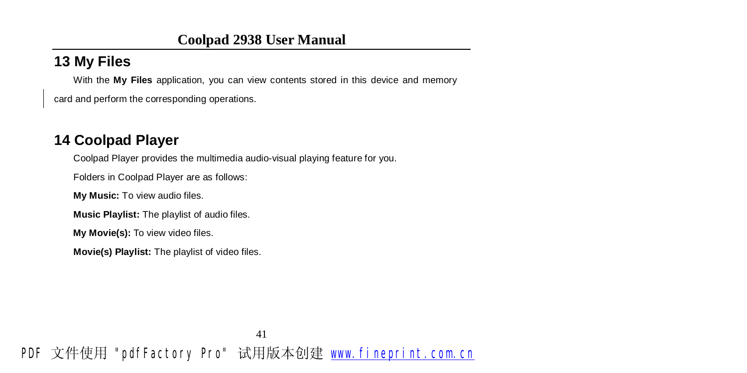## 13 My Files

With the **My Files** application, you can view contents stored in this device and memory card and perform the corresponding operations.

## 14 Coolpad Player

Coolpad Player provides the multimedia audio-visual playing feature for you.

Folders in Coolpad Player are as follows:

**My Music:** To view audio files.

**Music Playlist:** The playlist of audio files.

**My Movie(s):** To view video files.

**Movie(s) Playlist:** The playlist of video files.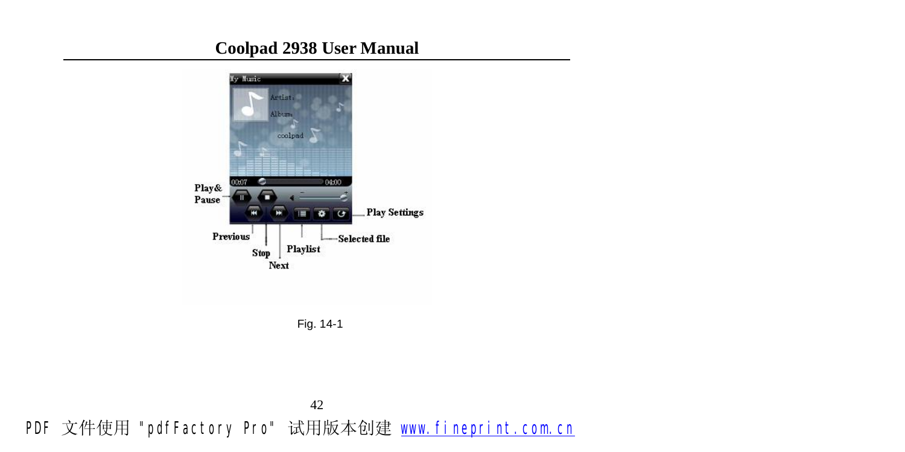Fig. 14-1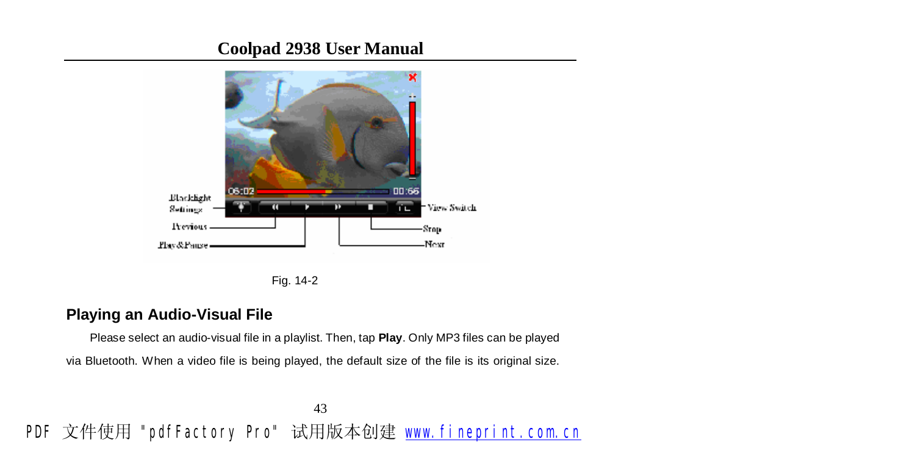Fig. 14-2

### Playing an Audio-Visual File

Please select an audio-visual file in a playlist. Then, tap **Play**. Only MP3 files can be played via Bluetooth. When a video file is being played, the default size of the file is its original size.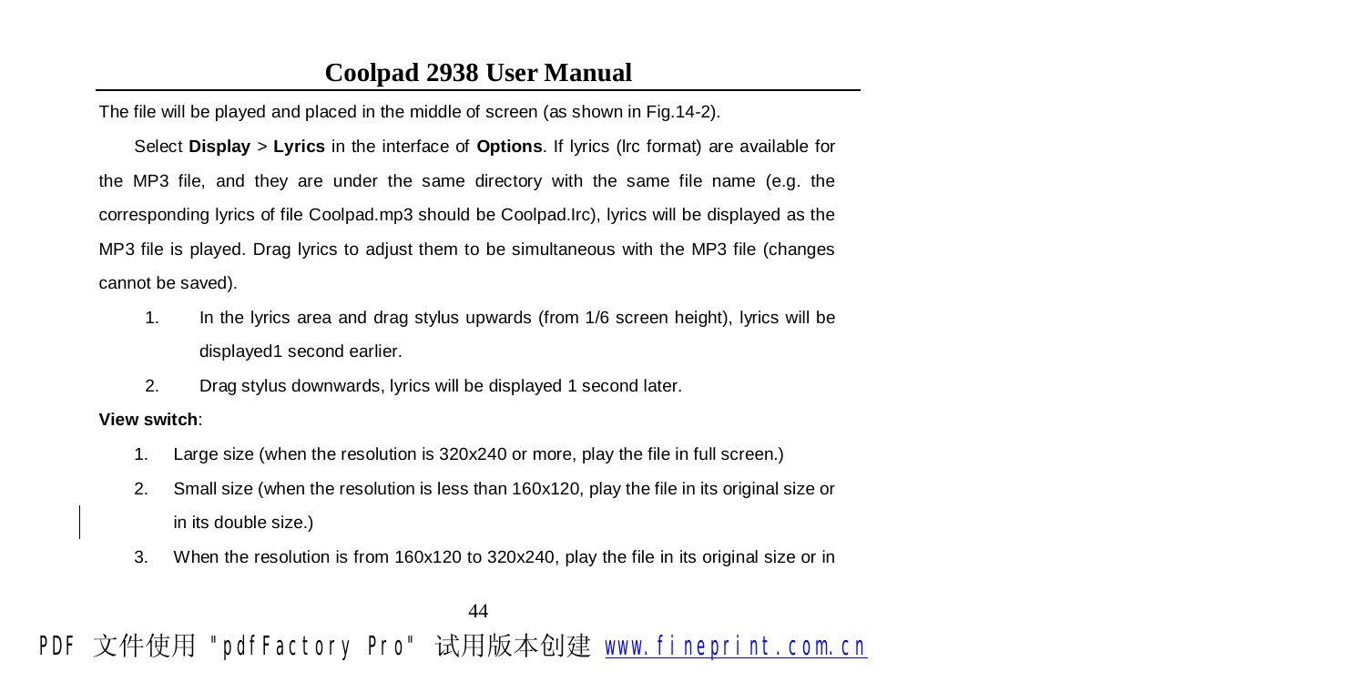The file will be played and placed in the middle of screen (as shown in Fig.14-2).

Select **Display** > **Lyrics** in the interface of **Options**. If lyrics (lrc format) are available for the MP3 file, and they are under the same directory with the same file name (e.g. the corresponding lyrics of file Coolpad.mp3 should be Coolpad.lrc), lyrics will be displayed as the MP3 file is played. Drag lyrics to adjust them to be simultaneous with the MP3 file (changes cannot be saved).

1. In the lyrics area and drag stylus upwards (from 1/6 screen height), lyrics will be displayed1 second earlier.
2. Drag stylus downwards, lyrics will be displayed 1 second later.

**View switch**:

1. Large size (when the resolution is 320x240 or more, play the file in full screen.)
2. Small size (when the resolution is less than 160x120, play the file in its original size or in its double size.)
3. When the resolution is from 160x120 to 320x240, play the file in its original size or in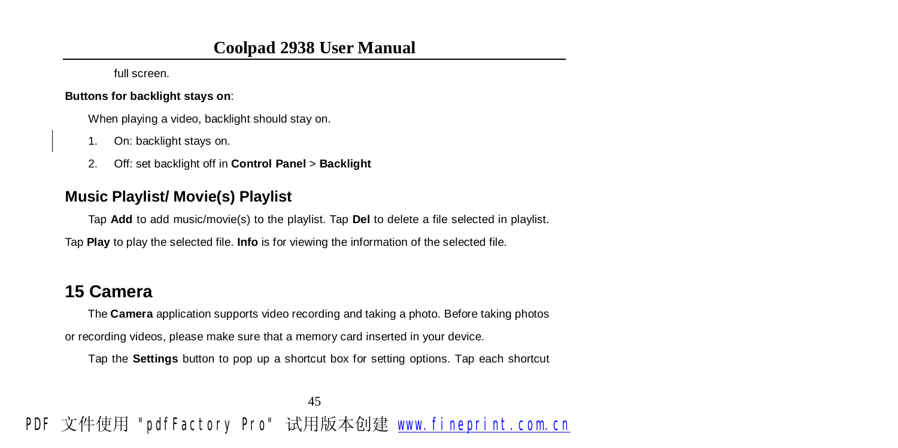full screen.

**Buttons for backlight stays on**:

When playing a video, backlight should stay on.

1. On: backlight stays on.
2. Off: set backlight off in **Control Panel** > **Backlight**

## Music Playlist/ Movie(s) Playlist

Tap **Add** to add music/movie(s) to the playlist. Tap **Del** to delete a file selected in playlist. Tap **Play** to play the selected file. **Info** is for viewing the information of the selected file.

# 15 Camera

The **Camera** application supports video recording and taking a photo. Before taking photos or recording videos, please make sure that a memory card inserted in your device.

Tap the **Settings** button to pop up a shortcut box for setting options. Tap each shortcut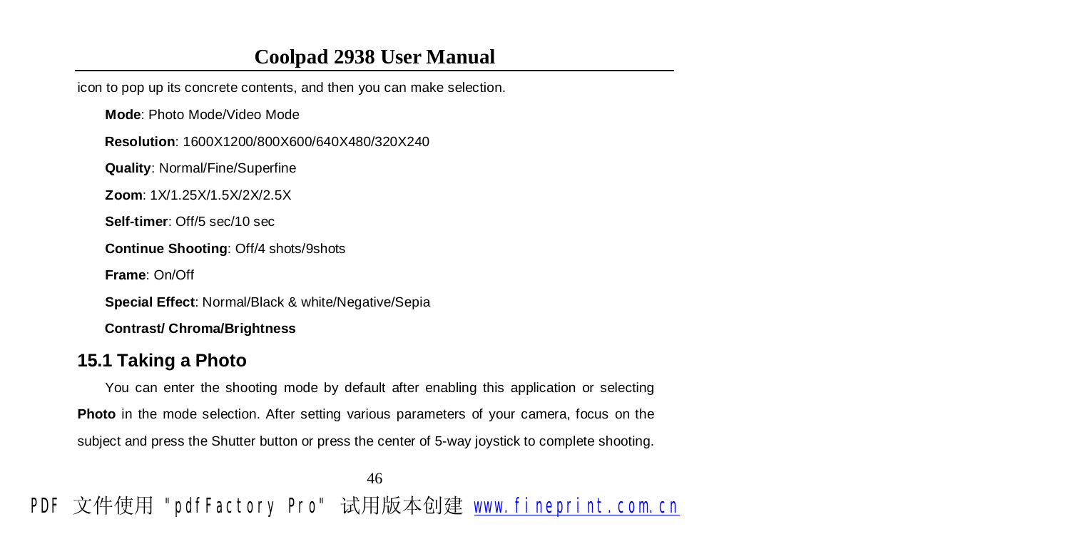icon to pop up its concrete contents, and then you can make selection.

**Mode**: Photo Mode/Video Mode

**Resolution**: 1600X1200/800X600/640X480/320X240

**Quality**: Normal/Fine/Superfine

**Zoom**: 1X/1.25X/1.5X/2X/2.5X

**Self-timer**: Off/5 sec/10 sec

**Continue Shooting**: Off/4 shots/9shots

**Frame**: On/Off

**Special Effect**: Normal/Black & white/Negative/Sepia

**Contrast/ Chroma/Brightness**

## 15.1 Taking a Photo

You can enter the shooting mode by default after enabling this application or selecting **Photo** in the mode selection. After setting various parameters of your camera, focus on the subject and press the Shutter button or press the center of 5-way joystick to complete shooting.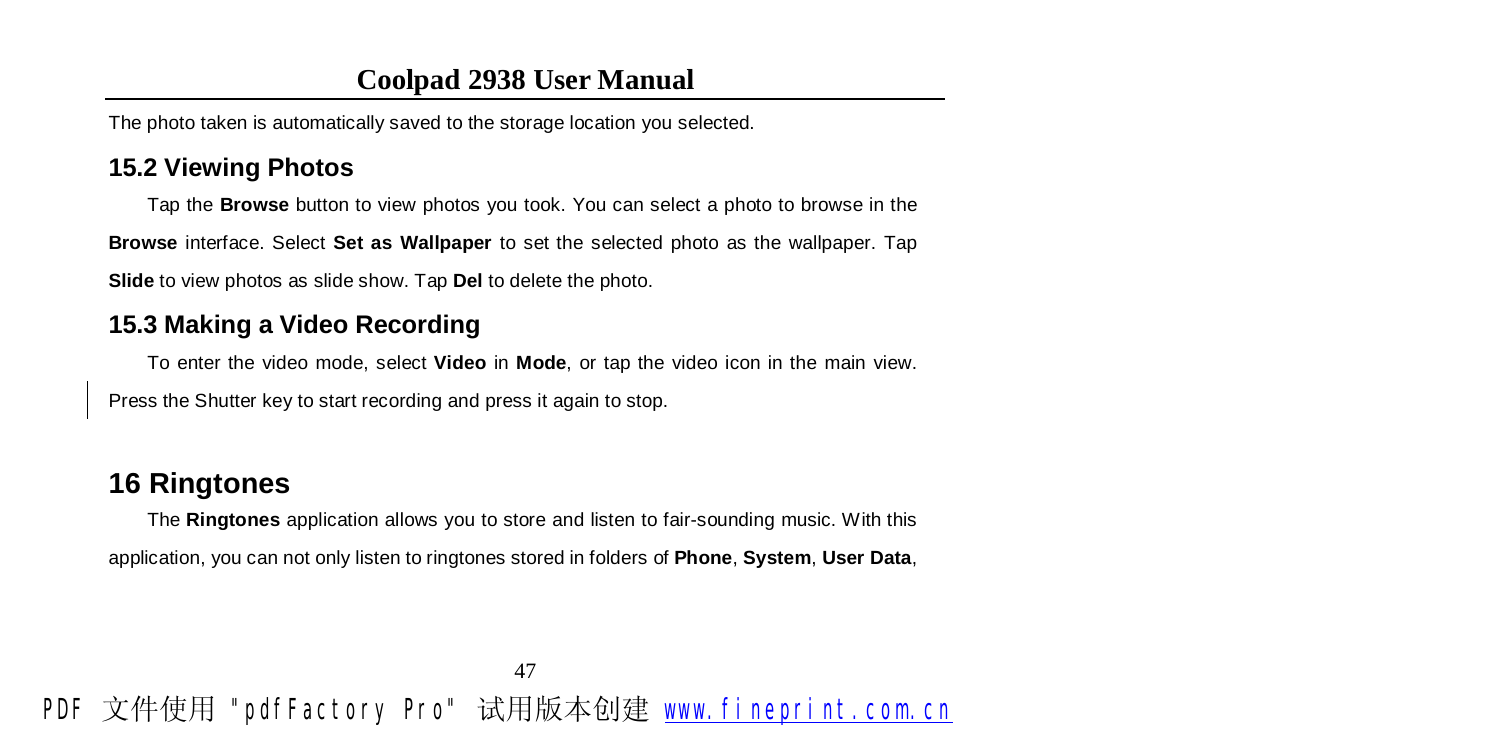The photo taken is automatically saved to the storage location you selected.

## 15.2 Viewing Photos

Tap the **Browse** button to view photos you took. You can select a photo to browse in the **Browse** interface. Select **Set as Wallpaper** to set the selected photo as the wallpaper. Tap **Slide** to view photos as slide show. Tap **Del** to delete the photo.

## 15.3 Making a Video Recording

To enter the video mode, select **Video** in **Mode**, or tap the video icon in the main view. Press the Shutter key to start recording and press it again to stop.

# 16 Ringtones

The **Ringtones** application allows you to store and listen to fair-sounding music. With this application, you can not only listen to ringtones stored in folders of **Phone**, **System**, **User Data**,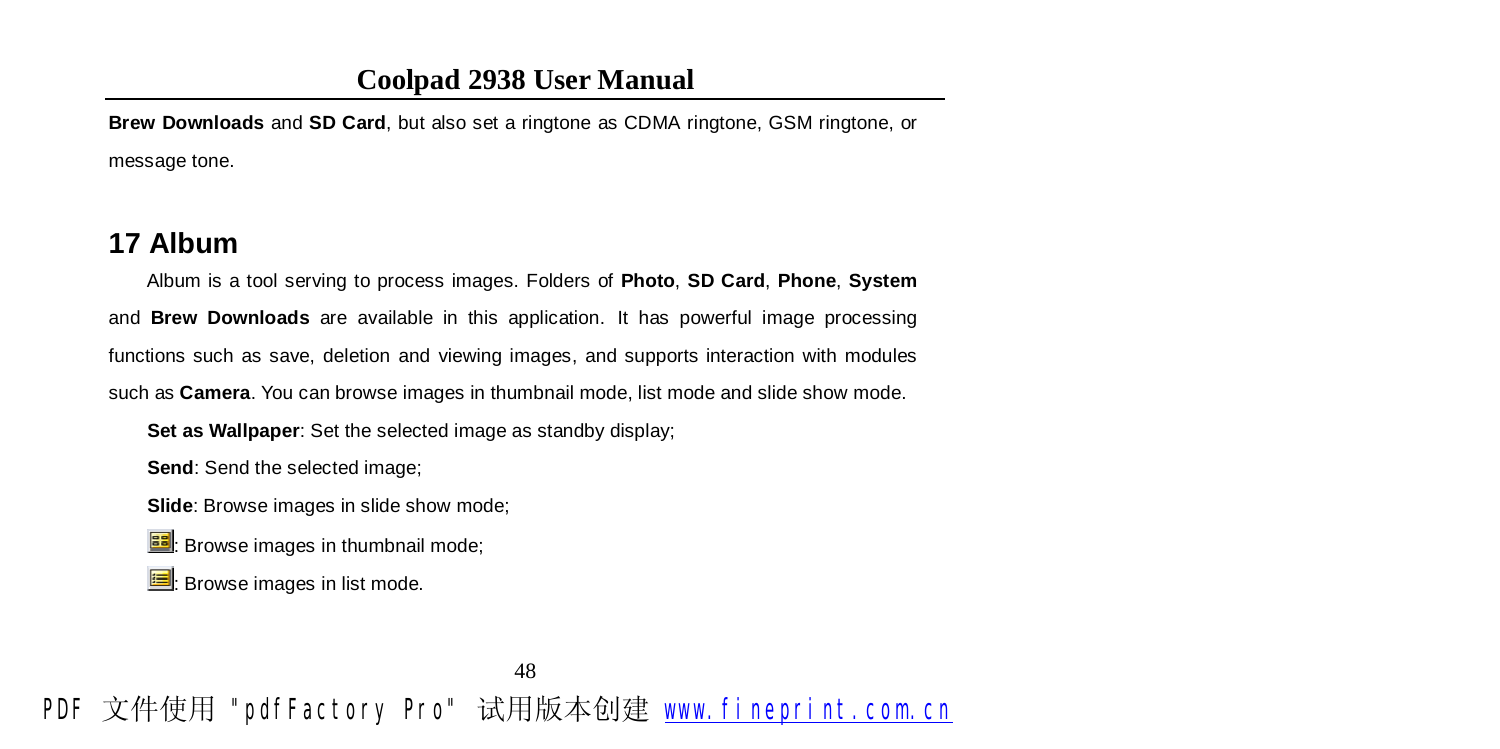**Brew Downloads** and **SD Card**, but also set a ringtone as CDMA ringtone, GSM ringtone, or message tone.

## 17 Album

Album is a tool serving to process images. Folders of **Photo**, **SD Card**, **Phone**, **System** and **Brew Downloads** are available in this application. It has powerful image processing functions such as save, deletion and viewing images, and supports interaction with modules such as **Camera**. You can browse images in thumbnail mode, list mode and slide show mode.

**Set as Wallpaper**: Set the selected image as standby display;

**Send**: Send the selected image;

**Slide**: Browse images in slide show mode;

: Browse images in thumbnail mode;

: Browse images in list mode.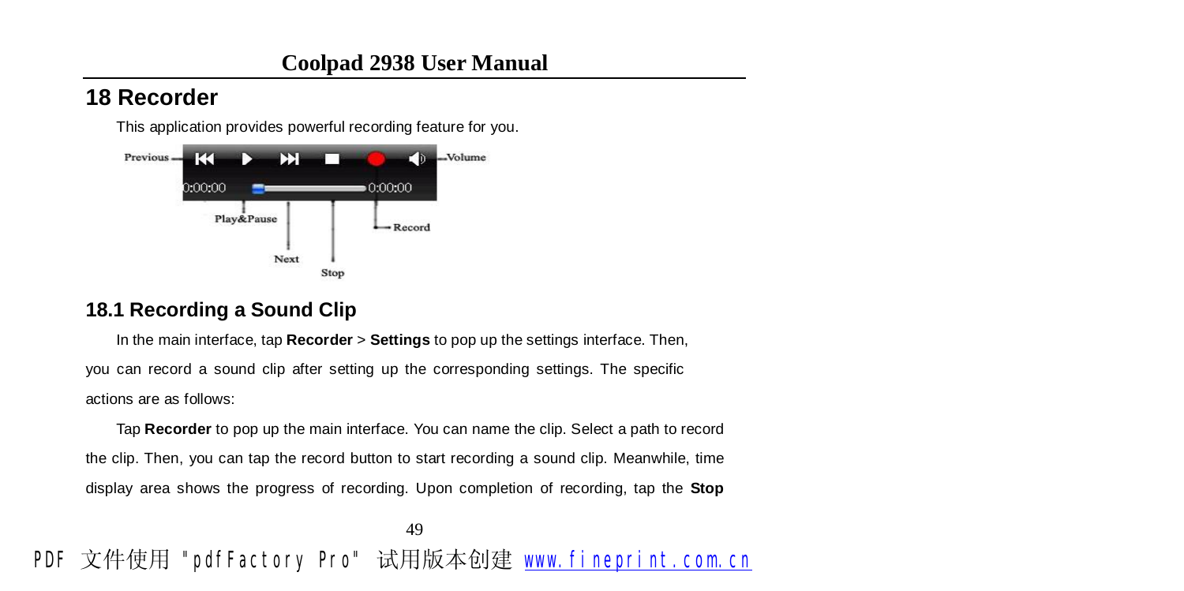## 18 Recorder

This application provides powerful recording feature for you.

## 18.1 Recording a Sound Clip

In the main interface, tap **Recorder** > **Settings** to pop up the settings interface. Then, you can record a sound clip after setting up the corresponding settings. The specific actions are as follows:

Tap **Recorder** to pop up the main interface. You can name the clip. Select a path to record the clip. Then, you can tap the record button to start recording a sound clip. Meanwhile, time display area shows the progress of recording. Upon completion of recording, tap the **Stop**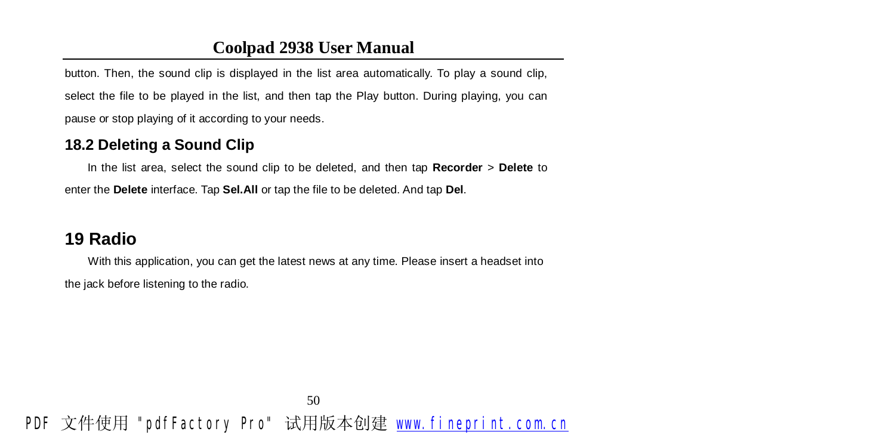button. Then, the sound clip is displayed in the list area automatically. To play a sound clip, select the file to be played in the list, and then tap the Play button. During playing, you can pause or stop playing of it according to your needs.

### 18.2 Deleting a Sound Clip

In the list area, select the sound clip to be deleted, and then tap **Recorder** > **Delete** to enter the **Delete** interface. Tap **Sel.All** or tap the file to be deleted. And tap **Del**.

## 19 Radio

With this application, you can get the latest news at any time. Please insert a headset into the jack before listening to the radio.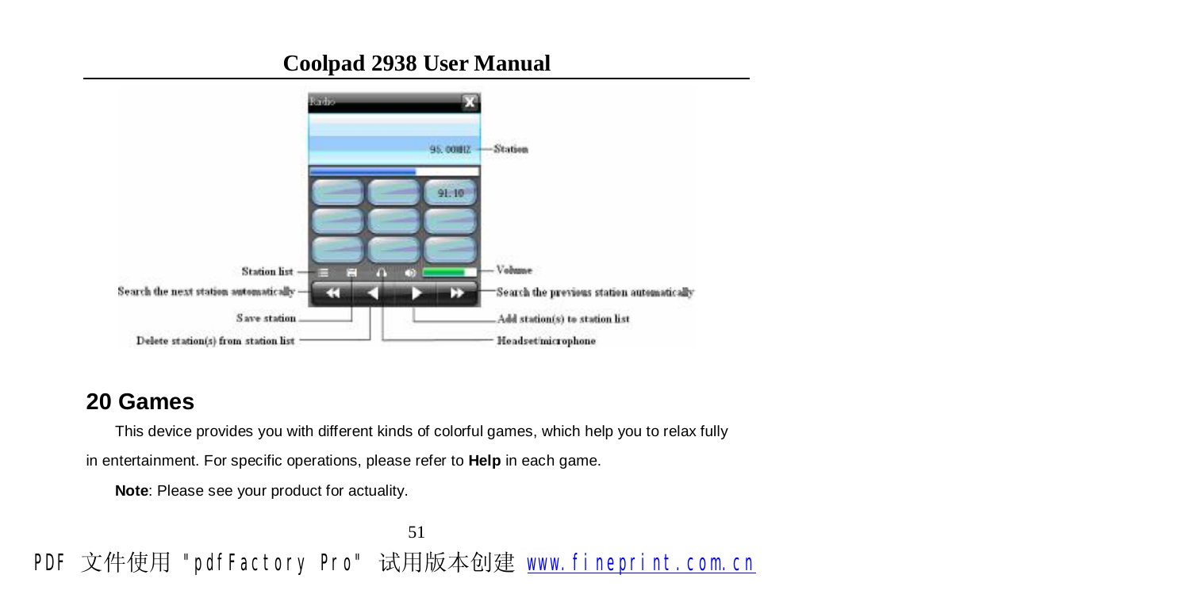## 20 Games

This device provides you with different kinds of colorful games, which help you to relax fully in entertainment. For specific operations, please refer to **Help** in each game.

**Note**: Please see your product for actuality.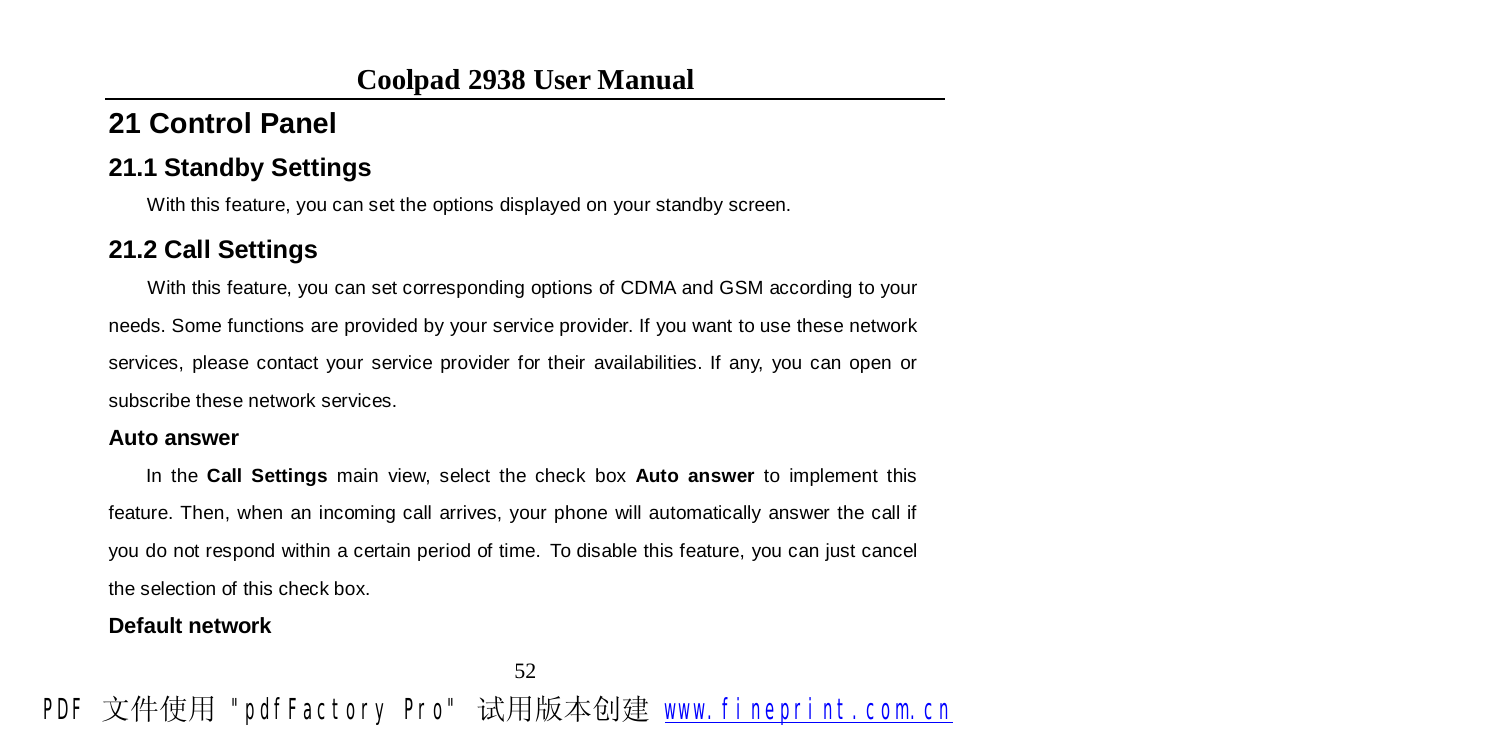# 21 Control Panel

## 21.1 Standby Settings

With this feature, you can set the options displayed on your standby screen.

## 21.2 Call Settings

With this feature, you can set corresponding options of CDMA and GSM according to your needs. Some functions are provided by your service provider. If you want to use these network services, please contact your service provider for their availabilities. If any, you can open or subscribe these network services.

**Auto answer**

In the **Call Settings** main view, select the check box **Auto answer** to implement this feature. Then, when an incoming call arrives, your phone will automatically answer the call if you do not respond within a certain period of time. To disable this feature, you can just cancel the selection of this check box.

**Default network**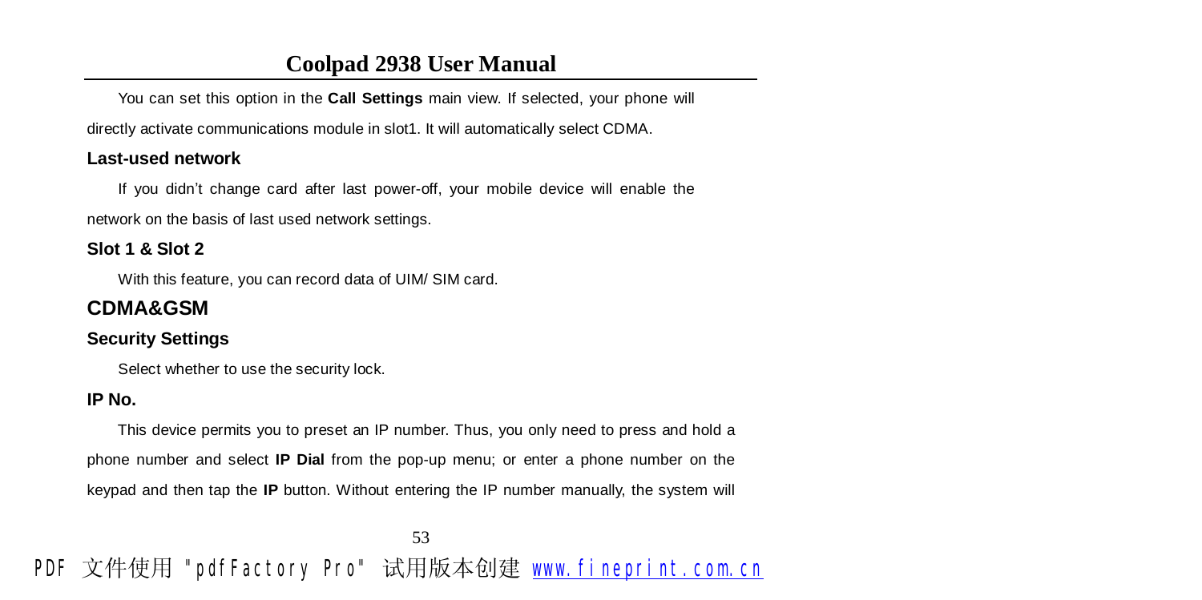You can set this option in the **Call Settings** main view. If selected, your phone will directly activate communications module in slot1. It will automatically select CDMA.

#### Last-used network

If you didn't change card after last power-off, your mobile device will enable the network on the basis of last used network settings.

#### Slot 1 & Slot 2

With this feature, you can record data of UIM/ SIM card.

### CDMA&GSM

#### Security Settings

Select whether to use the security lock.

#### IP No.

This device permits you to preset an IP number. Thus, you only need to press and hold a phone number and select **IP Dial** from the pop-up menu; or enter a phone number on the keypad and then tap the **IP** button. Without entering the IP number manually, the system will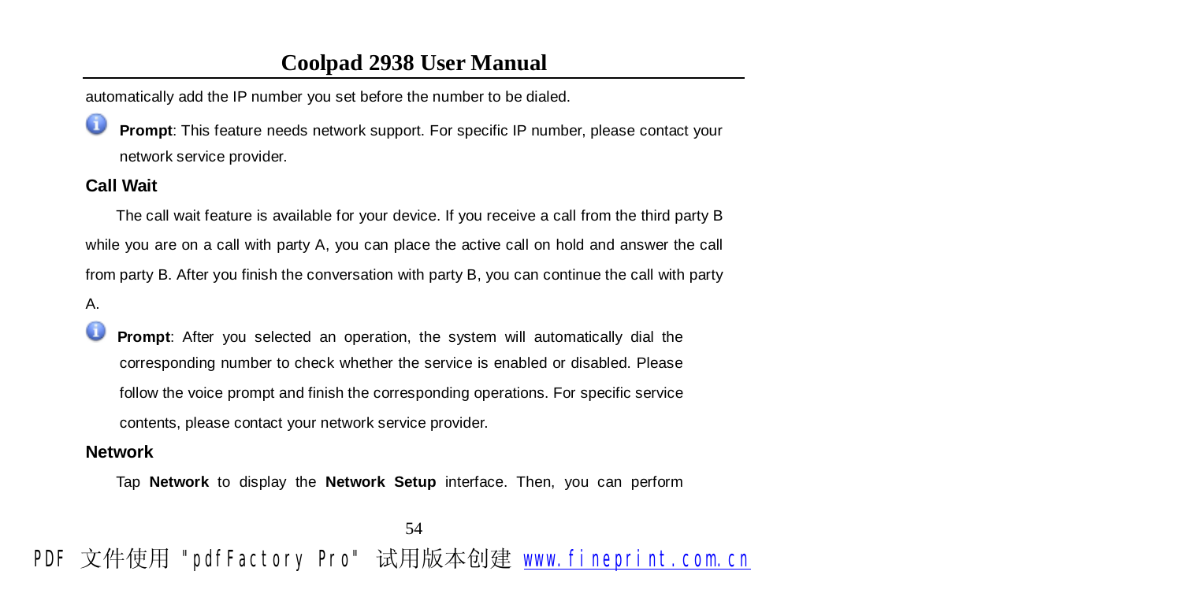automatically add the IP number you set before the number to be dialed.

**Prompt**: This feature needs network support. For specific IP number, please contact your network service provider.

**Call Wait**

The call wait feature is available for your device. If you receive a call from the third party B while you are on a call with party A, you can place the active call on hold and answer the call from party B. After you finish the conversation with party B, you can continue the call with party A.

**Prompt**: After you selected an operation, the system will automatically dial the corresponding number to check whether the service is enabled or disabled. Please follow the voice prompt and finish the corresponding operations. For specific service contents, please contact your network service provider.

**Network**

Tap **Network** to display the **Network Setup** interface. Then, you can perform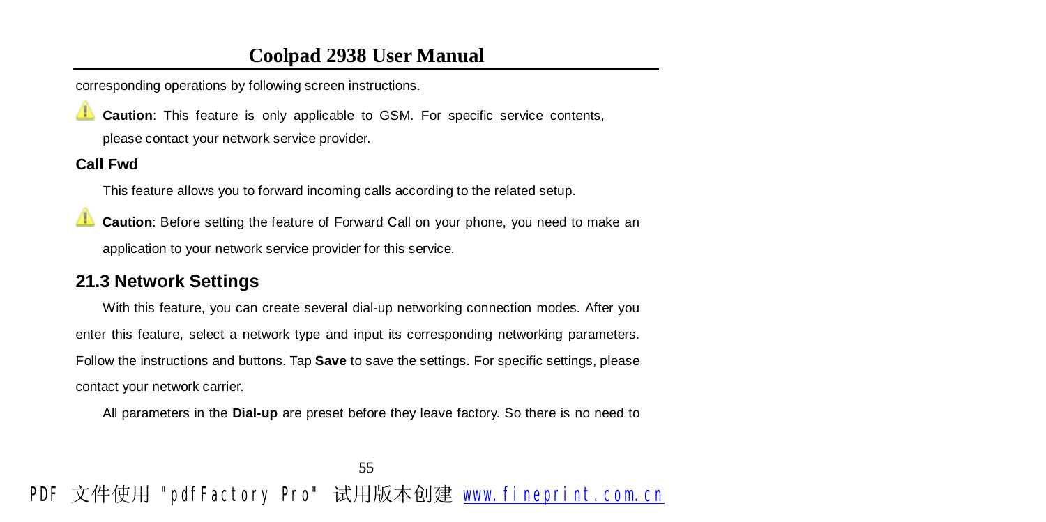corresponding operations by following screen instructions.

**Caution**: This feature is only applicable to GSM. For specific service contents, please contact your network service provider.

**Call Fwd**

This feature allows you to forward incoming calls according to the related setup.

**Caution**: Before setting the feature of Forward Call on your phone, you need to make an application to your network service provider for this service.

## 21.3 Network Settings

With this feature, you can create several dial-up networking connection modes. After you enter this feature, select a network type and input its corresponding networking parameters. Follow the instructions and buttons. Tap **Save** to save the settings. For specific settings, please contact your network carrier.

All parameters in the **Dial-up** are preset before they leave factory. So there is no need to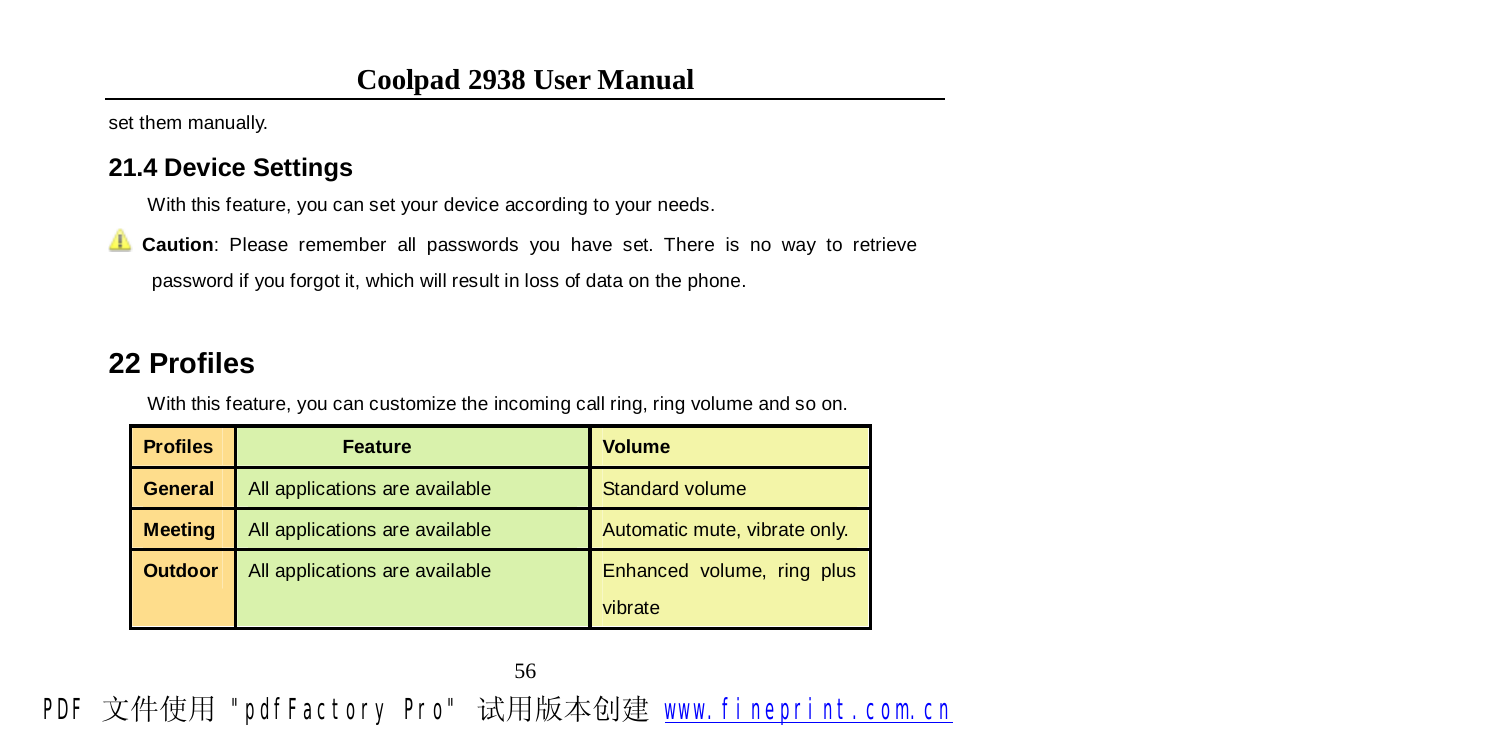set them manually.

### 21.4 Device Settings

With this feature, you can set your device according to your needs.

⚠ **Caution**: Please remember all passwords you have set. There is no way to retrieve password if you forgot it, which will result in loss of data on the phone.

## 22 Profiles

With this feature, you can customize the incoming call ring, ring volume and so on.

| Profiles | Feature | Volume |
| --- | --- | --- |
| **General** | All applications are available | Standard volume |
| **Meeting** | All applications are available | Automatic mute, vibrate only. |
| **Outdoor** | All applications are available | Enhanced volume, ring plus vibrate |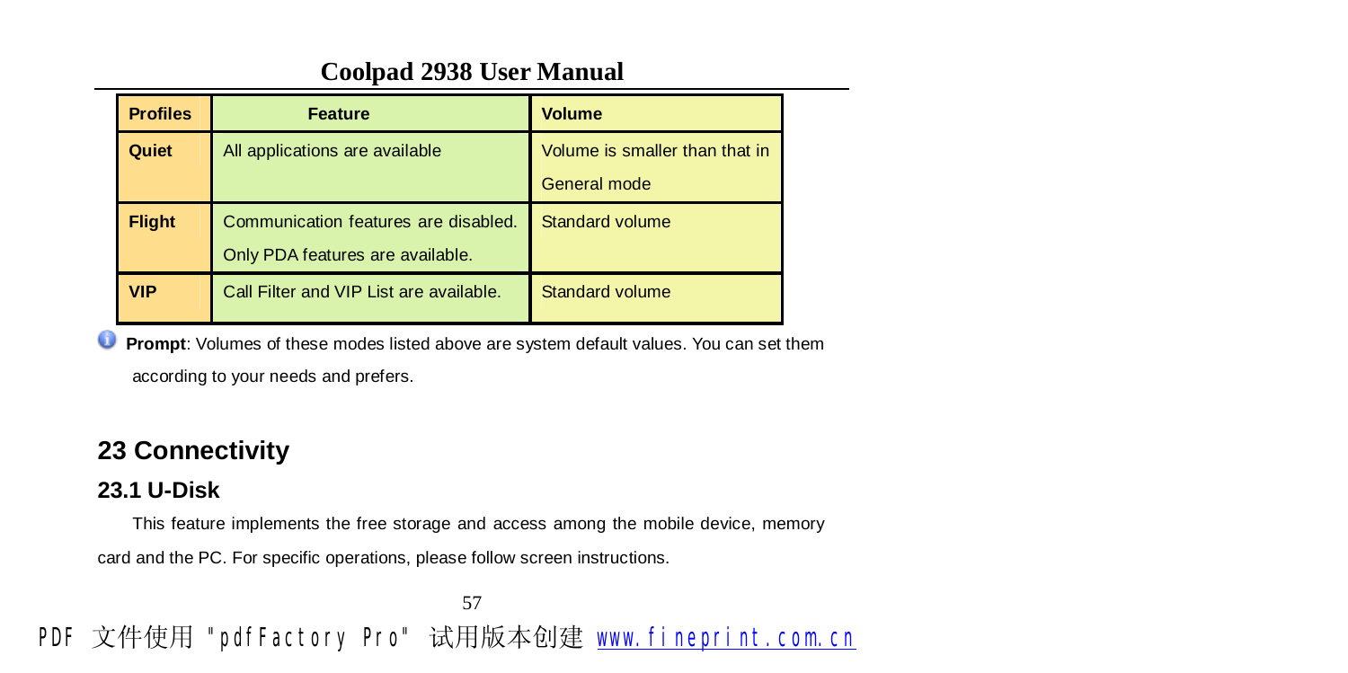| Profiles | Feature | Volume |
| --- | --- | --- |
| Quiet | All applications are available | Volume is smaller than that in General mode |
| Flight | Communication features are disabled. Only PDA features are available. | Standard volume |
| VIP | Call Filter and VIP List are available. | Standard volume |

**Prompt**: Volumes of these modes listed above are system default values. You can set them according to your needs and prefers.

## 23 Connectivity

### 23.1 U-Disk

This feature implements the free storage and access among the mobile device, memory card and the PC. For specific operations, please follow screen instructions.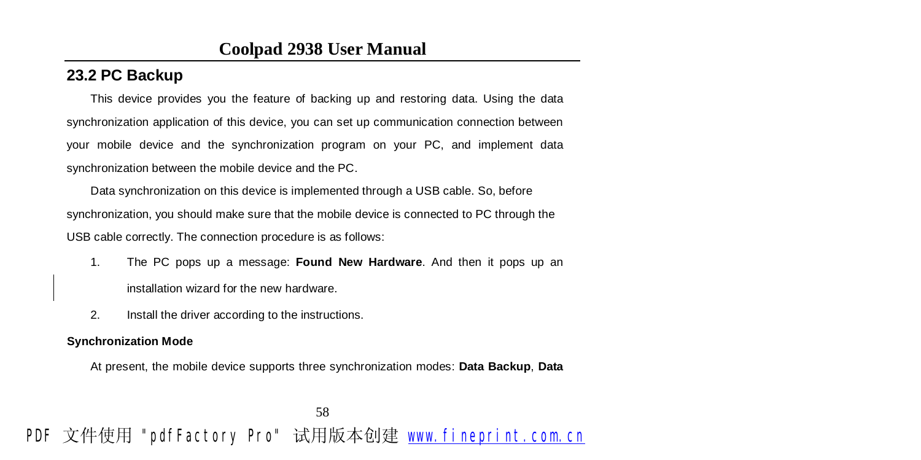## 23.2 PC Backup

This device provides you the feature of backing up and restoring data. Using the data synchronization application of this device, you can set up communication connection between your mobile device and the synchronization program on your PC, and implement data synchronization between the mobile device and the PC.

Data synchronization on this device is implemented through a USB cable. So, before synchronization, you should make sure that the mobile device is connected to PC through the USB cable correctly. The connection procedure is as follows:

1. The PC pops up a message: **Found New Hardware**. And then it pops up an installation wizard for the new hardware.
2. Install the driver according to the instructions.

**Synchronization Mode**

At present, the mobile device supports three synchronization modes: **Data Backup**, **Data**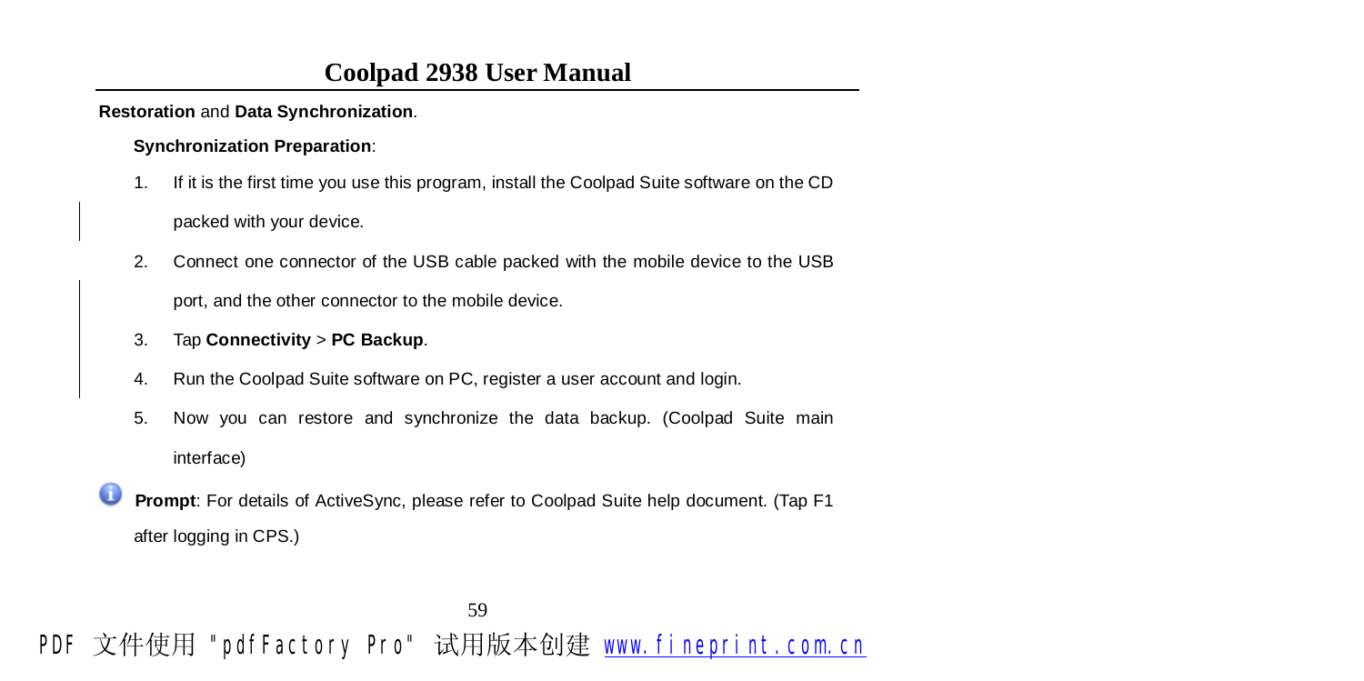**Restoration** and **Data Synchronization**.

**Synchronization Preparation**:

1. If it is the first time you use this program, install the Coolpad Suite software on the CD packed with your device.
2. Connect one connector of the USB cable packed with the mobile device to the USB port, and the other connector to the mobile device.
3. Tap **Connectivity** > **PC Backup**.
4. Run the Coolpad Suite software on PC, register a user account and login.
5. Now you can restore and synchronize the data backup. (Coolpad Suite main interface)

**Prompt**: For details of ActiveSync, please refer to Coolpad Suite help document. (Tap F1 after logging in CPS.)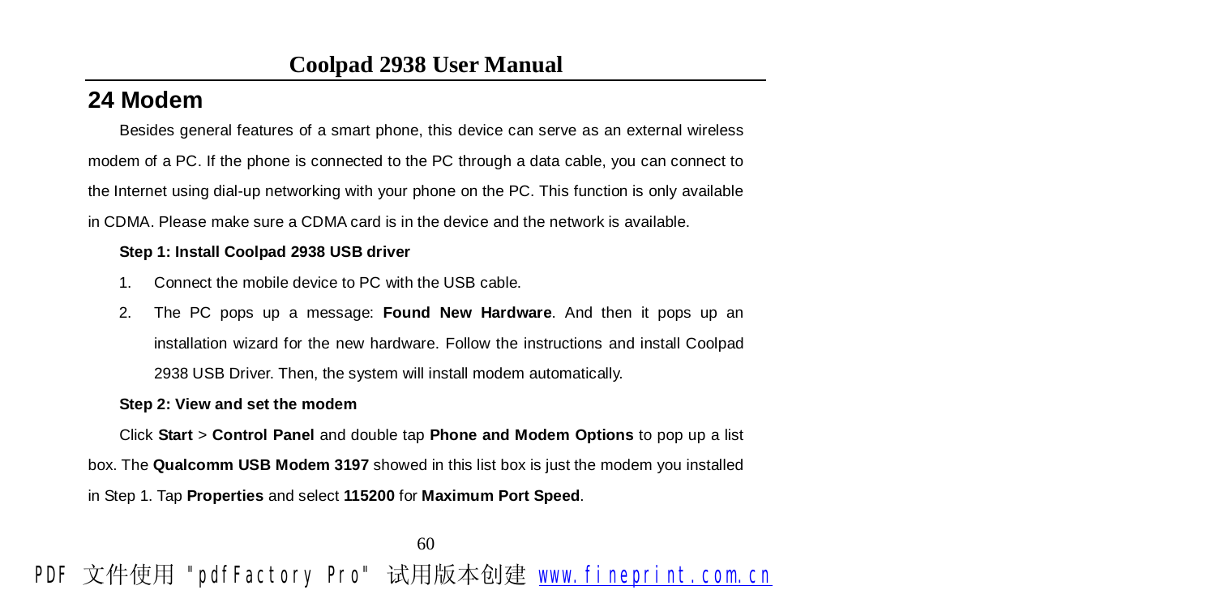# 24 Modem

Besides general features of a smart phone, this device can serve as an external wireless modem of a PC. If the phone is connected to the PC through a data cable, you can connect to the Internet using dial-up networking with your phone on the PC. This function is only available in CDMA. Please make sure a CDMA card is in the device and the network is available.

**Step 1: Install Coolpad 2938 USB driver**

1. Connect the mobile device to PC with the USB cable.
2. The PC pops up a message: **Found New Hardware**. And then it pops up an installation wizard for the new hardware. Follow the instructions and install Coolpad 2938 USB Driver. Then, the system will install modem automatically.

**Step 2: View and set the modem**

Click **Start** > **Control Panel** and double tap **Phone and Modem Options** to pop up a list box. The **Qualcomm USB Modem 3197** showed in this list box is just the modem you installed in Step 1. Tap **Properties** and select **115200** for **Maximum Port Speed**.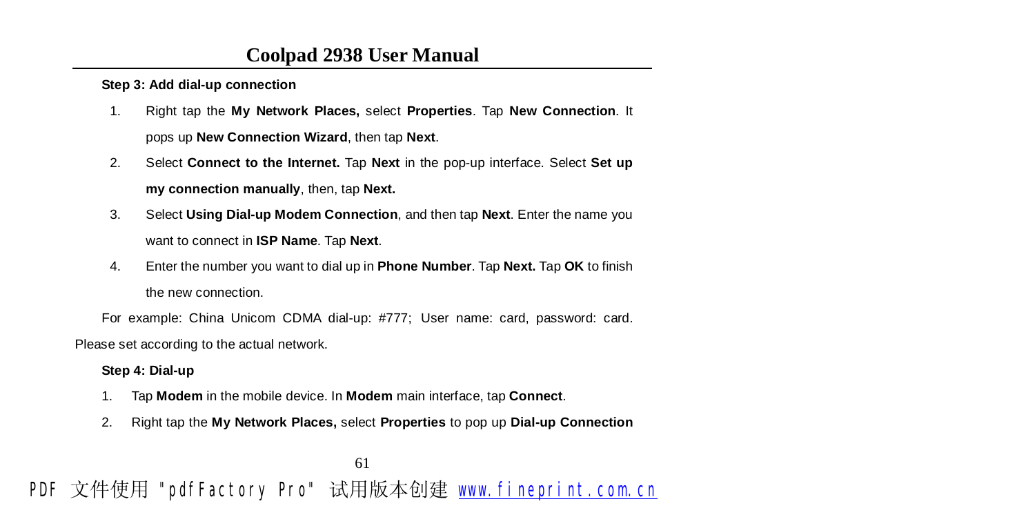**Step 3: Add dial-up connection**

1. Right tap the **My Network Places,** select **Properties**. Tap **New Connection**. It pops up **New Connection Wizard**, then tap **Next**.
2. Select **Connect to the Internet.** Tap **Next** in the pop-up interface. Select **Set up my connection manually**, then, tap **Next.**
3. Select **Using Dial-up Modem Connection**, and then tap **Next**. Enter the name you want to connect in **ISP Name**. Tap **Next**.
4. Enter the number you want to dial up in **Phone Number**. Tap **Next.** Tap **OK** to finish the new connection.

For example: China Unicom CDMA dial-up: #777; User name: card, password: card. Please set according to the actual network.

**Step 4: Dial-up**

1. Tap **Modem** in the mobile device. In **Modem** main interface, tap **Connect**.
2. Right tap the **My Network Places,** select **Properties** to pop up **Dial-up Connection**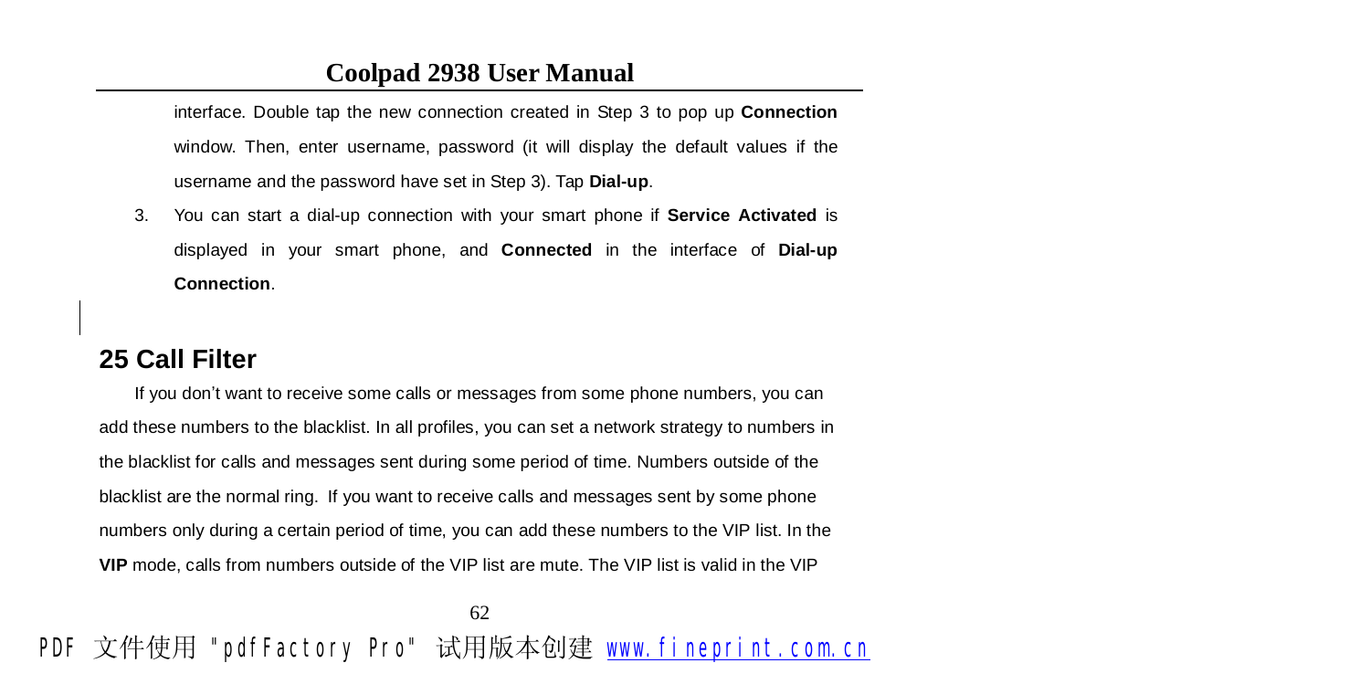interface. Double tap the new connection created in Step 3 to pop up **Connection** window. Then, enter username, password (it will display the default values if the username and the password have set in Step 3). Tap **Dial-up**.

3. You can start a dial-up connection with your smart phone if **Service Activated** is displayed in your smart phone, and **Connected** in the interface of **Dial-up Connection**.

# 25 Call Filter

If you don't want to receive some calls or messages from some phone numbers, you can add these numbers to the blacklist. In all profiles, you can set a network strategy to numbers in the blacklist for calls and messages sent during some period of time. Numbers outside of the blacklist are the normal ring. If you want to receive calls and messages sent by some phone numbers only during a certain period of time, you can add these numbers to the VIP list. In the **VIP** mode, calls from numbers outside of the VIP list are mute. The VIP list is valid in the VIP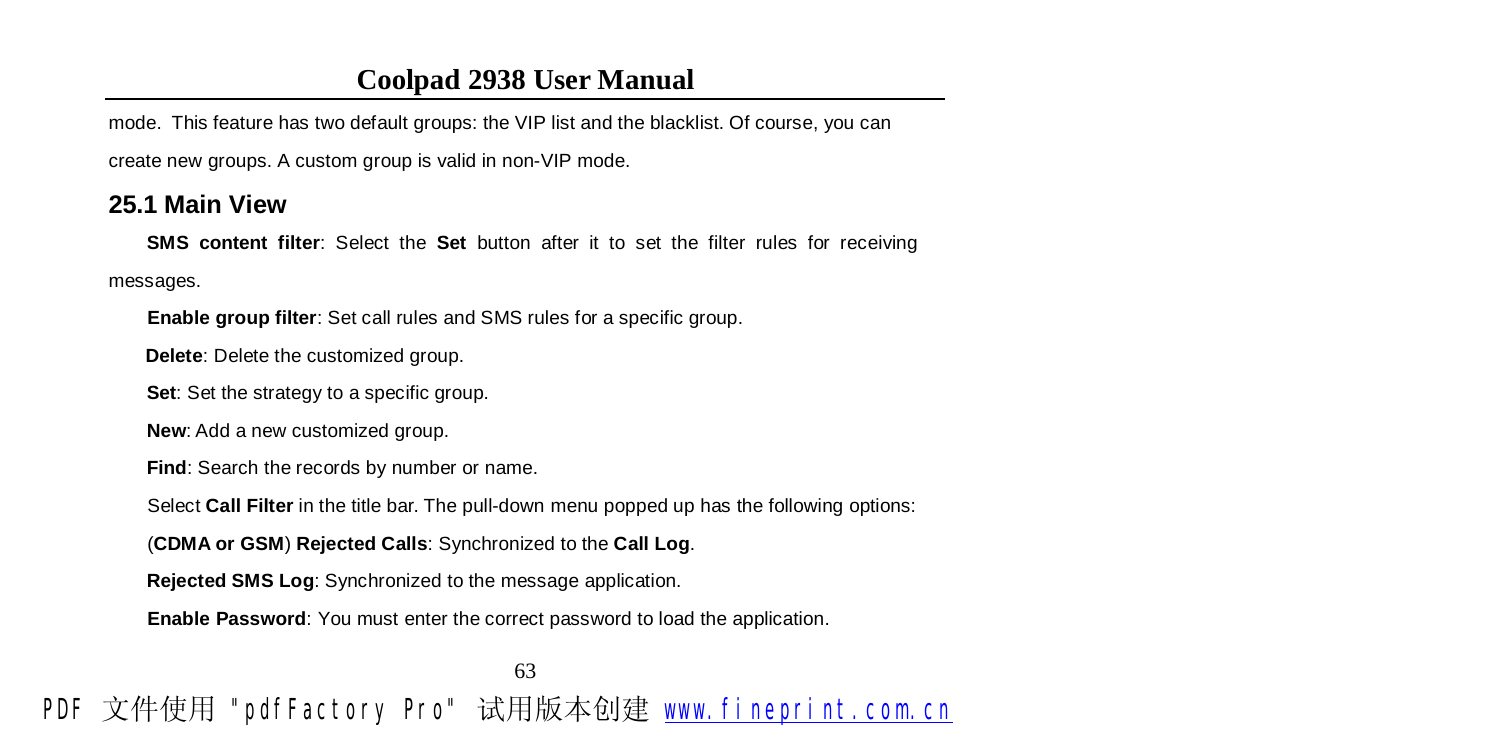mode. This feature has two default groups: the VIP list and the blacklist. Of course, you can create new groups. A custom group is valid in non-VIP mode.

## 25.1 Main View

**SMS content filter**: Select the **Set** button after it to set the filter rules for receiving messages.

**Enable group filter**: Set call rules and SMS rules for a specific group.

**Delete**: Delete the customized group.

**Set**: Set the strategy to a specific group.

**New**: Add a new customized group.

**Find**: Search the records by number or name.

Select **Call Filter** in the title bar. The pull-down menu popped up has the following options:

(**CDMA or GSM**) **Rejected Calls**: Synchronized to the **Call Log**.

**Rejected SMS Log**: Synchronized to the message application.

**Enable Password**: You must enter the correct password to load the application.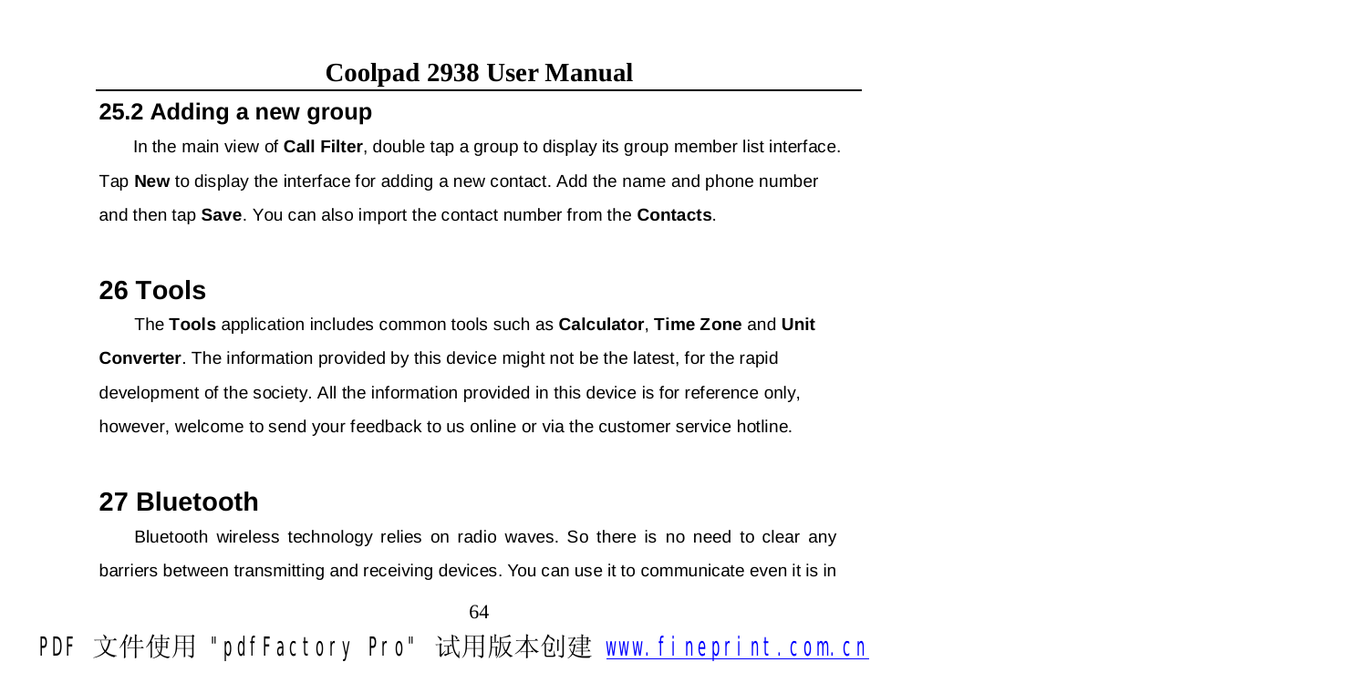## 25.2 Adding a new group

In the main view of **Call Filter**, double tap a group to display its group member list interface. Tap **New** to display the interface for adding a new contact. Add the name and phone number and then tap **Save**. You can also import the contact number from the **Contacts**.

# 26 Tools

The **Tools** application includes common tools such as **Calculator**, **Time Zone** and **Unit Converter**. The information provided by this device might not be the latest, for the rapid development of the society. All the information provided in this device is for reference only, however, welcome to send your feedback to us online or via the customer service hotline.

# 27 Bluetooth

Bluetooth wireless technology relies on radio waves. So there is no need to clear any barriers between transmitting and receiving devices. You can use it to communicate even it is in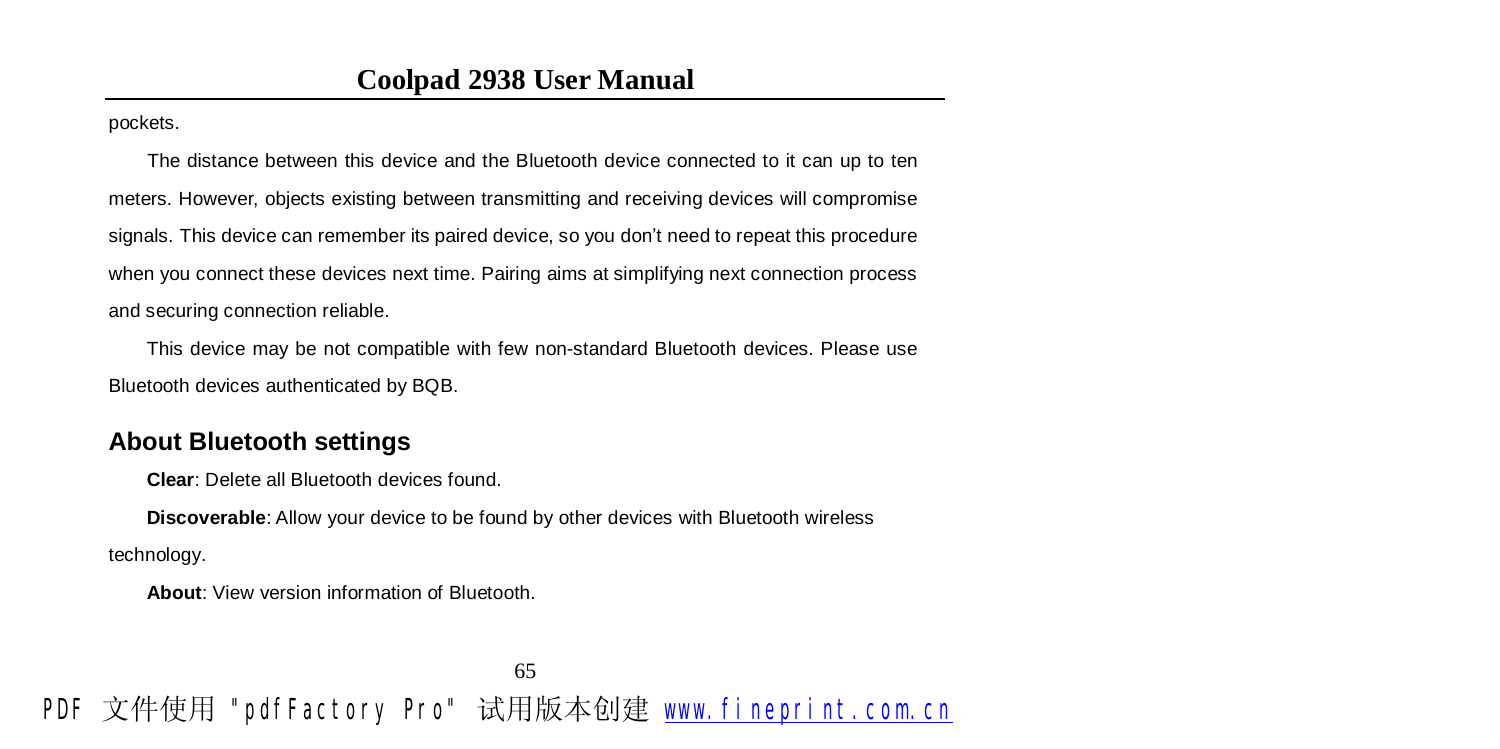pockets.

The distance between this device and the Bluetooth device connected to it can up to ten meters. However, objects existing between transmitting and receiving devices will compromise signals. This device can remember its paired device, so you don't need to repeat this procedure when you connect these devices next time. Pairing aims at simplifying next connection process and securing connection reliable.

This device may be not compatible with few non-standard Bluetooth devices. Please use Bluetooth devices authenticated by BQB.

## About Bluetooth settings

**Clear**: Delete all Bluetooth devices found.

**Discoverable**: Allow your device to be found by other devices with Bluetooth wireless technology.

**About**: View version information of Bluetooth.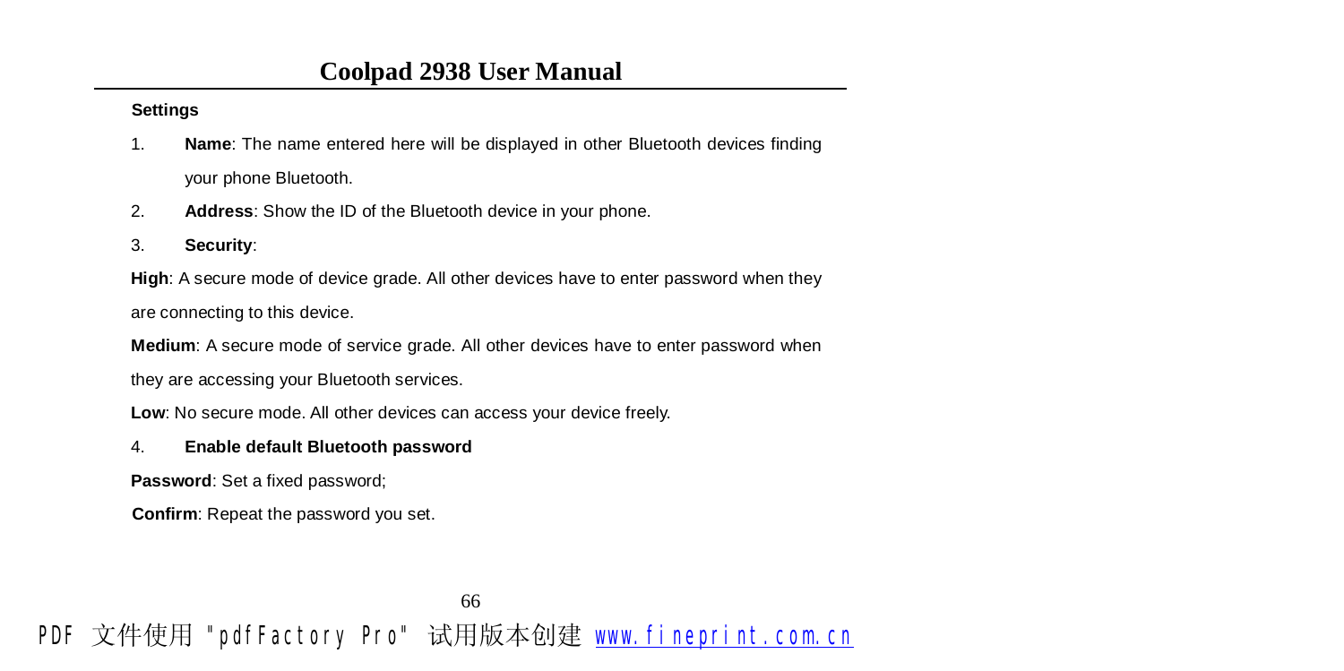**Settings**

1. **Name**: The name entered here will be displayed in other Bluetooth devices finding your phone Bluetooth.
2. **Address**: Show the ID of the Bluetooth device in your phone.
3. **Security**:

**High**: A secure mode of device grade. All other devices have to enter password when they are connecting to this device.

**Medium**: A secure mode of service grade. All other devices have to enter password when they are accessing your Bluetooth services.

**Low**: No secure mode. All other devices can access your device freely.

4. **Enable default Bluetooth password**

**Password**: Set a fixed password;

**Confirm**: Repeat the password you set.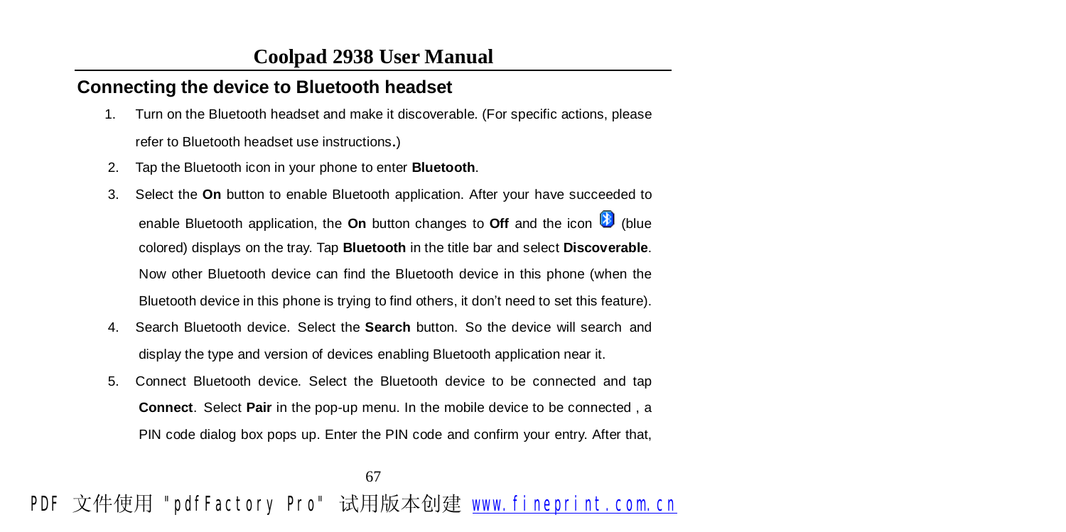## Connecting the device to Bluetooth headset

1. Turn on the Bluetooth headset and make it discoverable. (For specific actions, please refer to Bluetooth headset use instructions**.**)
2. Tap the Bluetooth icon in your phone to enter **Bluetooth**.
3. Select the **On** button to enable Bluetooth application. After your have succeeded to enable Bluetooth application, the **On** button changes to **Off** and the icon (blue colored) displays on the tray. Tap **Bluetooth** in the title bar and select **Discoverable**. Now other Bluetooth device can find the Bluetooth device in this phone (when the Bluetooth device in this phone is trying to find others, it don't need to set this feature).
4. Search Bluetooth device. Select the **Search** button. So the device will search and display the type and version of devices enabling Bluetooth application near it.
5. Connect Bluetooth device. Select the Bluetooth device to be connected and tap **Connect**. Select **Pair** in the pop-up menu. In the mobile device to be connected , a PIN code dialog box pops up. Enter the PIN code and confirm your entry. After that,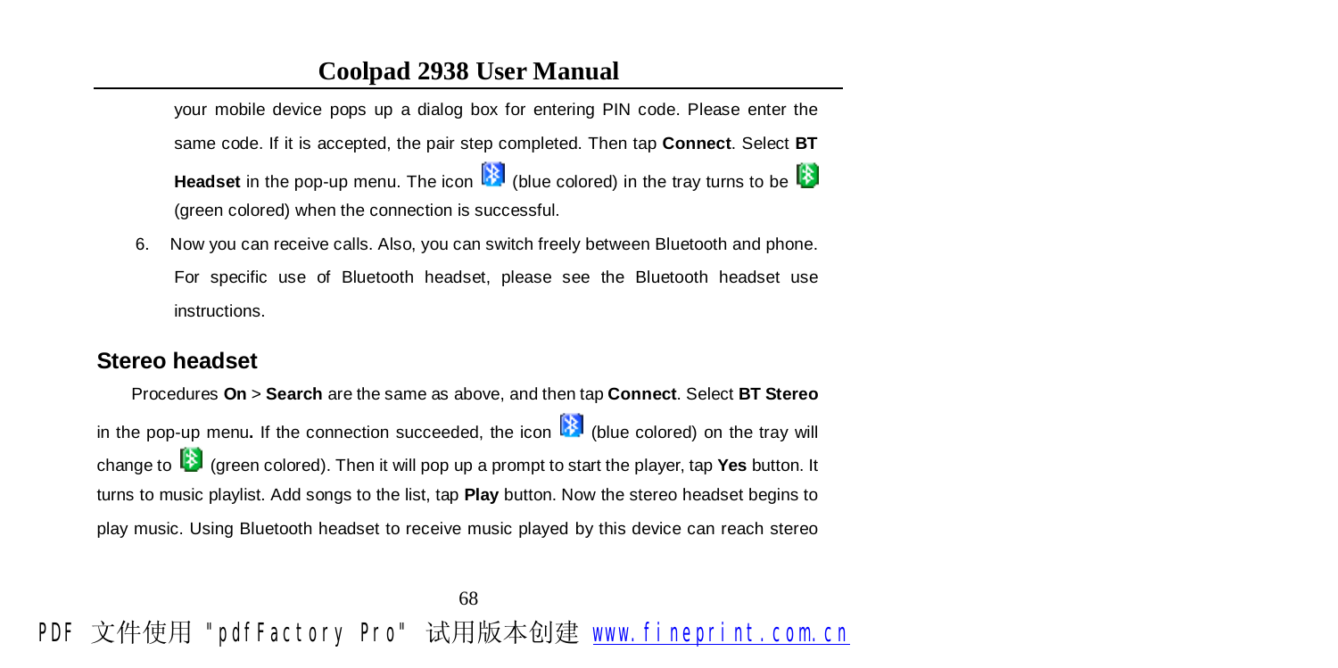your mobile device pops up a dialog box for entering PIN code. Please enter the same code. If it is accepted, the pair step completed. Then tap **Connect**. Select **BT Headset** in the pop-up menu. The icon (blue colored) in the tray turns to be (green colored) when the connection is successful.

6. Now you can receive calls. Also, you can switch freely between Bluetooth and phone. For specific use of Bluetooth headset, please see the Bluetooth headset use instructions.

## Stereo headset

Procedures **On** > **Search** are the same as above, and then tap **Connect**. Select **BT Stereo** in the pop-up menu**.** If the connection succeeded, the icon (blue colored) on the tray will change to (green colored). Then it will pop up a prompt to start the player, tap **Yes** button. It turns to music playlist. Add songs to the list, tap **Play** button. Now the stereo headset begins to play music. Using Bluetooth headset to receive music played by this device can reach stereo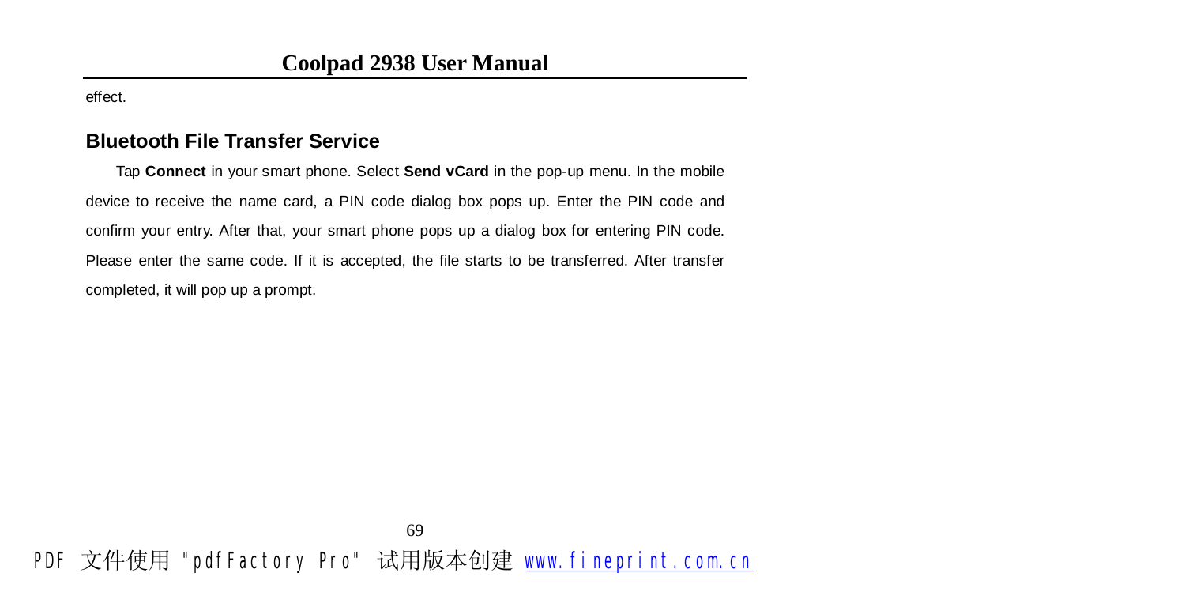effect.

## Bluetooth File Transfer Service

Tap **Connect** in your smart phone. Select **Send vCard** in the pop-up menu. In the mobile device to receive the name card, a PIN code dialog box pops up. Enter the PIN code and confirm your entry. After that, your smart phone pops up a dialog box for entering PIN code. Please enter the same code. If it is accepted, the file starts to be transferred. After transfer completed, it will pop up a prompt.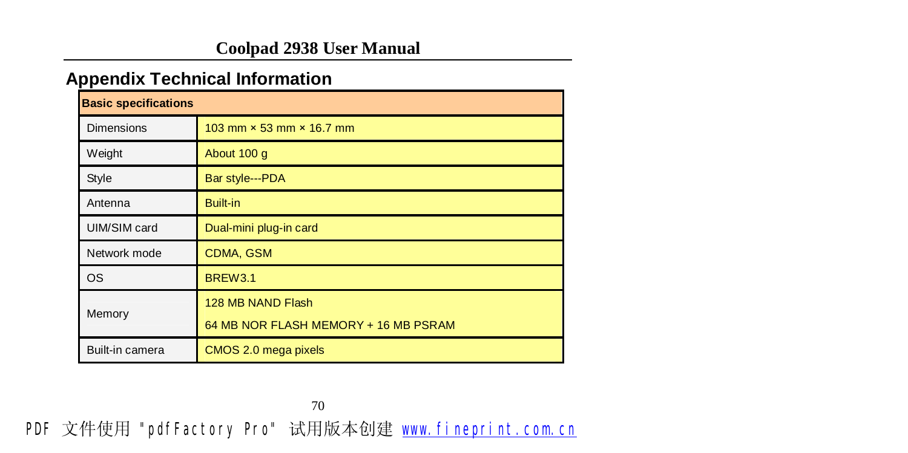## Appendix Technical Information

| Basic specifications | |
|---|---|
| Dimensions | 103 mm × 53 mm × 16.7 mm |
| Weight | About 100 g |
| Style | Bar style---PDA |
| Antenna | Built-in |
| UIM/SIM card | Dual-mini plug-in card |
| Network mode | CDMA, GSM |
| OS | BREW3.1 |
| Memory | 128 MB NAND Flash<br>64 MB NOR FLASH MEMORY + 16 MB PSRAM |
| Built-in camera | CMOS 2.0 mega pixels |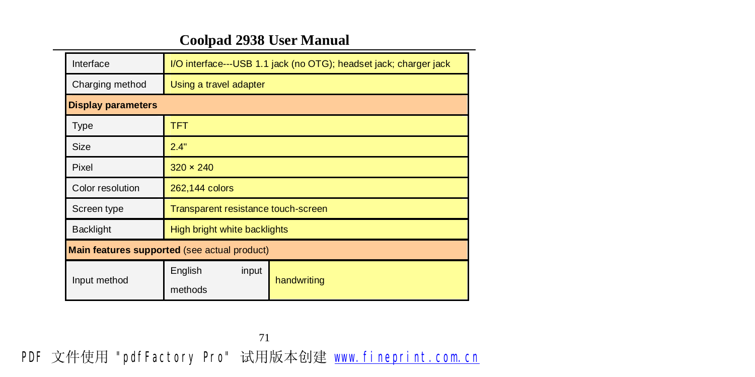| Interface | I/O interface---USB 1.1 jack (no OTG); headset jack; charger jack | |
|---|---|---|
| Charging method | Using a travel adapter | |
| **Display parameters** | | |
| Type | TFT | |
| Size | 2.4" | |
| Pixel | 320 × 240 | |
| Color resolution | 262,144 colors | |
| Screen type | Transparent resistance touch-screen | |
| Backlight | High bright white backlights | |
| **Main features supported** (see actual product) | | |
| Input method | English input methods | handwriting |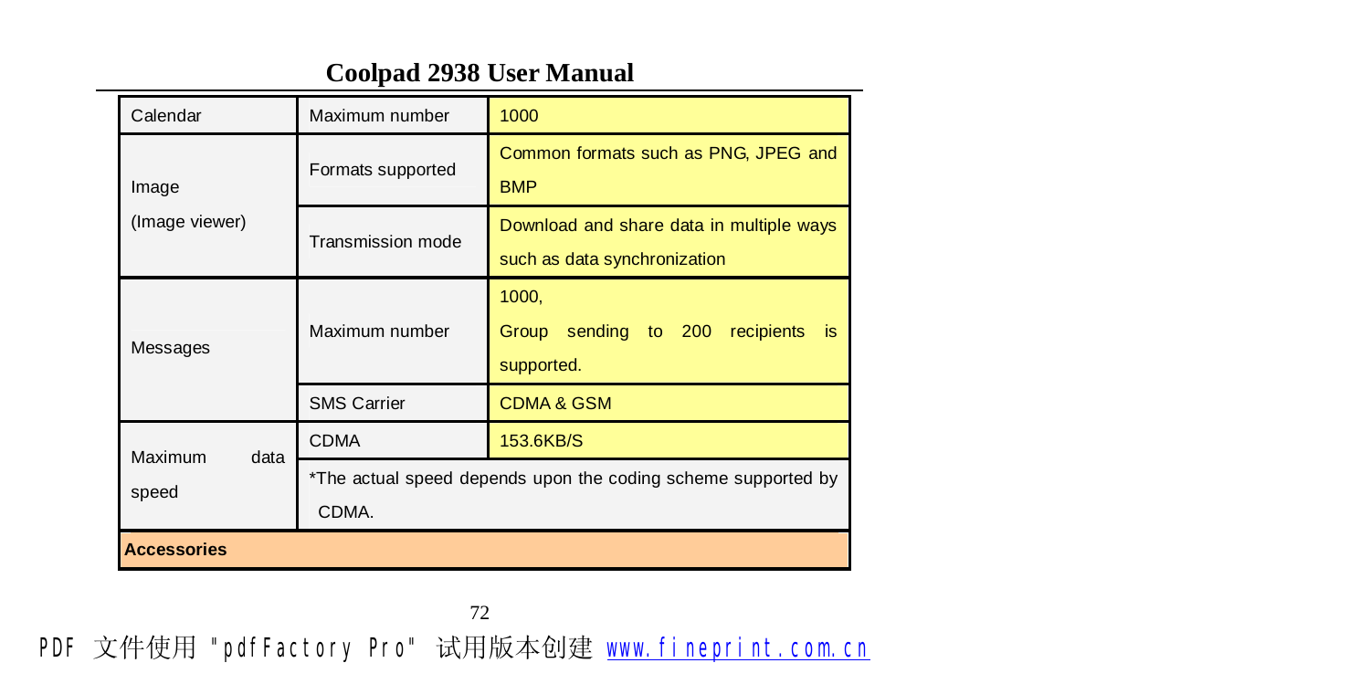| Calendar | Maximum number | 1000 |
|---|---|---|
| Image (Image viewer) | Formats supported | Common formats such as PNG, JPEG and BMP |
| | Transmission mode | Download and share data in multiple ways such as data synchronization |
| Messages | Maximum number | 1000, Group sending to 200 recipients is supported. |
| | SMS Carrier | CDMA & GSM |
| Maximum data speed | CDMA | 153.6KB/S |
| | *The actual speed depends upon the coding scheme supported by CDMA. | |
| **Accessories** | | |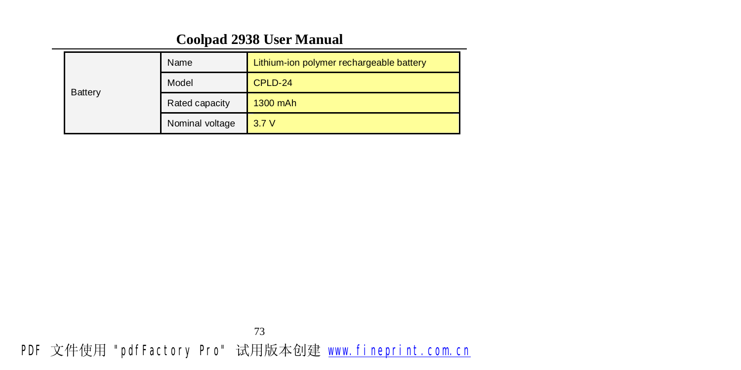| | | |
|---|---|---|
| Battery | Name | Lithium-ion polymer rechargeable battery |
| | Model | CPLD-24 |
| | Rated capacity | 1300 mAh |
| | Nominal voltage | 3.7 V |